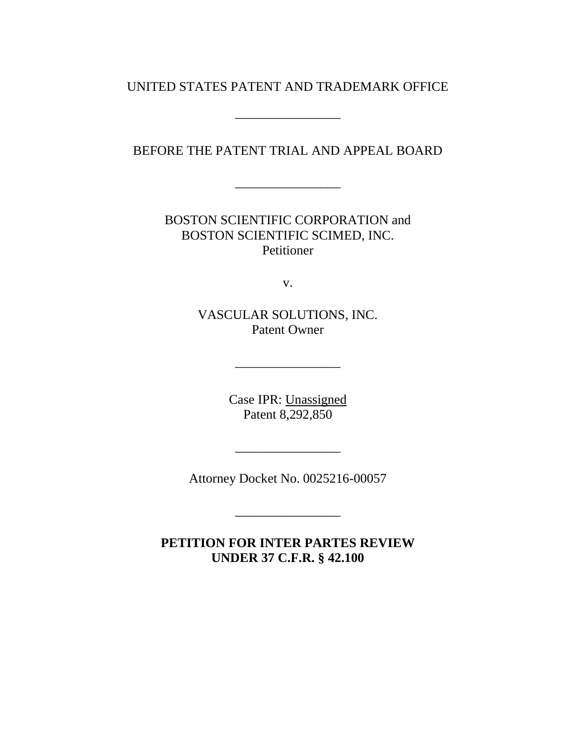UNITED STATES PATENT AND TRADEMARK OFFICE

\_\_\_\_\_\_\_\_\_\_\_\_\_\_\_\_

BEFORE THE PATENT TRIAL AND APPEAL BOARD

\_\_\_\_\_\_\_\_\_\_\_\_\_\_\_\_

BOSTON SCIENTIFIC CORPORATION and
BOSTON SCIENTIFIC SCIMED, INC.
Petitioner

v.

VASCULAR SOLUTIONS, INC.
Patent Owner

\_\_\_\_\_\_\_\_\_\_\_\_\_\_\_\_

Case IPR: Unassigned
Patent 8,292,850

\_\_\_\_\_\_\_\_\_\_\_\_\_\_\_\_

Attorney Docket No. 0025216-00057

\_\_\_\_\_\_\_\_\_\_\_\_\_\_\_\_

**PETITION FOR INTER PARTES REVIEW**
**UNDER 37 C.F.R. § 42.100**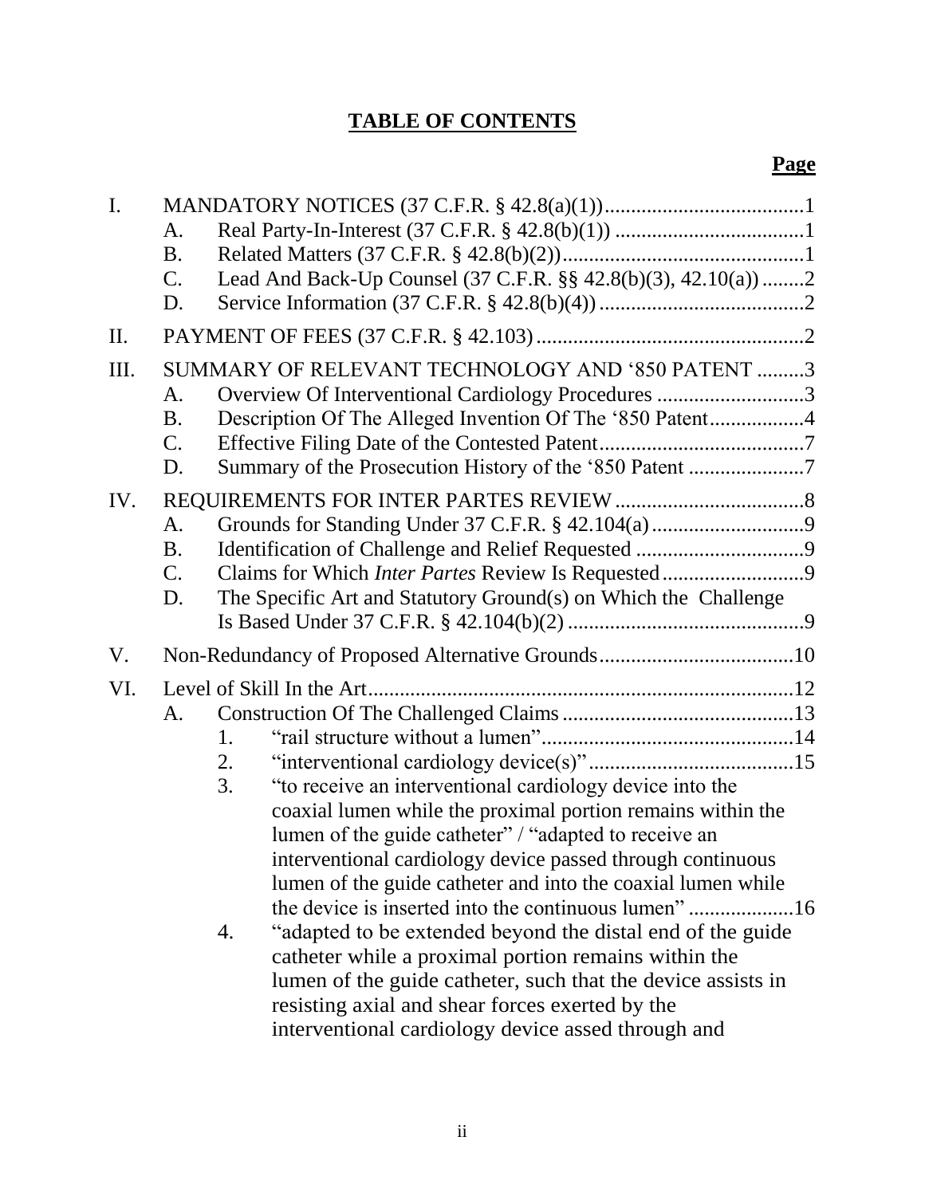# TABLE OF CONTENTS

**Page**

I. MANDATORY NOTICES (37 C.F.R. § 42.8(a)(1)) ...................................... 1

- A. Real Party-In-Interest (37 C.F.R. § 42.8(b)(1)) .................................... 1
- B. Related Matters (37 C.F.R. § 42.8(b)(2)) .............................................. 1
- C. Lead And Back-Up Counsel (37 C.F.R. §§ 42.8(b)(3), 42.10(a)) ........ 2
- D. Service Information (37 C.F.R. § 42.8(b)(4)) ....................................... 2

II. PAYMENT OF FEES (37 C.F.R. § 42.103) .................................................. 2

III. SUMMARY OF RELEVANT TECHNOLOGY AND '850 PATENT ......... 3

- A. Overview Of Interventional Cardiology Procedures ............................ 3
- B. Description Of The Alleged Invention Of The '850 Patent .................. 4
- C. Effective Filing Date of the Contested Patent ....................................... 7
- D. Summary of the Prosecution History of the '850 Patent ...................... 7

IV. REQUIREMENTS FOR INTER PARTES REVIEW .................................... 8

- A. Grounds for Standing Under 37 C.F.R. § 42.104(a) ............................. 9
- B. Identification of Challenge and Relief Requested ................................ 9
- C. Claims for Which *Inter Partes* Review Is Requested ........................... 9
- D. The Specific Art and Statutory Ground(s) on Which the Challenge Is Based Under 37 C.F.R. § 42.104(b)(2) ............................................. 9

V. Non-Redundancy of Proposed Alternative Grounds ..................................... 10

VI. Level of Skill In the Art ................................................................................ 12

- A. Construction Of The Challenged Claims ............................................ 13
  1. "rail structure without a lumen" ................................................ 14
  2. "interventional cardiology device(s)" ....................................... 15
  3. "to receive an interventional cardiology device into the coaxial lumen while the proximal portion remains within the lumen of the guide catheter" / "adapted to receive an interventional cardiology device passed through continuous lumen of the guide catheter and into the coaxial lumen while the device is inserted into the continuous lumen" .................... 16
  4. "adapted to be extended beyond the distal end of the guide catheter while a proximal portion remains within the lumen of the guide catheter, such that the device assists in resisting axial and shear forces exerted by the interventional cardiology device assed through and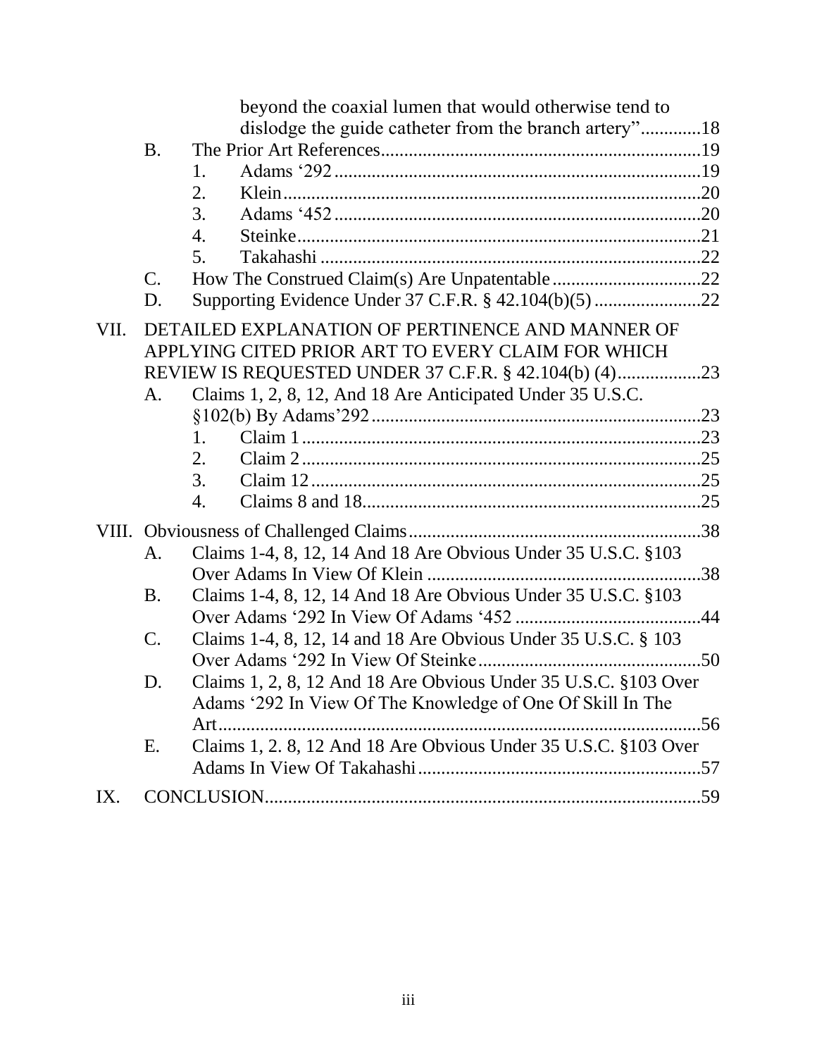beyond the coaxial lumen that would otherwise tend to dislodge the guide catheter from the branch artery" ............18

B. The Prior Art References ....................................................................19

1. Adams '292 ...............................................................................19
2. Klein ..........................................................................................20
3. Adams '452 ...............................................................................20
4. Steinke .......................................................................................21
5. Takahashi ..................................................................................22

C. How The Construed Claim(s) Are Unpatentable ................................22

D. Supporting Evidence Under 37 C.F.R. § 42.104(b)(5) .......................22

VII. DETAILED EXPLANATION OF PERTINENCE AND MANNER OF APPLYING CITED PRIOR ART TO EVERY CLAIM FOR WHICH REVIEW IS REQUESTED UNDER 37 C.F.R. § 42.104(b) (4) ..................23

A. Claims 1, 2, 8, 12, And 18 Are Anticipated Under 35 U.S.C. §102(b) By Adams'292 .......................................................................23

1. Claim 1 ......................................................................................23
2. Claim 2 ......................................................................................25
3. Claim 12 ....................................................................................25
4. Claims 8 and 18 .........................................................................25

VIII. Obviousness of Challenged Claims ..............................................................38

A. Claims 1-4, 8, 12, 14 And 18 Are Obvious Under 35 U.S.C. §103 Over Adams In View Of Klein ...........................................................38

B. Claims 1-4, 8, 12, 14 And 18 Are Obvious Under 35 U.S.C. §103 Over Adams '292 In View Of Adams '452 ........................................44

C. Claims 1-4, 8, 12, 14 and 18 Are Obvious Under 35 U.S.C. § 103 Over Adams '292 In View Of Steinke ...............................................50

D. Claims 1, 2, 8, 12 And 18 Are Obvious Under 35 U.S.C. §103 Over Adams '292 In View Of The Knowledge of One Of Skill In The Art .........................................................................................56

E. Claims 1, 2. 8, 12 And 18 Are Obvious Under 35 U.S.C. §103 Over Adams In View Of Takahashi .............................................................57

IX. CONCLUSION ..............................................................................................59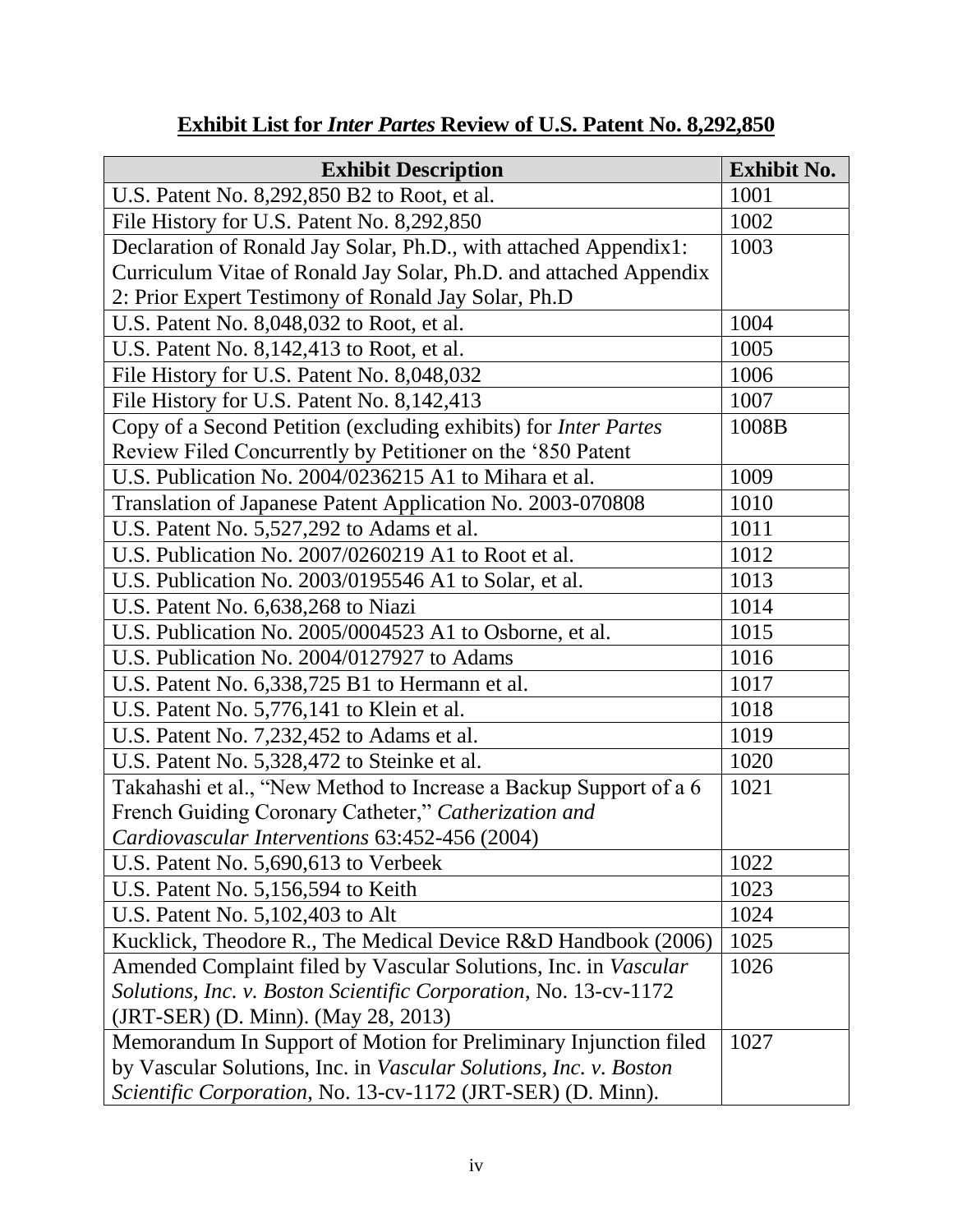**Exhibit List for *Inter Partes* Review of U.S. Patent No. 8,292,850**

| Exhibit Description | Exhibit No. |
|---|---|
| U.S. Patent No. 8,292,850 B2 to Root, et al. | 1001 |
| File History for U.S. Patent No. 8,292,850 | 1002 |
| Declaration of Ronald Jay Solar, Ph.D., with attached Appendix1: Curriculum Vitae of Ronald Jay Solar, Ph.D. and attached Appendix 2: Prior Expert Testimony of Ronald Jay Solar, Ph.D | 1003 |
| U.S. Patent No. 8,048,032 to Root, et al. | 1004 |
| U.S. Patent No. 8,142,413 to Root, et al. | 1005 |
| File History for U.S. Patent No. 8,048,032 | 1006 |
| File History for U.S. Patent No. 8,142,413 | 1007 |
| Copy of a Second Petition (excluding exhibits) for *Inter Partes* Review Filed Concurrently by Petitioner on the '850 Patent | 1008B |
| U.S. Publication No. 2004/0236215 A1 to Mihara et al. | 1009 |
| Translation of Japanese Patent Application No. 2003-070808 | 1010 |
| U.S. Patent No. 5,527,292 to Adams et al. | 1011 |
| U.S. Publication No. 2007/0260219 A1 to Root et al. | 1012 |
| U.S. Publication No. 2003/0195546 A1 to Solar, et al. | 1013 |
| U.S. Patent No. 6,638,268 to Niazi | 1014 |
| U.S. Publication No. 2005/0004523 A1 to Osborne, et al. | 1015 |
| U.S. Publication No. 2004/0127927 to Adams | 1016 |
| U.S. Patent No. 6,338,725 B1 to Hermann et al. | 1017 |
| U.S. Patent No. 5,776,141 to Klein et al. | 1018 |
| U.S. Patent No. 7,232,452 to Adams et al. | 1019 |
| U.S. Patent No. 5,328,472 to Steinke et al. | 1020 |
| Takahashi et al., "New Method to Increase a Backup Support of a 6 French Guiding Coronary Catheter," *Catherization and Cardiovascular Interventions* 63:452-456 (2004) | 1021 |
| U.S. Patent No. 5,690,613 to Verbeek | 1022 |
| U.S. Patent No. 5,156,594 to Keith | 1023 |
| U.S. Patent No. 5,102,403 to Alt | 1024 |
| Kucklick, Theodore R., The Medical Device R&D Handbook (2006) | 1025 |
| Amended Complaint filed by Vascular Solutions, Inc. in *Vascular Solutions, Inc. v. Boston Scientific Corporation*, No. 13-cv-1172 (JRT-SER) (D. Minn). (May 28, 2013) | 1026 |
| Memorandum In Support of Motion for Preliminary Injunction filed by Vascular Solutions, Inc. in *Vascular Solutions, Inc. v. Boston Scientific Corporation*, No. 13-cv-1172 (JRT-SER) (D. Minn). | 1027 |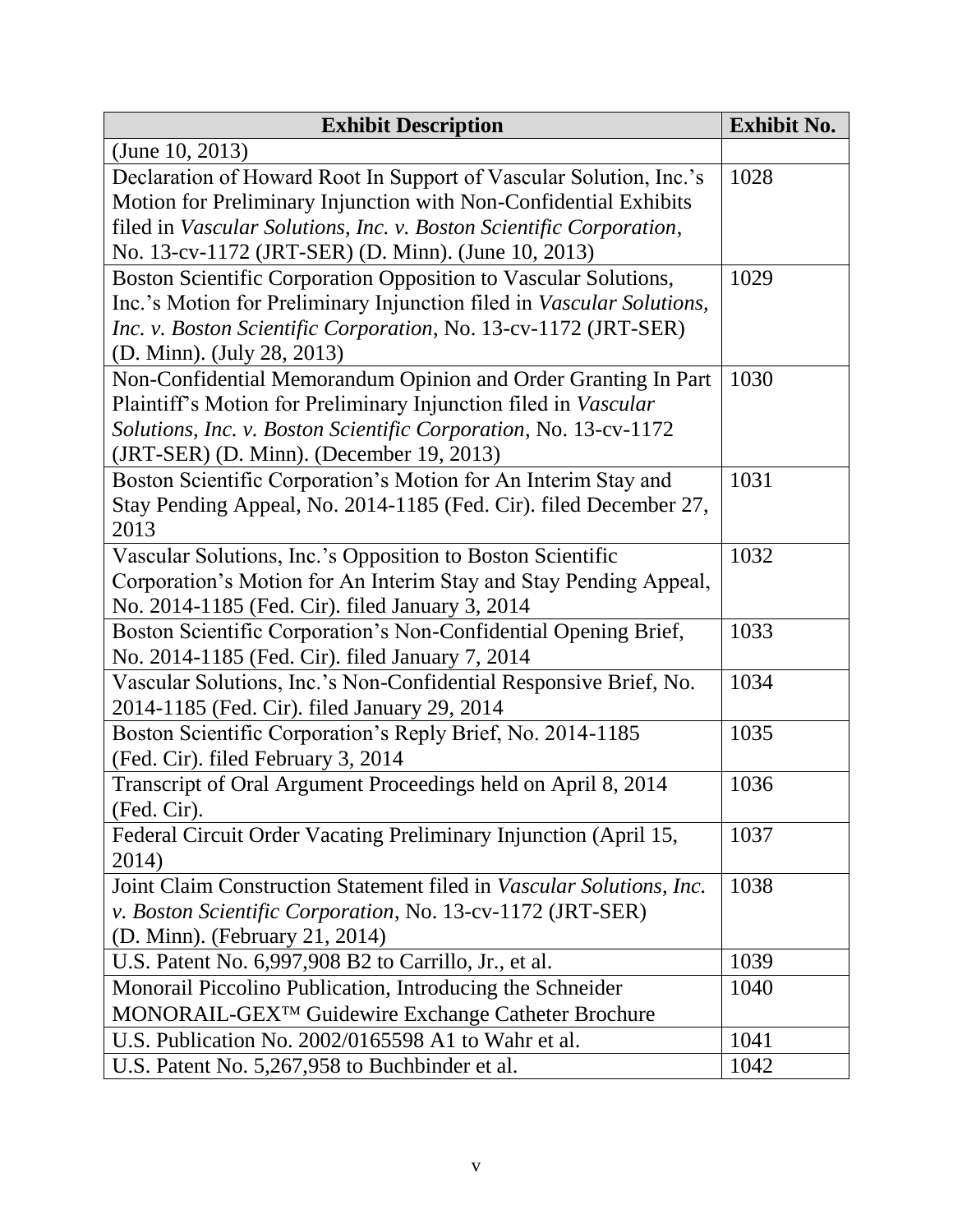| Exhibit Description | Exhibit No. |
| --- | --- |
| (June 10, 2013) | |
| Declaration of Howard Root In Support of Vascular Solution, Inc.'s Motion for Preliminary Injunction with Non-Confidential Exhibits filed in *Vascular Solutions, Inc. v. Boston Scientific Corporation*, No. 13-cv-1172 (JRT-SER) (D. Minn). (June 10, 2013) | 1028 |
| Boston Scientific Corporation Opposition to Vascular Solutions, Inc.'s Motion for Preliminary Injunction filed in *Vascular Solutions, Inc. v. Boston Scientific Corporation*, No. 13-cv-1172 (JRT-SER) (D. Minn). (July 28, 2013) | 1029 |
| Non-Confidential Memorandum Opinion and Order Granting In Part Plaintiff's Motion for Preliminary Injunction filed in *Vascular Solutions, Inc. v. Boston Scientific Corporation*, No. 13-cv-1172 (JRT-SER) (D. Minn). (December 19, 2013) | 1030 |
| Boston Scientific Corporation's Motion for An Interim Stay and Stay Pending Appeal, No. 2014-1185 (Fed. Cir). filed December 27, 2013 | 1031 |
| Vascular Solutions, Inc.'s Opposition to Boston Scientific Corporation's Motion for An Interim Stay and Stay Pending Appeal, No. 2014-1185 (Fed. Cir). filed January 3, 2014 | 1032 |
| Boston Scientific Corporation's Non-Confidential Opening Brief, No. 2014-1185 (Fed. Cir). filed January 7, 2014 | 1033 |
| Vascular Solutions, Inc.'s Non-Confidential Responsive Brief, No. 2014-1185 (Fed. Cir). filed January 29, 2014 | 1034 |
| Boston Scientific Corporation's Reply Brief, No. 2014-1185 (Fed. Cir). filed February 3, 2014 | 1035 |
| Transcript of Oral Argument Proceedings held on April 8, 2014 (Fed. Cir). | 1036 |
| Federal Circuit Order Vacating Preliminary Injunction (April 15, 2014) | 1037 |
| Joint Claim Construction Statement filed in *Vascular Solutions, Inc. v. Boston Scientific Corporation*, No. 13-cv-1172 (JRT-SER) (D. Minn). (February 21, 2014) | 1038 |
| U.S. Patent No. 6,997,908 B2 to Carrillo, Jr., et al. | 1039 |
| Monorail Piccolino Publication, Introducing the Schneider MONORAIL-GEX™ Guidewire Exchange Catheter Brochure | 1040 |
| U.S. Publication No. 2002/0165598 A1 to Wahr et al. | 1041 |
| U.S. Patent No. 5,267,958 to Buchbinder et al. | 1042 |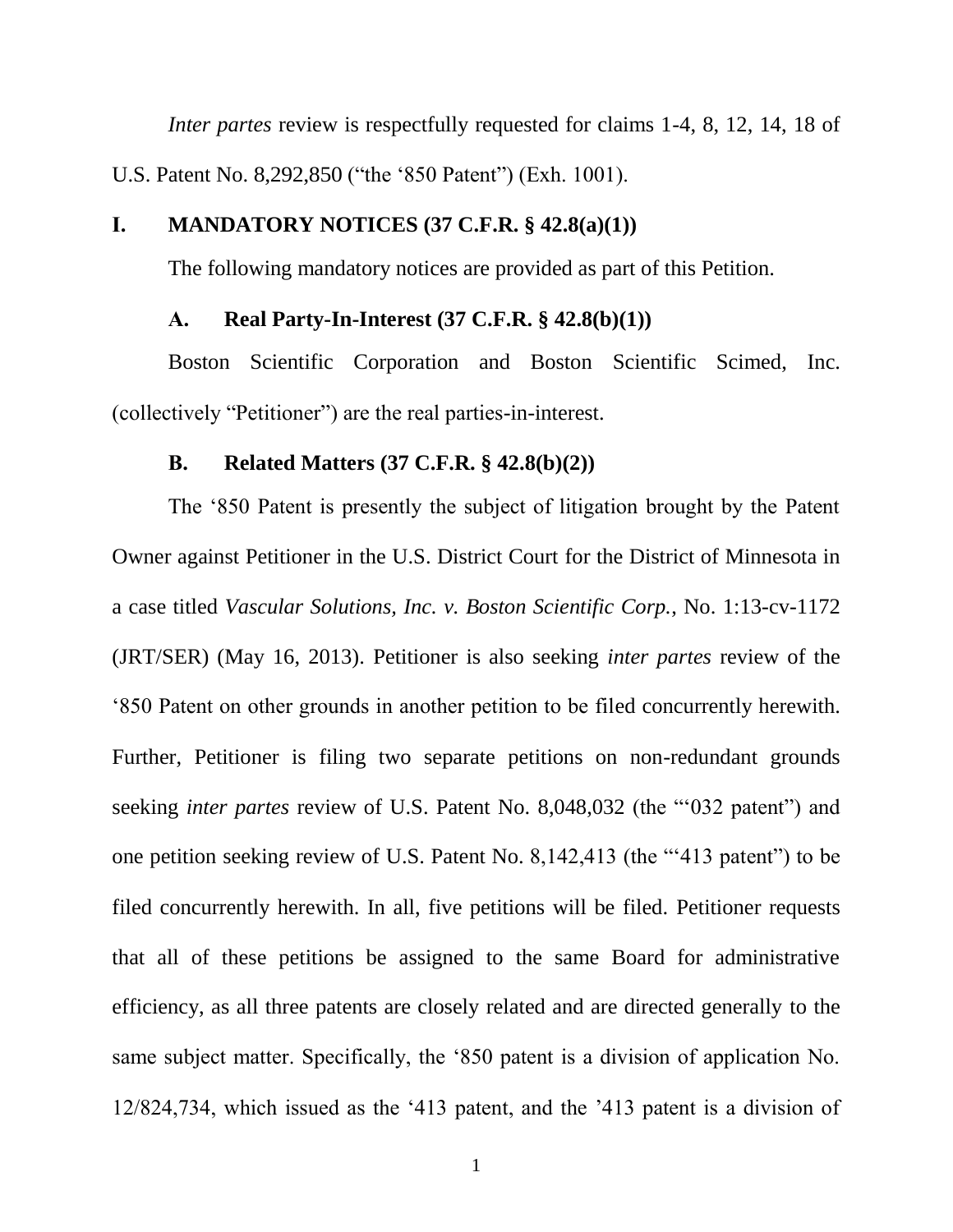*Inter partes* review is respectfully requested for claims 1-4, 8, 12, 14, 18 of U.S. Patent No. 8,292,850 ("the '850 Patent") (Exh. 1001).

## I. MANDATORY NOTICES (37 C.F.R. § 42.8(a)(1))

The following mandatory notices are provided as part of this Petition.

### A. Real Party-In-Interest (37 C.F.R. § 42.8(b)(1))

Boston Scientific Corporation and Boston Scientific Scimed, Inc. (collectively "Petitioner") are the real parties-in-interest.

### B. Related Matters (37 C.F.R. § 42.8(b)(2))

The '850 Patent is presently the subject of litigation brought by the Patent Owner against Petitioner in the U.S. District Court for the District of Minnesota in a case titled *Vascular Solutions, Inc. v. Boston Scientific Corp.*, No. 1:13-cv-1172 (JRT/SER) (May 16, 2013). Petitioner is also seeking *inter partes* review of the '850 Patent on other grounds in another petition to be filed concurrently herewith. Further, Petitioner is filing two separate petitions on non-redundant grounds seeking *inter partes* review of U.S. Patent No. 8,048,032 (the "'032 patent") and one petition seeking review of U.S. Patent No. 8,142,413 (the "'413 patent") to be filed concurrently herewith. In all, five petitions will be filed. Petitioner requests that all of these petitions be assigned to the same Board for administrative efficiency, as all three patents are closely related and are directed generally to the same subject matter. Specifically, the '850 patent is a division of application No. 12/824,734, which issued as the '413 patent, and the '413 patent is a division of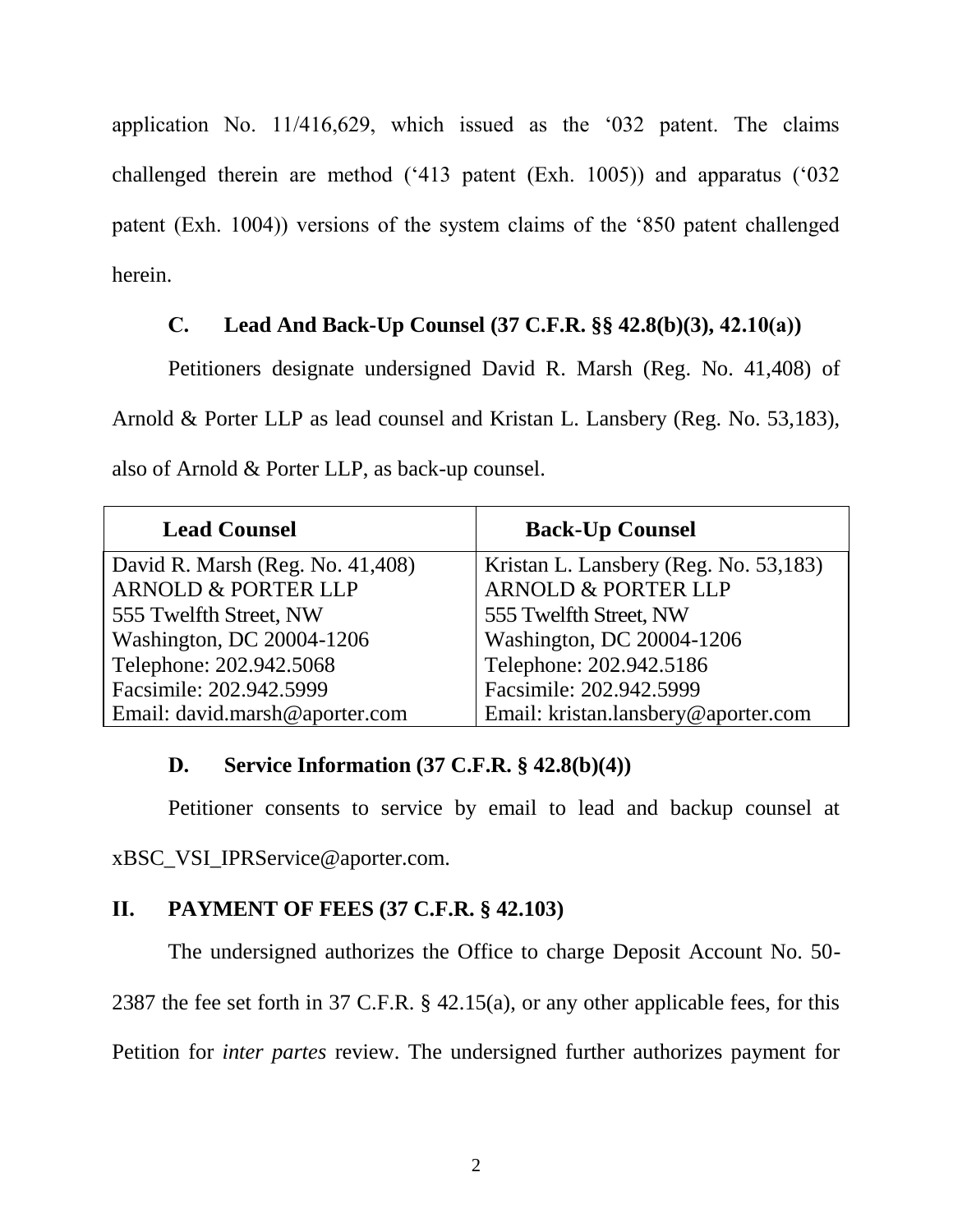application No. 11/416,629, which issued as the '032 patent. The claims challenged therein are method ('413 patent (Exh. 1005)) and apparatus ('032 patent (Exh. 1004)) versions of the system claims of the '850 patent challenged herein.

### C. Lead And Back-Up Counsel (37 C.F.R. §§ 42.8(b)(3), 42.10(a))

Petitioners designate undersigned David R. Marsh (Reg. No. 41,408) of Arnold & Porter LLP as lead counsel and Kristan L. Lansbery (Reg. No. 53,183), also of Arnold & Porter LLP, as back-up counsel.

| Lead Counsel | Back-Up Counsel |
|---|---|
| David R. Marsh (Reg. No. 41,408)<br>ARNOLD & PORTER LLP<br>555 Twelfth Street, NW<br>Washington, DC 20004-1206<br>Telephone: 202.942.5068<br>Facsimile: 202.942.5999<br>Email: david.marsh@aporter.com | Kristan L. Lansbery (Reg. No. 53,183)<br>ARNOLD & PORTER LLP<br>555 Twelfth Street, NW<br>Washington, DC 20004-1206<br>Telephone: 202.942.5186<br>Facsimile: 202.942.5999<br>Email: kristan.lansbery@aporter.com |

### D. Service Information (37 C.F.R. § 42.8(b)(4))

Petitioner consents to service by email to lead and backup counsel at xBSC_VSI_IPRService@aporter.com.

## II. PAYMENT OF FEES (37 C.F.R. § 42.103)

The undersigned authorizes the Office to charge Deposit Account No. 50-2387 the fee set forth in 37 C.F.R. § 42.15(a), or any other applicable fees, for this Petition for *inter partes* review. The undersigned further authorizes payment for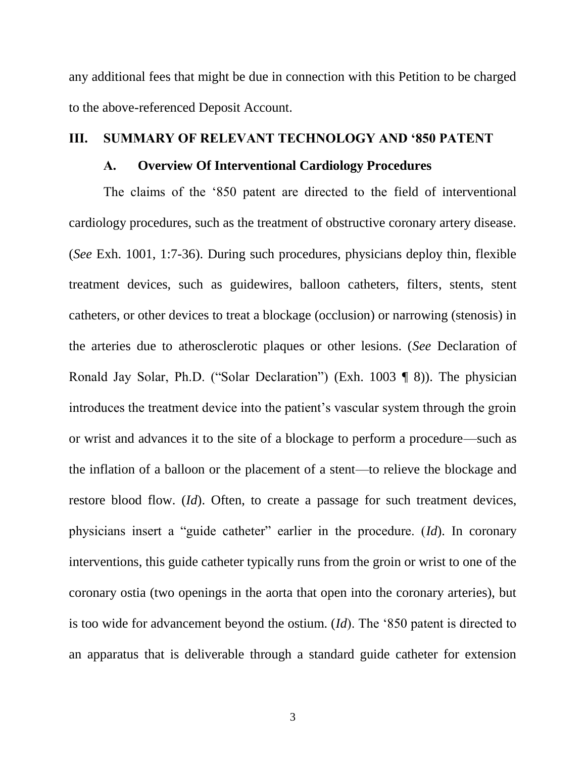any additional fees that might be due in connection with this Petition to be charged to the above-referenced Deposit Account.

## III. SUMMARY OF RELEVANT TECHNOLOGY AND '850 PATENT

### A. Overview Of Interventional Cardiology Procedures

The claims of the '850 patent are directed to the field of interventional cardiology procedures, such as the treatment of obstructive coronary artery disease. (*See* Exh. 1001, 1:7-36). During such procedures, physicians deploy thin, flexible treatment devices, such as guidewires, balloon catheters, filters, stents, stent catheters, or other devices to treat a blockage (occlusion) or narrowing (stenosis) in the arteries due to atherosclerotic plaques or other lesions. (*See* Declaration of Ronald Jay Solar, Ph.D. ("Solar Declaration") (Exh. 1003 ¶ 8)). The physician introduces the treatment device into the patient's vascular system through the groin or wrist and advances it to the site of a blockage to perform a procedure—such as the inflation of a balloon or the placement of a stent—to relieve the blockage and restore blood flow. (*Id*). Often, to create a passage for such treatment devices, physicians insert a "guide catheter" earlier in the procedure. (*Id*). In coronary interventions, this guide catheter typically runs from the groin or wrist to one of the coronary ostia (two openings in the aorta that open into the coronary arteries), but is too wide for advancement beyond the ostium. (*Id*). The '850 patent is directed to an apparatus that is deliverable through a standard guide catheter for extension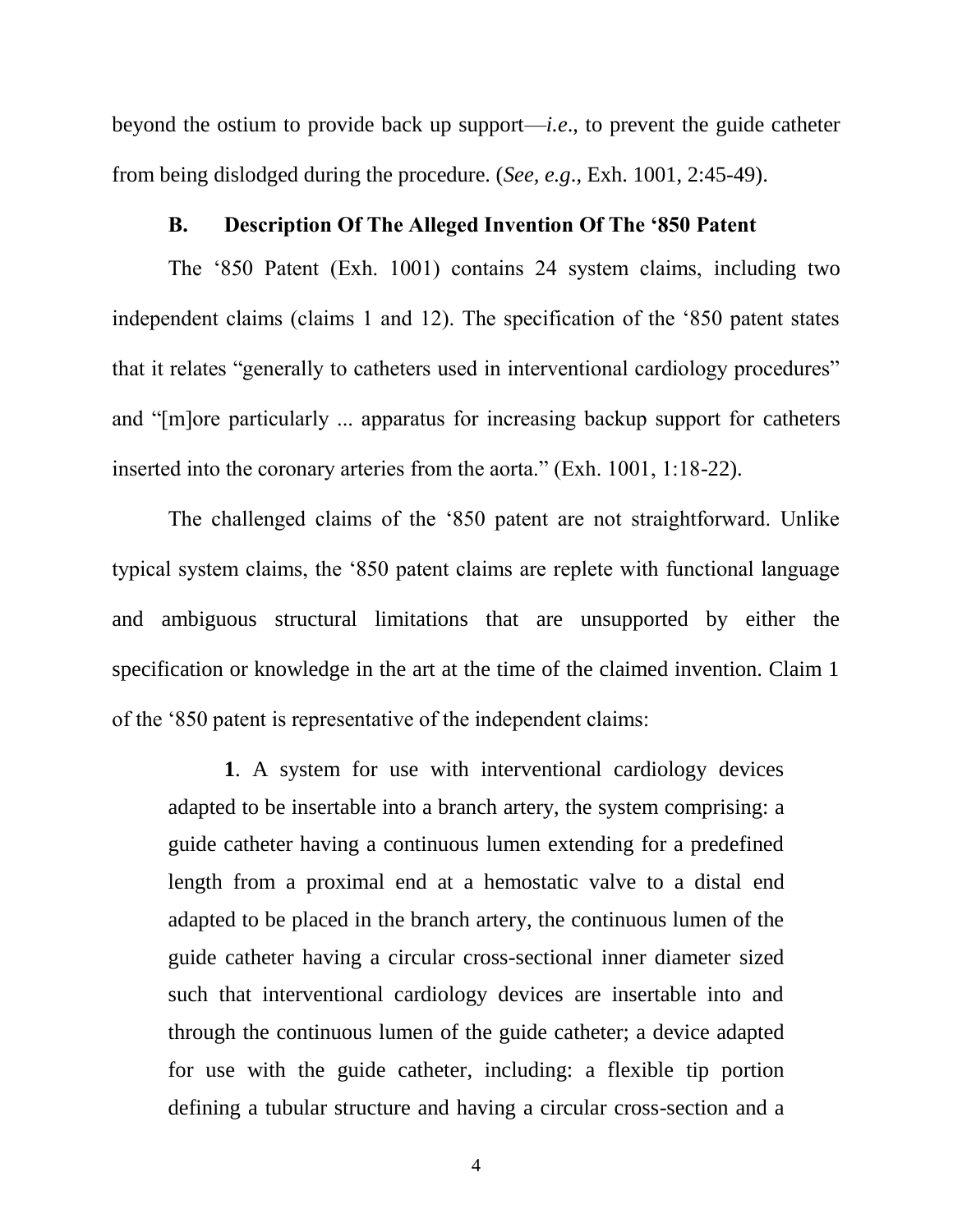beyond the ostium to provide back up support—*i.e.*, to prevent the guide catheter from being dislodged during the procedure. (*See, e.g*., Exh. 1001, 2:45-49).

### B. Description Of The Alleged Invention Of The '850 Patent

The '850 Patent (Exh. 1001) contains 24 system claims, including two independent claims (claims 1 and 12). The specification of the '850 patent states that it relates "generally to catheters used in interventional cardiology procedures" and "[m]ore particularly ... apparatus for increasing backup support for catheters inserted into the coronary arteries from the aorta." (Exh. 1001, 1:18-22).

The challenged claims of the '850 patent are not straightforward. Unlike typical system claims, the '850 patent claims are replete with functional language and ambiguous structural limitations that are unsupported by either the specification or knowledge in the art at the time of the claimed invention. Claim 1 of the '850 patent is representative of the independent claims:

> **1**. A system for use with interventional cardiology devices adapted to be insertable into a branch artery, the system comprising: a guide catheter having a continuous lumen extending for a predefined length from a proximal end at a hemostatic valve to a distal end adapted to be placed in the branch artery, the continuous lumen of the guide catheter having a circular cross-sectional inner diameter sized such that interventional cardiology devices are insertable into and through the continuous lumen of the guide catheter; a device adapted for use with the guide catheter, including: a flexible tip portion defining a tubular structure and having a circular cross-section and a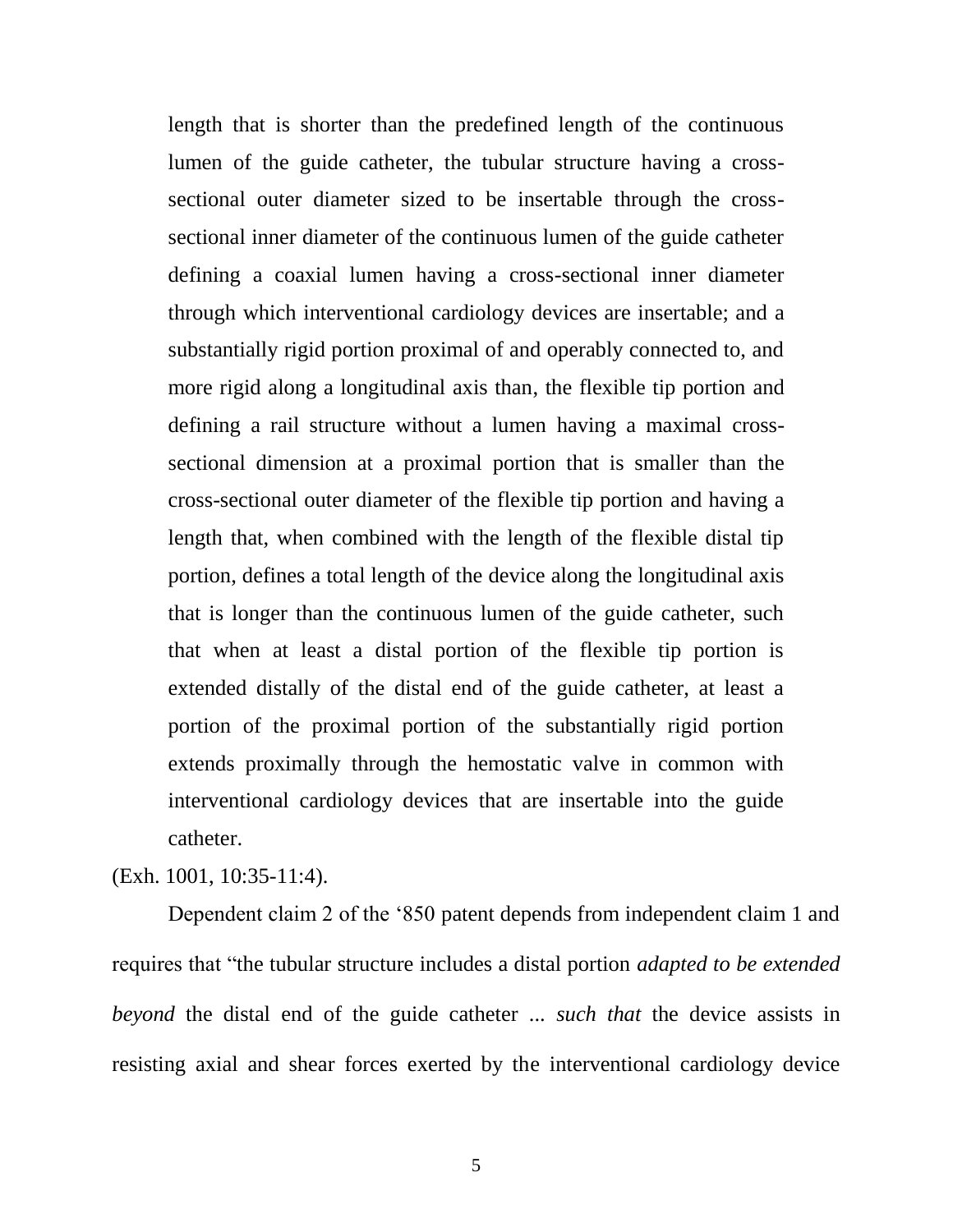> length that is shorter than the predefined length of the continuous lumen of the guide catheter, the tubular structure having a cross-sectional outer diameter sized to be insertable through the cross-sectional inner diameter of the continuous lumen of the guide catheter defining a coaxial lumen having a cross-sectional inner diameter through which interventional cardiology devices are insertable; and a substantially rigid portion proximal of and operably connected to, and more rigid along a longitudinal axis than, the flexible tip portion and defining a rail structure without a lumen having a maximal cross-sectional dimension at a proximal portion that is smaller than the cross-sectional outer diameter of the flexible tip portion and having a length that, when combined with the length of the flexible distal tip portion, defines a total length of the device along the longitudinal axis that is longer than the continuous lumen of the guide catheter, such that when at least a distal portion of the flexible tip portion is extended distally of the distal end of the guide catheter, at least a portion of the proximal portion of the substantially rigid portion extends proximally through the hemostatic valve in common with interventional cardiology devices that are insertable into the guide catheter.

(Exh. 1001, 10:35-11:4).

Dependent claim 2 of the '850 patent depends from independent claim 1 and requires that "the tubular structure includes a distal portion *adapted to be extended beyond* the distal end of the guide catheter ... *such that* the device assists in resisting axial and shear forces exerted by the interventional cardiology device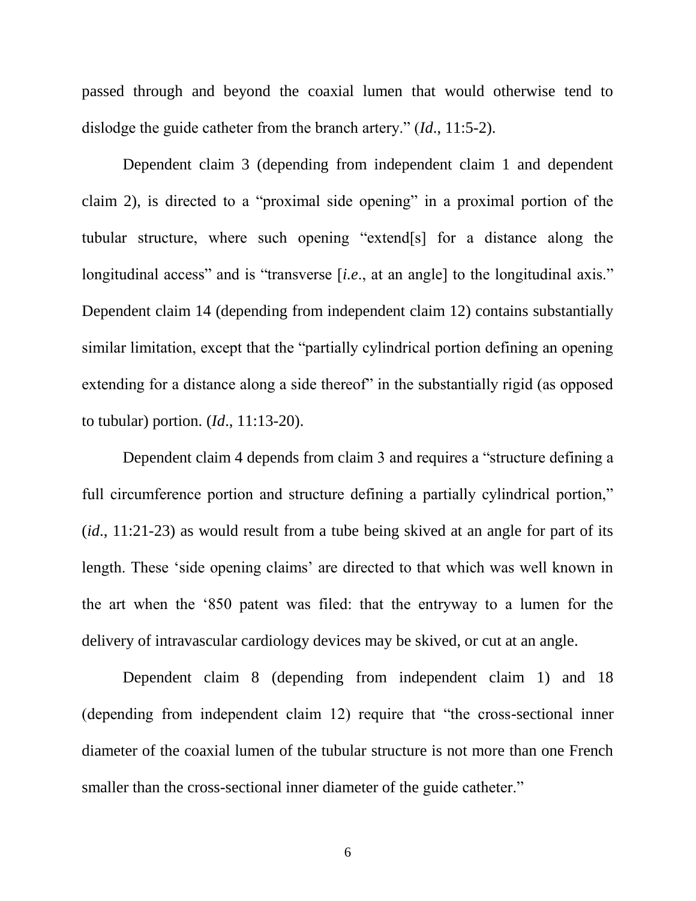passed through and beyond the coaxial lumen that would otherwise tend to dislodge the guide catheter from the branch artery." (*Id*., 11:5-2).

Dependent claim 3 (depending from independent claim 1 and dependent claim 2), is directed to a "proximal side opening" in a proximal portion of the tubular structure, where such opening "extend[s] for a distance along the longitudinal access" and is "transverse [*i.e*., at an angle] to the longitudinal axis." Dependent claim 14 (depending from independent claim 12) contains substantially similar limitation, except that the "partially cylindrical portion defining an opening extending for a distance along a side thereof" in the substantially rigid (as opposed to tubular) portion. (*Id*., 11:13-20).

Dependent claim 4 depends from claim 3 and requires a "structure defining a full circumference portion and structure defining a partially cylindrical portion," (*id*., 11:21-23) as would result from a tube being skived at an angle for part of its length. These 'side opening claims' are directed to that which was well known in the art when the '850 patent was filed: that the entryway to a lumen for the delivery of intravascular cardiology devices may be skived, or cut at an angle.

Dependent claim 8 (depending from independent claim 1) and 18 (depending from independent claim 12) require that "the cross-sectional inner diameter of the coaxial lumen of the tubular structure is not more than one French smaller than the cross-sectional inner diameter of the guide catheter."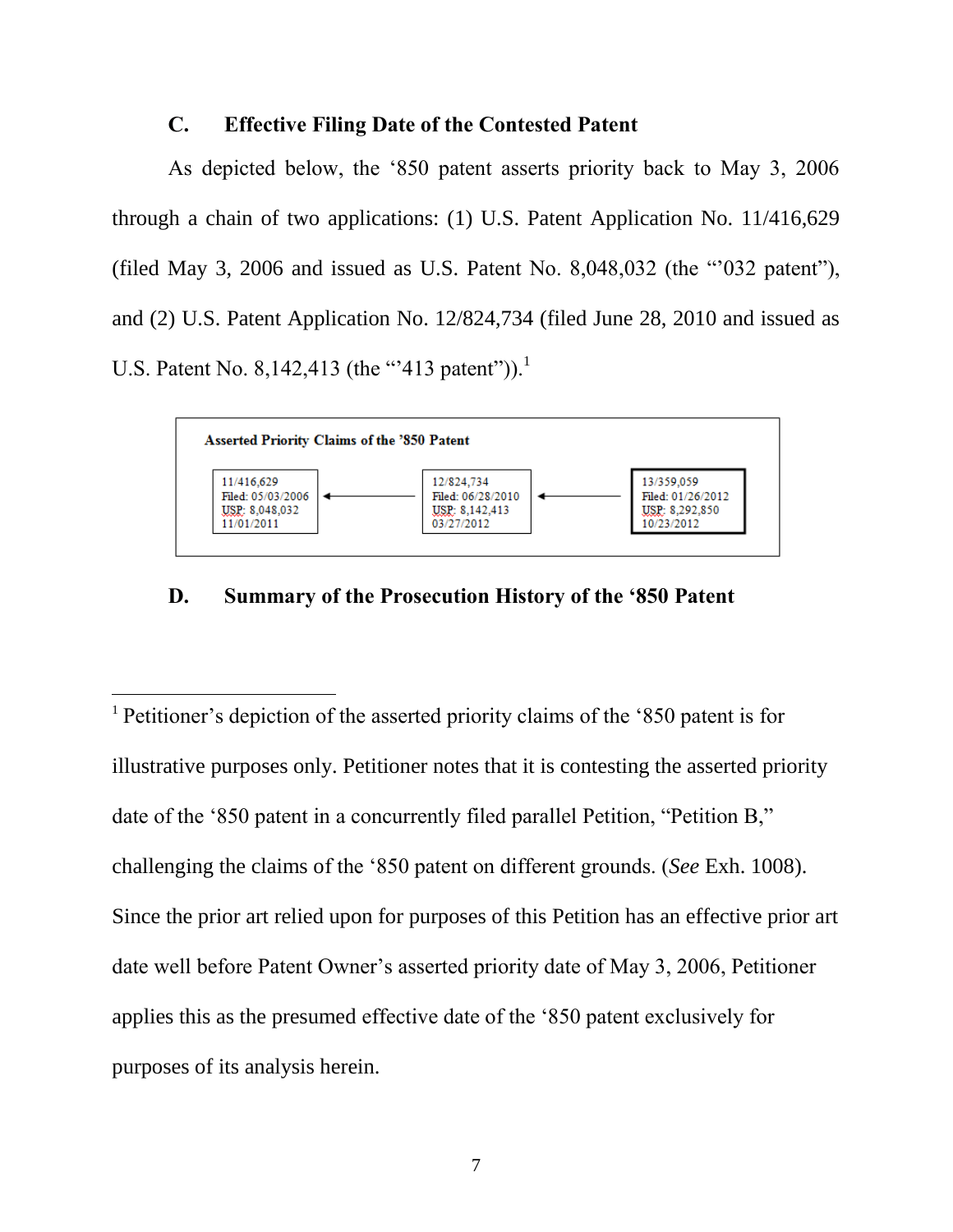### C. Effective Filing Date of the Contested Patent

As depicted below, the '850 patent asserts priority back to May 3, 2006 through a chain of two applications: (1) U.S. Patent Application No. 11/416,629 (filed May 3, 2006 and issued as U.S. Patent No. 8,048,032 (the "'032 patent"), and (2) U.S. Patent Application No. 12/824,734 (filed June 28, 2010 and issued as U.S. Patent No. 8,142,413 (the "'413 patent")).[1]

**Asserted Priority Claims of the '850 Patent**

| 11/416,629 | | 12/824,734 | | 13/359,059 |
|---|---|---|---|---|
| Filed: 05/03/2006 | ← | Filed: 06/28/2010 | ← | Filed: 01/26/2012 |
| USP: 8,048,032 | | USP: 8,142,413 | | USP: 8,292,850 |
| 11/01/2011 | | 03/27/2012 | | 10/23/2012 |

### D. Summary of the Prosecution History of the '850 Patent

---

[1] Petitioner's depiction of the asserted priority claims of the '850 patent is for illustrative purposes only. Petitioner notes that it is contesting the asserted priority date of the '850 patent in a concurrently filed parallel Petition, "Petition B," challenging the claims of the '850 patent on different grounds. (*See* Exh. 1008). Since the prior art relied upon for purposes of this Petition has an effective prior art date well before Patent Owner's asserted priority date of May 3, 2006, Petitioner applies this as the presumed effective date of the '850 patent exclusively for purposes of its analysis herein.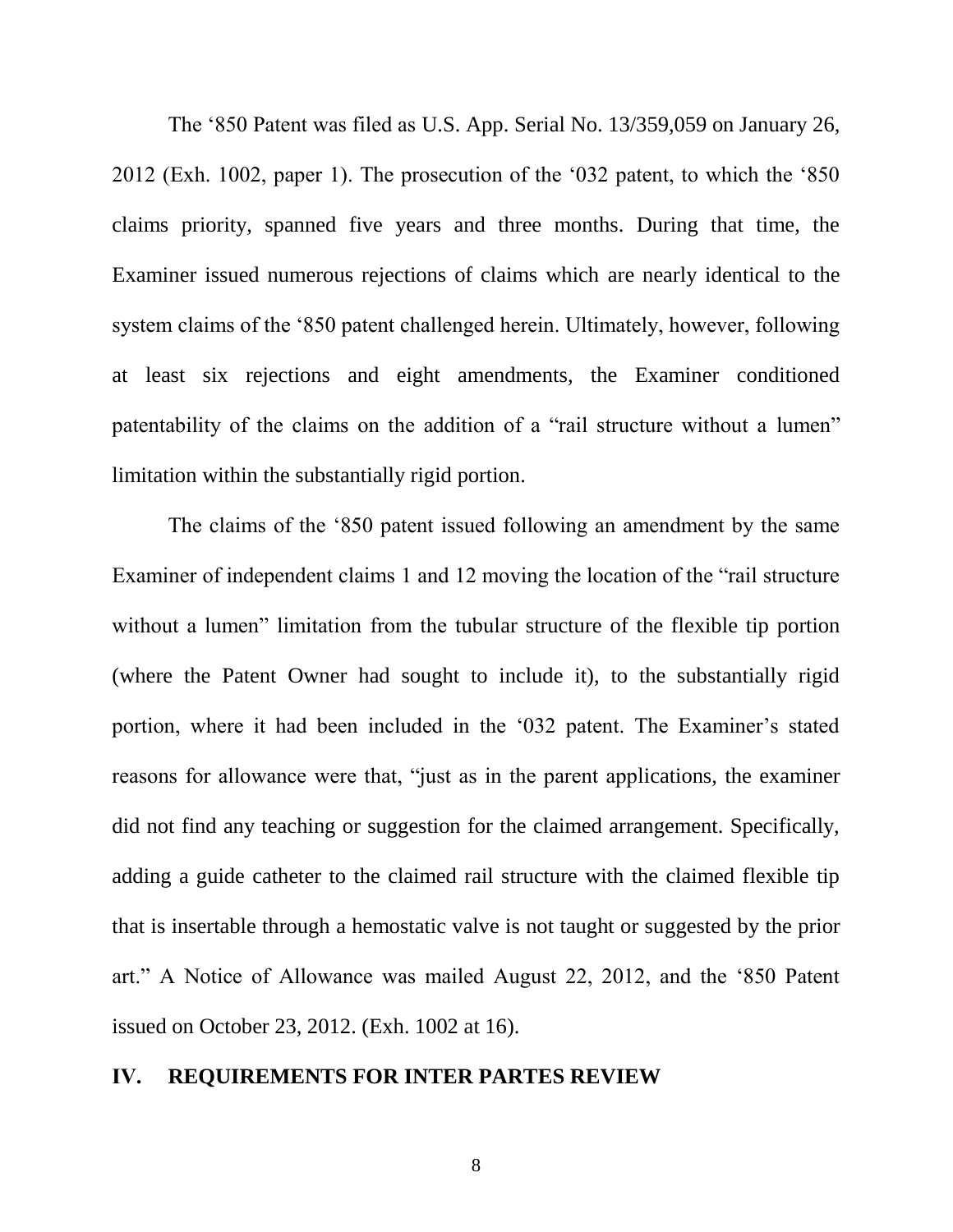The ‘850 Patent was filed as U.S. App. Serial No. 13/359,059 on January 26, 2012 (Exh. 1002, paper 1). The prosecution of the ‘032 patent, to which the ‘850 claims priority, spanned five years and three months. During that time, the Examiner issued numerous rejections of claims which are nearly identical to the system claims of the ‘850 patent challenged herein. Ultimately, however, following at least six rejections and eight amendments, the Examiner conditioned patentability of the claims on the addition of a “rail structure without a lumen” limitation within the substantially rigid portion.

The claims of the ‘850 patent issued following an amendment by the same Examiner of independent claims 1 and 12 moving the location of the “rail structure without a lumen” limitation from the tubular structure of the flexible tip portion (where the Patent Owner had sought to include it), to the substantially rigid portion, where it had been included in the ‘032 patent. The Examiner’s stated reasons for allowance were that, “just as in the parent applications, the examiner did not find any teaching or suggestion for the claimed arrangement. Specifically, adding a guide catheter to the claimed rail structure with the claimed flexible tip that is insertable through a hemostatic valve is not taught or suggested by the prior art.” A Notice of Allowance was mailed August 22, 2012, and the ‘850 Patent issued on October 23, 2012. (Exh. 1002 at 16).

## IV. REQUIREMENTS FOR INTER PARTES REVIEW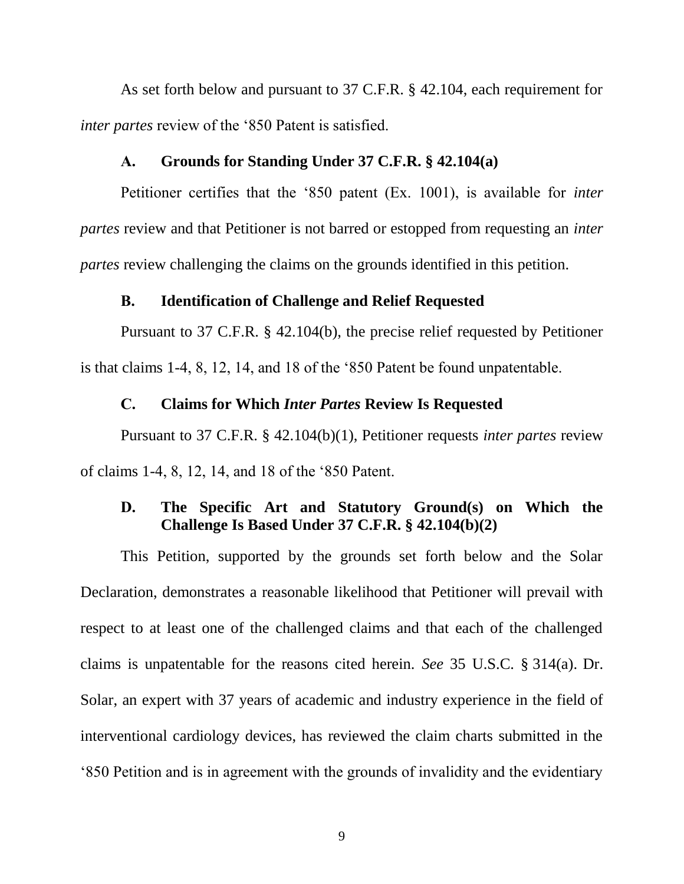As set forth below and pursuant to 37 C.F.R. § 42.104, each requirement for *inter partes* review of the ‘850 Patent is satisfied.

### A. Grounds for Standing Under 37 C.F.R. § 42.104(a)

Petitioner certifies that the ‘850 patent (Ex. 1001), is available for *inter partes* review and that Petitioner is not barred or estopped from requesting an *inter partes* review challenging the claims on the grounds identified in this petition.

### B. Identification of Challenge and Relief Requested

Pursuant to 37 C.F.R. § 42.104(b), the precise relief requested by Petitioner is that claims 1-4, 8, 12, 14, and 18 of the ‘850 Patent be found unpatentable.

### C. Claims for Which *Inter Partes* Review Is Requested

Pursuant to 37 C.F.R. § 42.104(b)(1), Petitioner requests *inter partes* review of claims 1-4, 8, 12, 14, and 18 of the ‘850 Patent.

### D. The Specific Art and Statutory Ground(s) on Which the Challenge Is Based Under 37 C.F.R. § 42.104(b)(2)

This Petition, supported by the grounds set forth below and the Solar Declaration, demonstrates a reasonable likelihood that Petitioner will prevail with respect to at least one of the challenged claims and that each of the challenged claims is unpatentable for the reasons cited herein. *See* 35 U.S.C. § 314(a). Dr. Solar, an expert with 37 years of academic and industry experience in the field of interventional cardiology devices, has reviewed the claim charts submitted in the ‘850 Petition and is in agreement with the grounds of invalidity and the evidentiary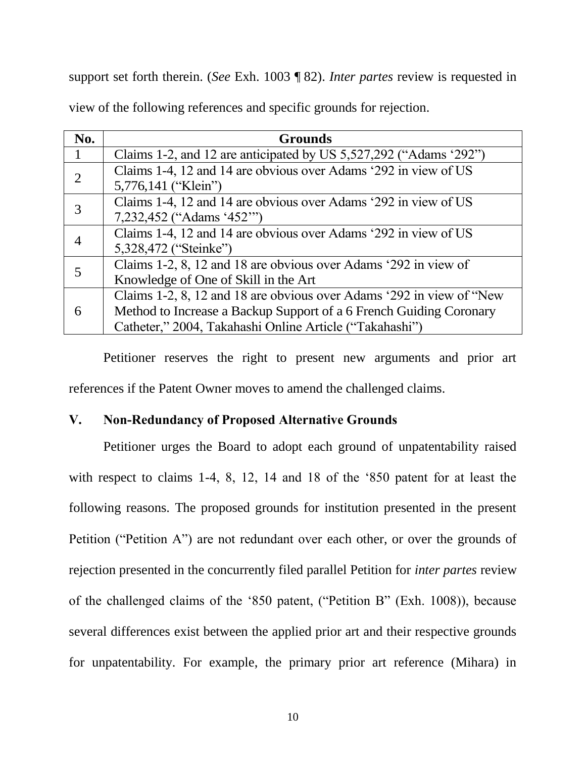support set forth therein. (*See* Exh. 1003 ¶ 82). *Inter partes* review is requested in view of the following references and specific grounds for rejection.

| No. | Grounds |
| --- | --- |
| 1 | Claims 1-2, and 12 are anticipated by US 5,527,292 ("Adams '292") |
| 2 | Claims 1-4, 12 and 14 are obvious over Adams '292 in view of US 5,776,141 ("Klein") |
| 3 | Claims 1-4, 12 and 14 are obvious over Adams '292 in view of US 7,232,452 ("Adams '452'") |
| 4 | Claims 1-4, 12 and 14 are obvious over Adams '292 in view of US 5,328,472 ("Steinke") |
| 5 | Claims 1-2, 8, 12 and 18 are obvious over Adams '292 in view of Knowledge of One of Skill in the Art |
| 6 | Claims 1-2, 8, 12 and 18 are obvious over Adams '292 in view of "New Method to Increase a Backup Support of a 6 French Guiding Coronary Catheter," 2004, Takahashi Online Article ("Takahashi") |

Petitioner reserves the right to present new arguments and prior art references if the Patent Owner moves to amend the challenged claims.

## V. Non-Redundancy of Proposed Alternative Grounds

Petitioner urges the Board to adopt each ground of unpatentability raised with respect to claims 1-4, 8, 12, 14 and 18 of the '850 patent for at least the following reasons. The proposed grounds for institution presented in the present Petition ("Petition A") are not redundant over each other, or over the grounds of rejection presented in the concurrently filed parallel Petition for *inter partes* review of the challenged claims of the '850 patent, ("Petition B" (Exh. 1008)), because several differences exist between the applied prior art and their respective grounds for unpatentability. For example, the primary prior art reference (Mihara) in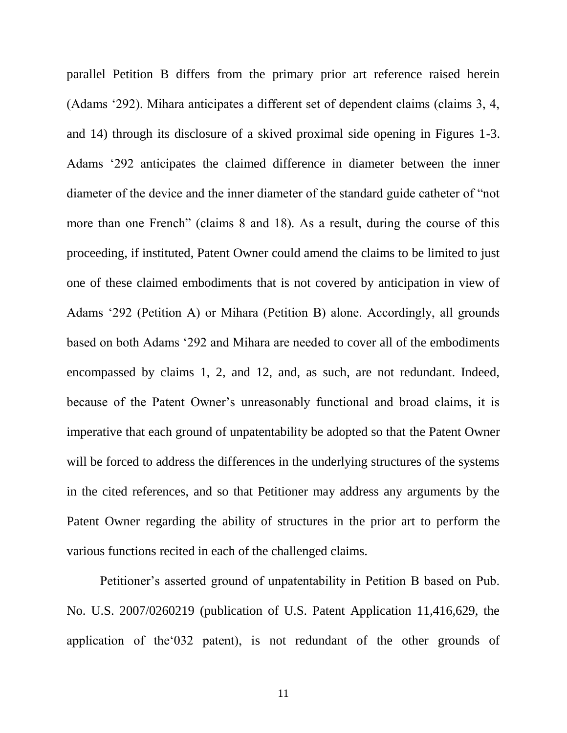parallel Petition B differs from the primary prior art reference raised herein (Adams '292). Mihara anticipates a different set of dependent claims (claims 3, 4, and 14) through its disclosure of a skived proximal side opening in Figures 1-3. Adams '292 anticipates the claimed difference in diameter between the inner diameter of the device and the inner diameter of the standard guide catheter of "not more than one French" (claims 8 and 18). As a result, during the course of this proceeding, if instituted, Patent Owner could amend the claims to be limited to just one of these claimed embodiments that is not covered by anticipation in view of Adams '292 (Petition A) or Mihara (Petition B) alone. Accordingly, all grounds based on both Adams '292 and Mihara are needed to cover all of the embodiments encompassed by claims 1, 2, and 12, and, as such, are not redundant. Indeed, because of the Patent Owner's unreasonably functional and broad claims, it is imperative that each ground of unpatentability be adopted so that the Patent Owner will be forced to address the differences in the underlying structures of the systems in the cited references, and so that Petitioner may address any arguments by the Patent Owner regarding the ability of structures in the prior art to perform the various functions recited in each of the challenged claims.

Petitioner's asserted ground of unpatentability in Petition B based on Pub. No. U.S. 2007/0260219 (publication of U.S. Patent Application 11,416,629, the application of the'032 patent), is not redundant of the other grounds of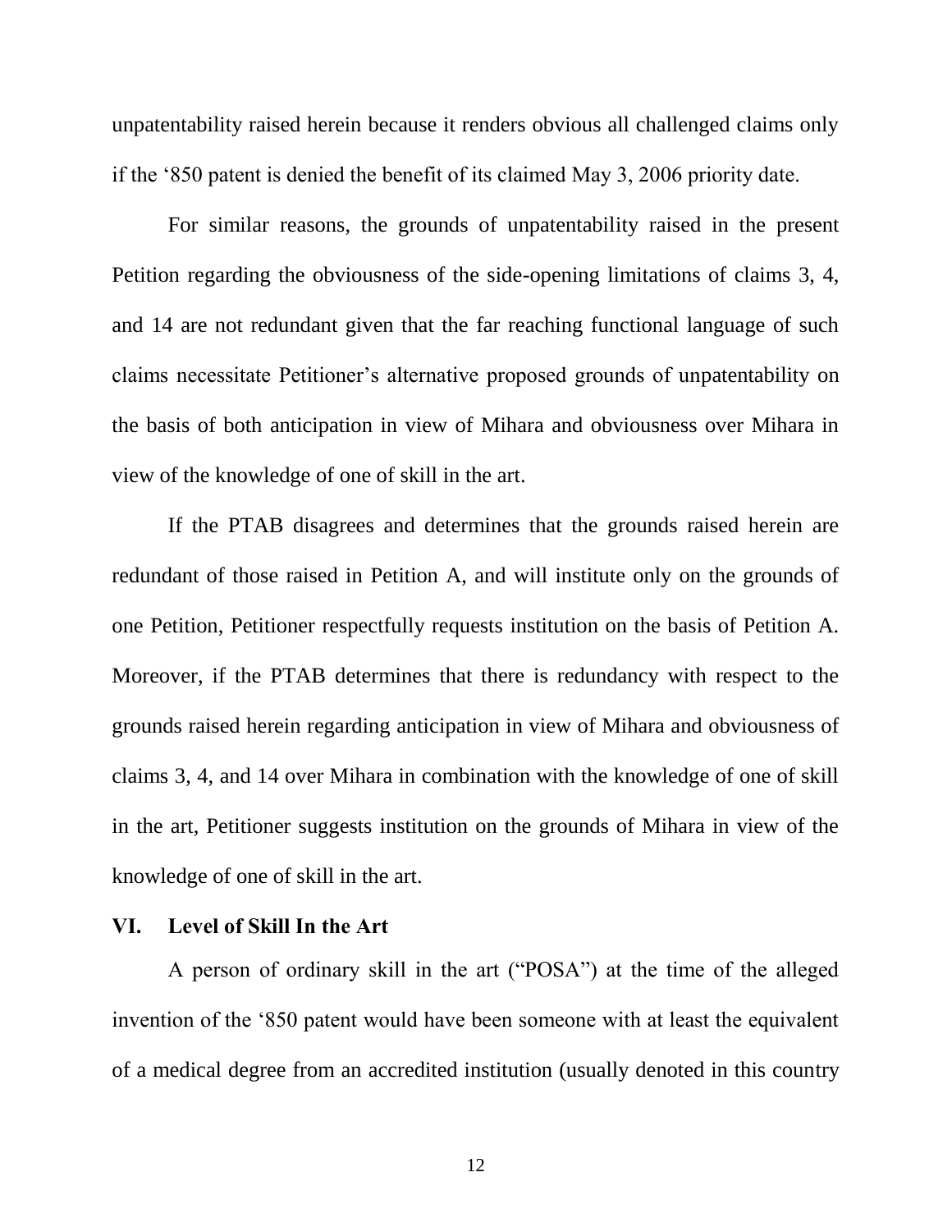unpatentability raised herein because it renders obvious all challenged claims only if the '850 patent is denied the benefit of its claimed May 3, 2006 priority date.

For similar reasons, the grounds of unpatentability raised in the present Petition regarding the obviousness of the side-opening limitations of claims 3, 4, and 14 are not redundant given that the far reaching functional language of such claims necessitate Petitioner's alternative proposed grounds of unpatentability on the basis of both anticipation in view of Mihara and obviousness over Mihara in view of the knowledge of one of skill in the art.

If the PTAB disagrees and determines that the grounds raised herein are redundant of those raised in Petition A, and will institute only on the grounds of one Petition, Petitioner respectfully requests institution on the basis of Petition A. Moreover, if the PTAB determines that there is redundancy with respect to the grounds raised herein regarding anticipation in view of Mihara and obviousness of claims 3, 4, and 14 over Mihara in combination with the knowledge of one of skill in the art, Petitioner suggests institution on the grounds of Mihara in view of the knowledge of one of skill in the art.

## VI. Level of Skill In the Art

A person of ordinary skill in the art ("POSA") at the time of the alleged invention of the '850 patent would have been someone with at least the equivalent of a medical degree from an accredited institution (usually denoted in this country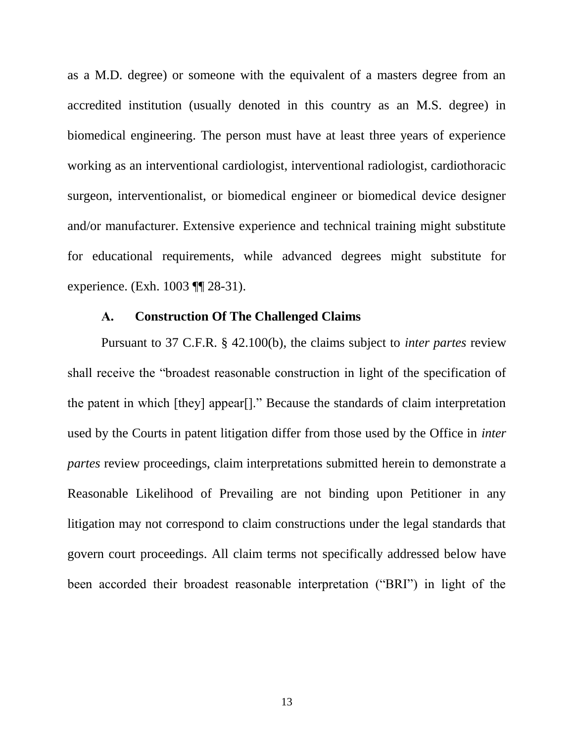as a M.D. degree) or someone with the equivalent of a masters degree from an accredited institution (usually denoted in this country as an M.S. degree) in biomedical engineering. The person must have at least three years of experience working as an interventional cardiologist, interventional radiologist, cardiothoracic surgeon, interventionalist, or biomedical engineer or biomedical device designer and/or manufacturer. Extensive experience and technical training might substitute for educational requirements, while advanced degrees might substitute for experience. (Exh. 1003 ¶¶ 28-31).

### A. Construction Of The Challenged Claims

Pursuant to 37 C.F.R. § 42.100(b), the claims subject to *inter partes* review shall receive the "broadest reasonable construction in light of the specification of the patent in which [they] appear[]." Because the standards of claim interpretation used by the Courts in patent litigation differ from those used by the Office in *inter partes* review proceedings, claim interpretations submitted herein to demonstrate a Reasonable Likelihood of Prevailing are not binding upon Petitioner in any litigation may not correspond to claim constructions under the legal standards that govern court proceedings. All claim terms not specifically addressed below have been accorded their broadest reasonable interpretation ("BRI") in light of the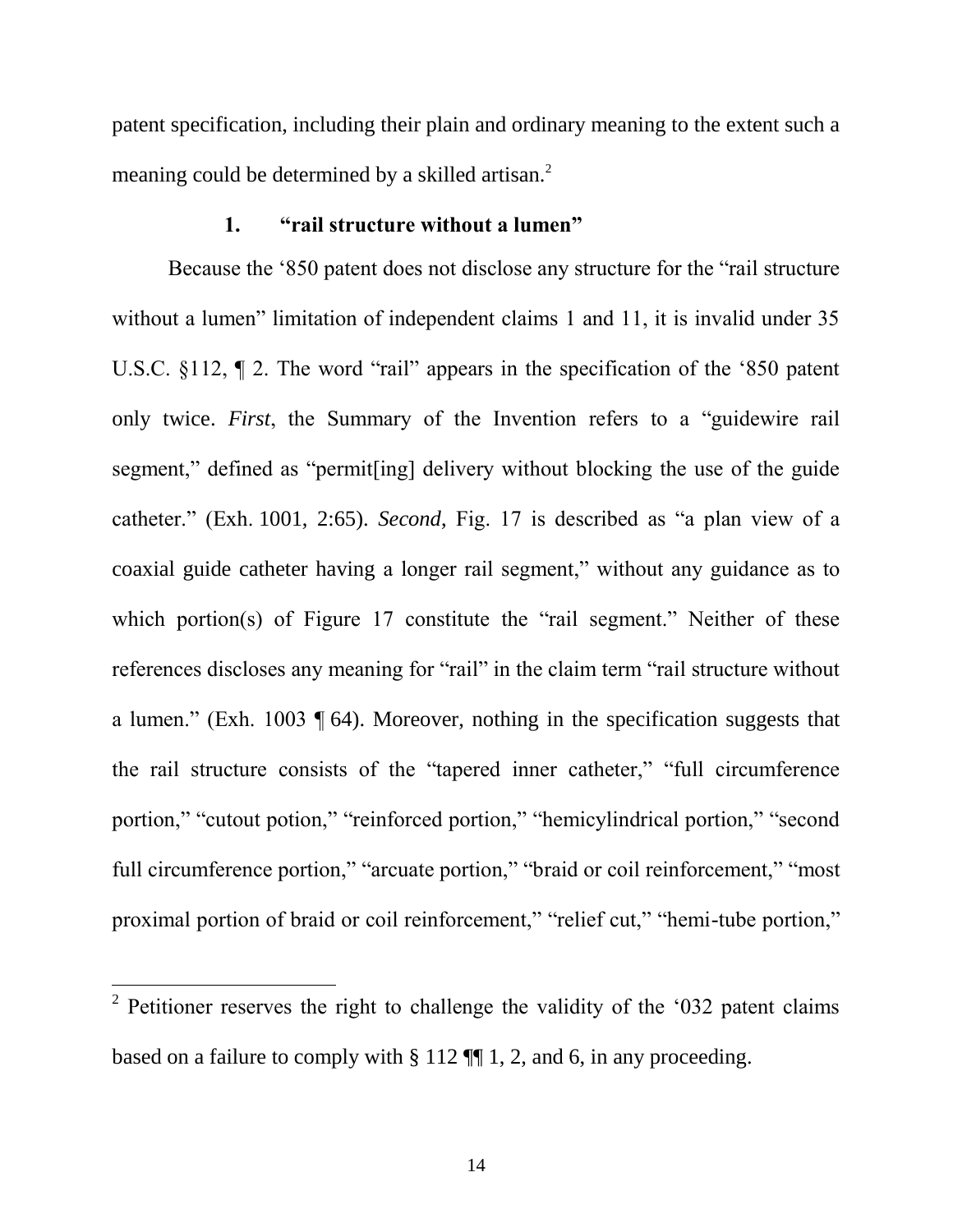patent specification, including their plain and ordinary meaning to the extent such a meaning could be determined by a skilled artisan.[2]

### 1. "rail structure without a lumen"

Because the '850 patent does not disclose any structure for the "rail structure without a lumen" limitation of independent claims 1 and 11, it is invalid under 35 U.S.C. §112, ¶ 2. The word "rail" appears in the specification of the '850 patent only twice. *First*, the Summary of the Invention refers to a "guidewire rail segment," defined as "permit[ing] delivery without blocking the use of the guide catheter." (Exh. 1001, 2:65). *Second,* Fig. 17 is described as "a plan view of a coaxial guide catheter having a longer rail segment," without any guidance as to which portion(s) of Figure 17 constitute the "rail segment." Neither of these references discloses any meaning for "rail" in the claim term "rail structure without a lumen." (Exh. 1003 ¶ 64). Moreover, nothing in the specification suggests that the rail structure consists of the "tapered inner catheter," "full circumference portion," "cutout potion," "reinforced portion," "hemicylindrical portion," "second full circumference portion," "arcuate portion," "braid or coil reinforcement," "most proximal portion of braid or coil reinforcement," "relief cut," "hemi-tube portion,"

---

[2] Petitioner reserves the right to challenge the validity of the '032 patent claims based on a failure to comply with § 112 ¶¶ 1, 2, and 6, in any proceeding.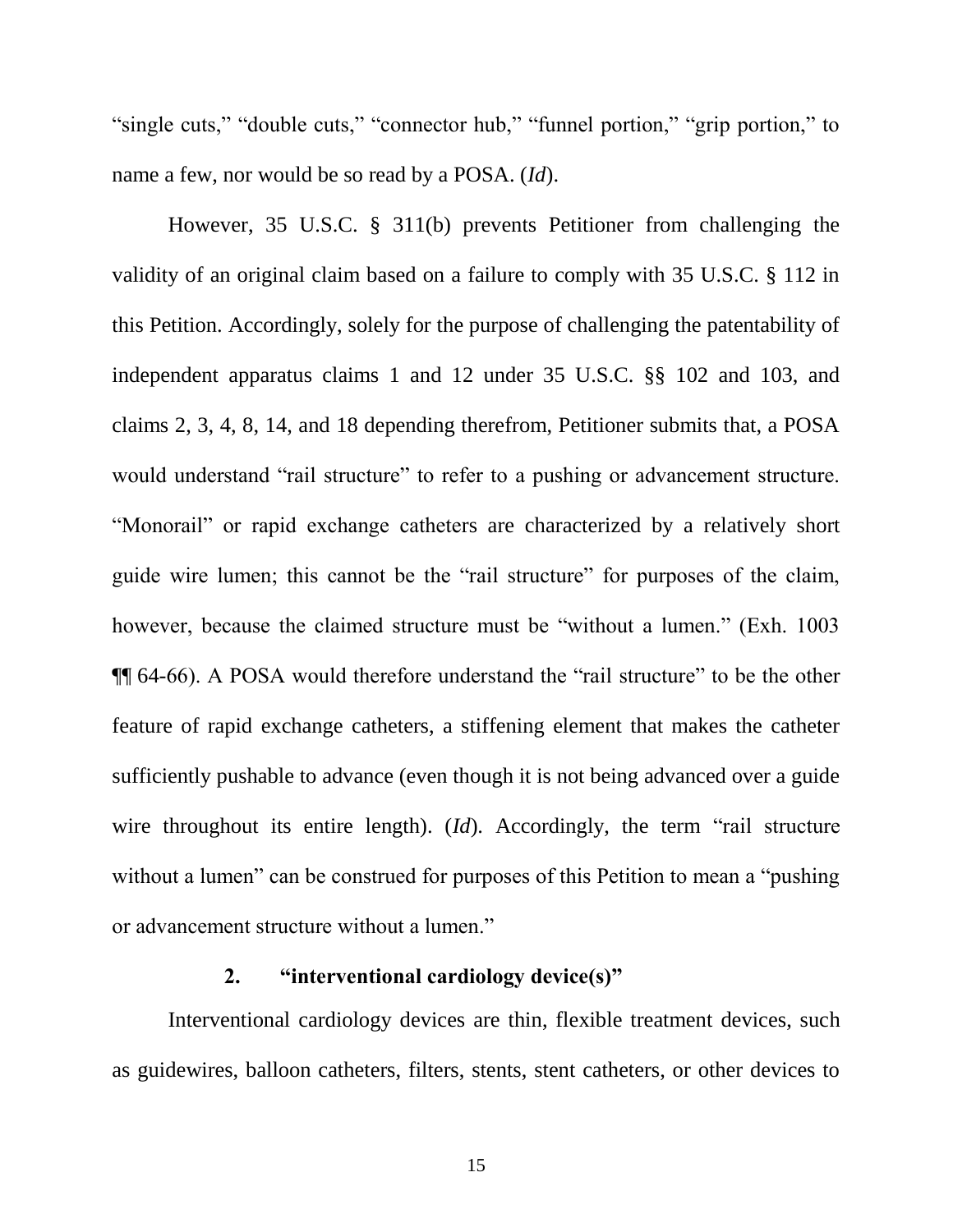"single cuts," "double cuts," "connector hub," "funnel portion," "grip portion," to name a few, nor would be so read by a POSA. (*Id*).

However, 35 U.S.C. § 311(b) prevents Petitioner from challenging the validity of an original claim based on a failure to comply with 35 U.S.C. § 112 in this Petition. Accordingly, solely for the purpose of challenging the patentability of independent apparatus claims 1 and 12 under 35 U.S.C. §§ 102 and 103, and claims 2, 3, 4, 8, 14, and 18 depending therefrom, Petitioner submits that, a POSA would understand "rail structure" to refer to a pushing or advancement structure. "Monorail" or rapid exchange catheters are characterized by a relatively short guide wire lumen; this cannot be the "rail structure" for purposes of the claim, however, because the claimed structure must be "without a lumen." (Exh. 1003 ¶¶ 64-66). A POSA would therefore understand the "rail structure" to be the other feature of rapid exchange catheters, a stiffening element that makes the catheter sufficiently pushable to advance (even though it is not being advanced over a guide wire throughout its entire length). (*Id*). Accordingly, the term "rail structure without a lumen" can be construed for purposes of this Petition to mean a "pushing or advancement structure without a lumen."

### 2. "interventional cardiology device(s)"

Interventional cardiology devices are thin, flexible treatment devices, such as guidewires, balloon catheters, filters, stents, stent catheters, or other devices to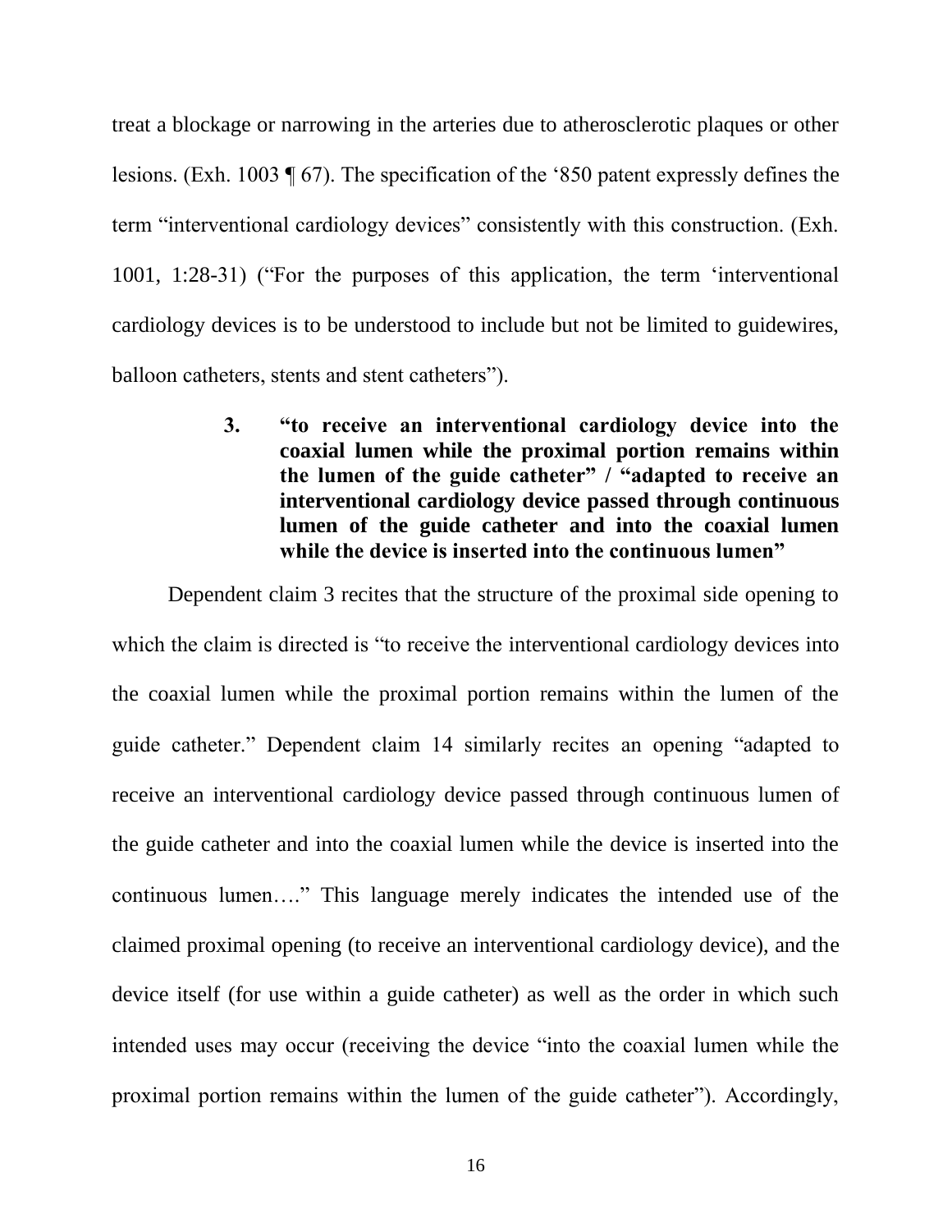treat a blockage or narrowing in the arteries due to atherosclerotic plaques or other lesions. (Exh. 1003 ¶ 67). The specification of the '850 patent expressly defines the term "interventional cardiology devices" consistently with this construction. (Exh. 1001, 1:28-31) ("For the purposes of this application, the term 'interventional cardiology devices is to be understood to include but not be limited to guidewires, balloon catheters, stents and stent catheters").

### 3. "to receive an interventional cardiology device into the coaxial lumen while the proximal portion remains within the lumen of the guide catheter" / "adapted to receive an interventional cardiology device passed through continuous lumen of the guide catheter and into the coaxial lumen while the device is inserted into the continuous lumen"

Dependent claim 3 recites that the structure of the proximal side opening to which the claim is directed is "to receive the interventional cardiology devices into the coaxial lumen while the proximal portion remains within the lumen of the guide catheter." Dependent claim 14 similarly recites an opening "adapted to receive an interventional cardiology device passed through continuous lumen of the guide catheter and into the coaxial lumen while the device is inserted into the continuous lumen…." This language merely indicates the intended use of the claimed proximal opening (to receive an interventional cardiology device), and the device itself (for use within a guide catheter) as well as the order in which such intended uses may occur (receiving the device "into the coaxial lumen while the proximal portion remains within the lumen of the guide catheter"). Accordingly,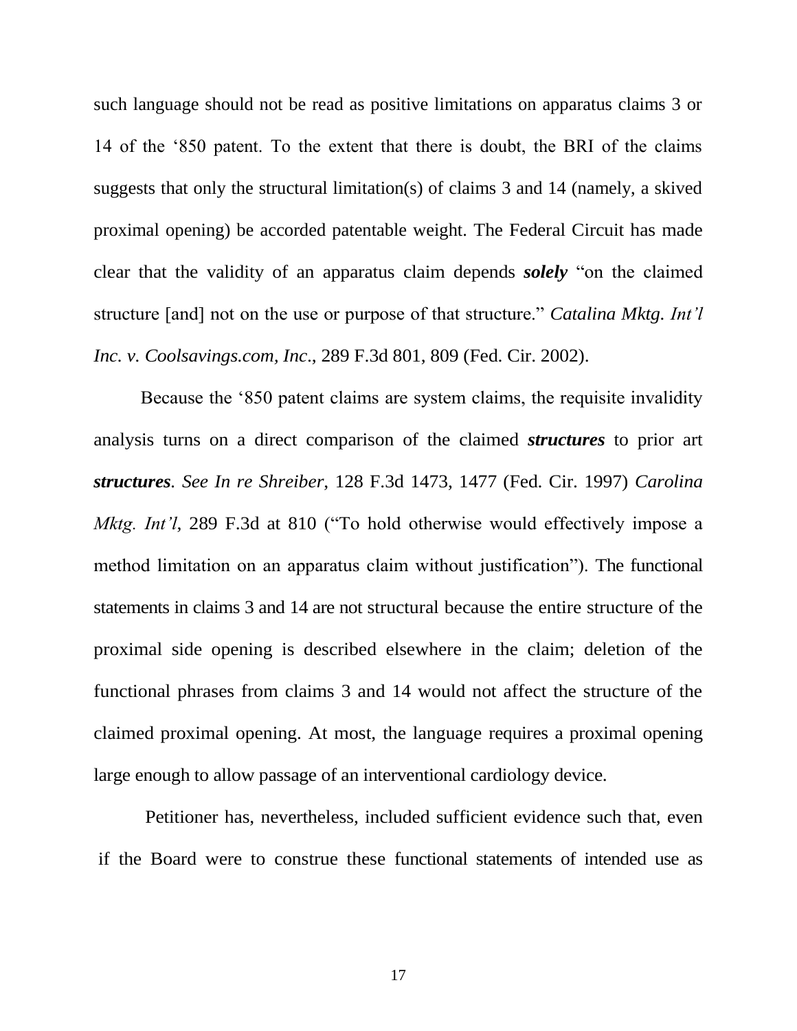such language should not be read as positive limitations on apparatus claims 3 or 14 of the '850 patent. To the extent that there is doubt, the BRI of the claims suggests that only the structural limitation(s) of claims 3 and 14 (namely, a skived proximal opening) be accorded patentable weight. The Federal Circuit has made clear that the validity of an apparatus claim depends ***solely*** "on the claimed structure [and] not on the use or purpose of that structure." *Catalina Mktg. Int'l Inc. v. Coolsavings.com, Inc*., 289 F.3d 801, 809 (Fed. Cir. 2002).

Because the '850 patent claims are system claims, the requisite invalidity analysis turns on a direct comparison of the claimed ***structures*** to prior art ***structures***. *See In re Shreiber*, 128 F.3d 1473, 1477 (Fed. Cir. 1997) *Carolina Mktg. Int'l*, 289 F.3d at 810 ("To hold otherwise would effectively impose a method limitation on an apparatus claim without justification"). The functional statements in claims 3 and 14 are not structural because the entire structure of the proximal side opening is described elsewhere in the claim; deletion of the functional phrases from claims 3 and 14 would not affect the structure of the claimed proximal opening. At most, the language requires a proximal opening large enough to allow passage of an interventional cardiology device.

Petitioner has, nevertheless, included sufficient evidence such that, even if the Board were to construe these functional statements of intended use as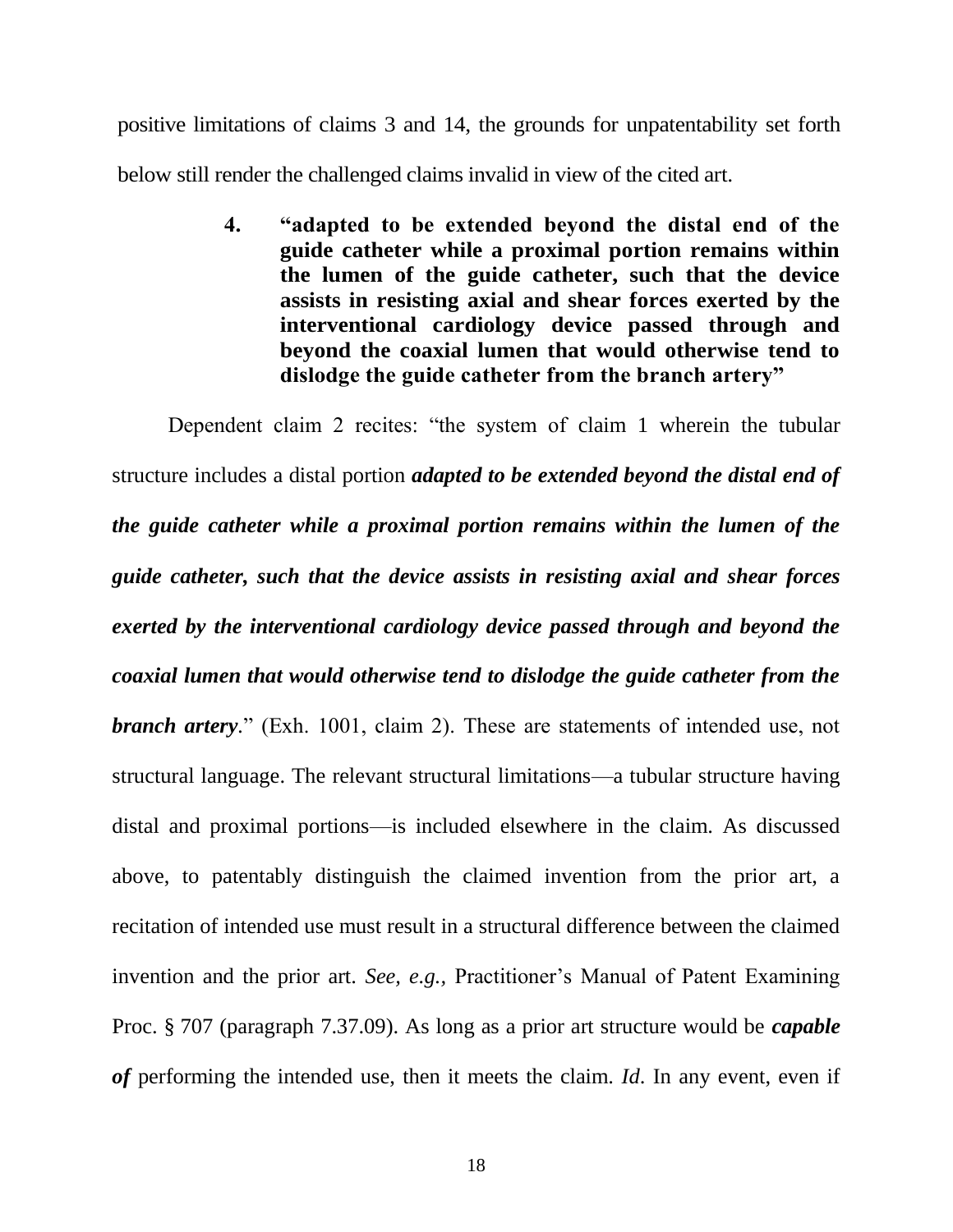positive limitations of claims 3 and 14, the grounds for unpatentability set forth below still render the challenged claims invalid in view of the cited art.

#### 4. "adapted to be extended beyond the distal end of the guide catheter while a proximal portion remains within the lumen of the guide catheter, such that the device assists in resisting axial and shear forces exerted by the interventional cardiology device passed through and beyond the coaxial lumen that would otherwise tend to dislodge the guide catheter from the branch artery"

Dependent claim 2 recites: "the system of claim 1 wherein the tubular structure includes a distal portion ***adapted to be extended beyond the distal end of the guide catheter while a proximal portion remains within the lumen of the guide catheter, such that the device assists in resisting axial and shear forces exerted by the interventional cardiology device passed through and beyond the coaxial lumen that would otherwise tend to dislodge the guide catheter from the branch artery***." (Exh. 1001, claim 2). These are statements of intended use, not structural language. The relevant structural limitations—a tubular structure having distal and proximal portions—is included elsewhere in the claim. As discussed above, to patentably distinguish the claimed invention from the prior art, a recitation of intended use must result in a structural difference between the claimed invention and the prior art. *See, e.g.,* Practitioner's Manual of Patent Examining Proc. § 707 (paragraph 7.37.09). As long as a prior art structure would be ***capable of*** performing the intended use, then it meets the claim. *Id*. In any event, even if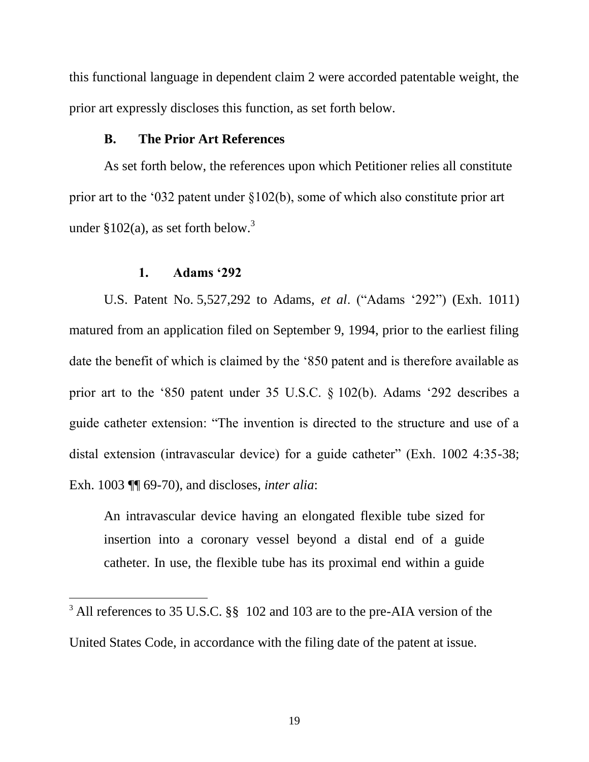this functional language in dependent claim 2 were accorded patentable weight, the prior art expressly discloses this function, as set forth below.

### B. The Prior Art References

As set forth below, the references upon which Petitioner relies all constitute prior art to the '032 patent under §102(b), some of which also constitute prior art under §102(a), as set forth below.[3]

#### 1. Adams '292

U.S. Patent No. 5,527,292 to Adams, *et al*. ("Adams '292") (Exh. 1011) matured from an application filed on September 9, 1994, prior to the earliest filing date the benefit of which is claimed by the '850 patent and is therefore available as prior art to the '850 patent under 35 U.S.C. § 102(b). Adams '292 describes a guide catheter extension: "The invention is directed to the structure and use of a distal extension (intravascular device) for a guide catheter" (Exh. 1002 4:35-38; Exh. 1003 ¶¶ 69-70), and discloses, *inter alia*:

> An intravascular device having an elongated flexible tube sized for insertion into a coronary vessel beyond a distal end of a guide catheter. In use, the flexible tube has its proximal end within a guide

[3] All references to 35 U.S.C. §§ 102 and 103 are to the pre-AIA version of the United States Code, in accordance with the filing date of the patent at issue.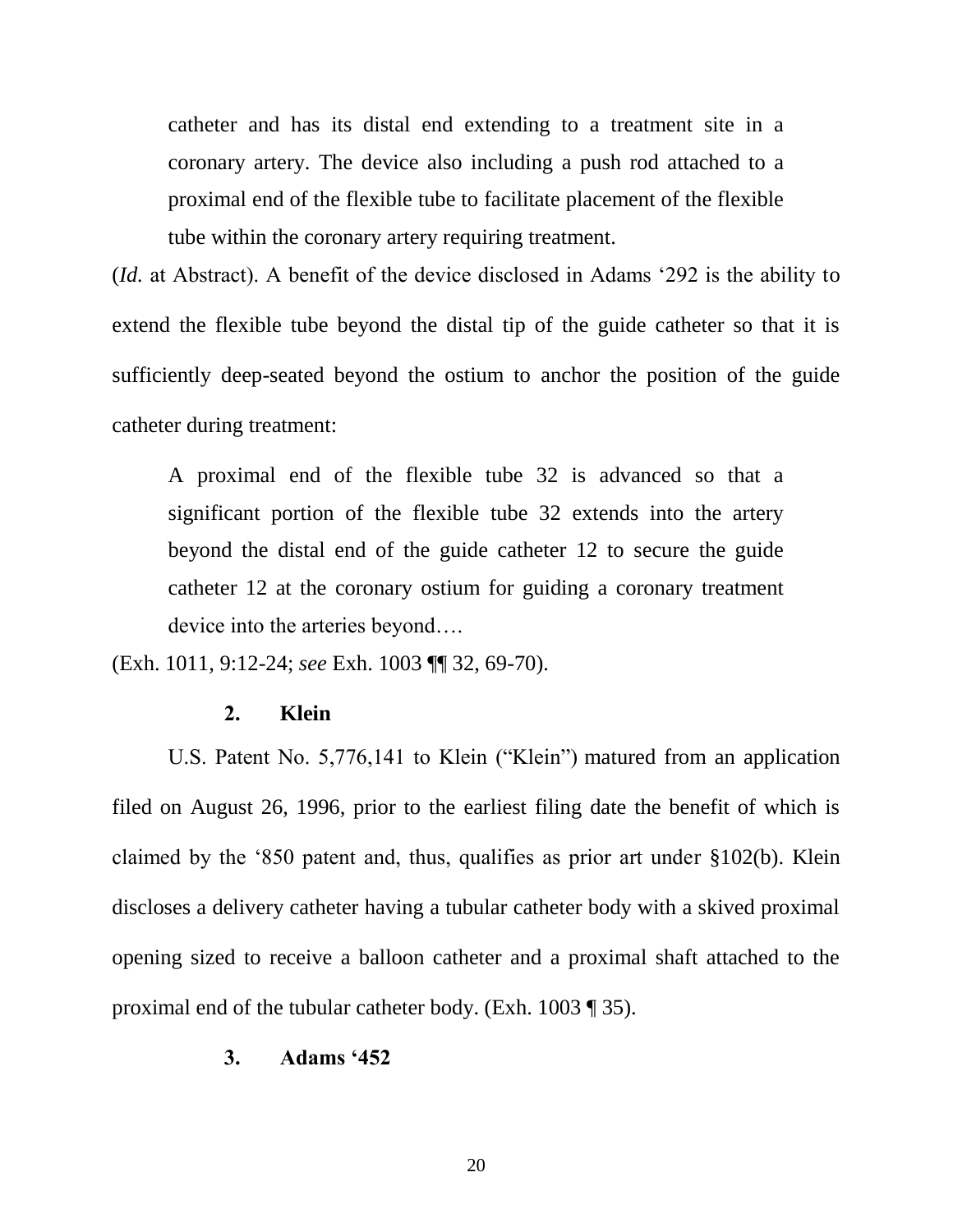> catheter and has its distal end extending to a treatment site in a coronary artery. The device also including a push rod attached to a proximal end of the flexible tube to facilitate placement of the flexible tube within the coronary artery requiring treatment.

(*Id.* at Abstract). A benefit of the device disclosed in Adams '292 is the ability to extend the flexible tube beyond the distal tip of the guide catheter so that it is sufficiently deep-seated beyond the ostium to anchor the position of the guide catheter during treatment:

> A proximal end of the flexible tube 32 is advanced so that a significant portion of the flexible tube 32 extends into the artery beyond the distal end of the guide catheter 12 to secure the guide catheter 12 at the coronary ostium for guiding a coronary treatment device into the arteries beyond….

(Exh. 1011, 9:12-24; *see* Exh. 1003 ¶¶ 32, 69-70).

### 2. Klein

U.S. Patent No. 5,776,141 to Klein ("Klein") matured from an application filed on August 26, 1996, prior to the earliest filing date the benefit of which is claimed by the '850 patent and, thus, qualifies as prior art under §102(b). Klein discloses a delivery catheter having a tubular catheter body with a skived proximal opening sized to receive a balloon catheter and a proximal shaft attached to the proximal end of the tubular catheter body. (Exh. 1003 ¶ 35).

### 3. Adams '452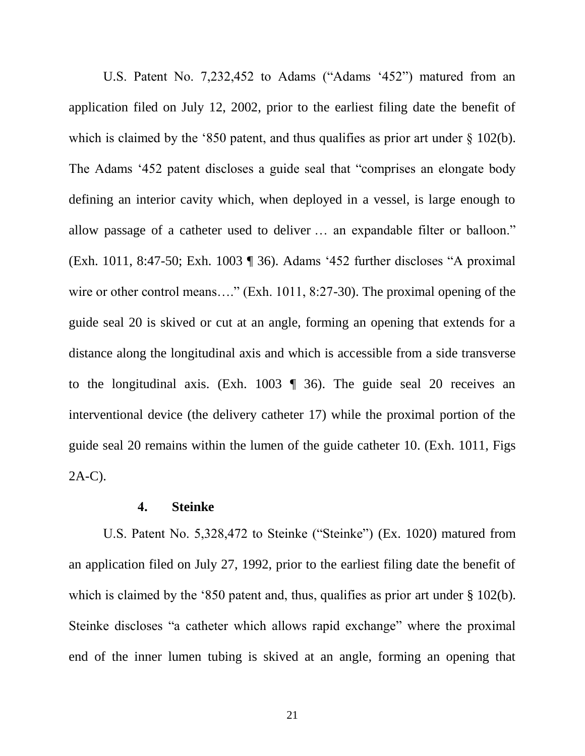U.S. Patent No. 7,232,452 to Adams ("Adams '452") matured from an application filed on July 12, 2002, prior to the earliest filing date the benefit of which is claimed by the '850 patent, and thus qualifies as prior art under § 102(b). The Adams '452 patent discloses a guide seal that "comprises an elongate body defining an interior cavity which, when deployed in a vessel, is large enough to allow passage of a catheter used to deliver … an expandable filter or balloon." (Exh. 1011, 8:47-50; Exh. 1003 ¶ 36). Adams '452 further discloses "A proximal wire or other control means…." (Exh. 1011, 8:27-30). The proximal opening of the guide seal 20 is skived or cut at an angle, forming an opening that extends for a distance along the longitudinal axis and which is accessible from a side transverse to the longitudinal axis. (Exh. 1003 ¶ 36). The guide seal 20 receives an interventional device (the delivery catheter 17) while the proximal portion of the guide seal 20 remains within the lumen of the guide catheter 10. (Exh. 1011, Figs 2A-C).

#### 4. Steinke

U.S. Patent No. 5,328,472 to Steinke ("Steinke") (Ex. 1020) matured from an application filed on July 27, 1992, prior to the earliest filing date the benefit of which is claimed by the '850 patent and, thus, qualifies as prior art under § 102(b). Steinke discloses "a catheter which allows rapid exchange" where the proximal end of the inner lumen tubing is skived at an angle, forming an opening that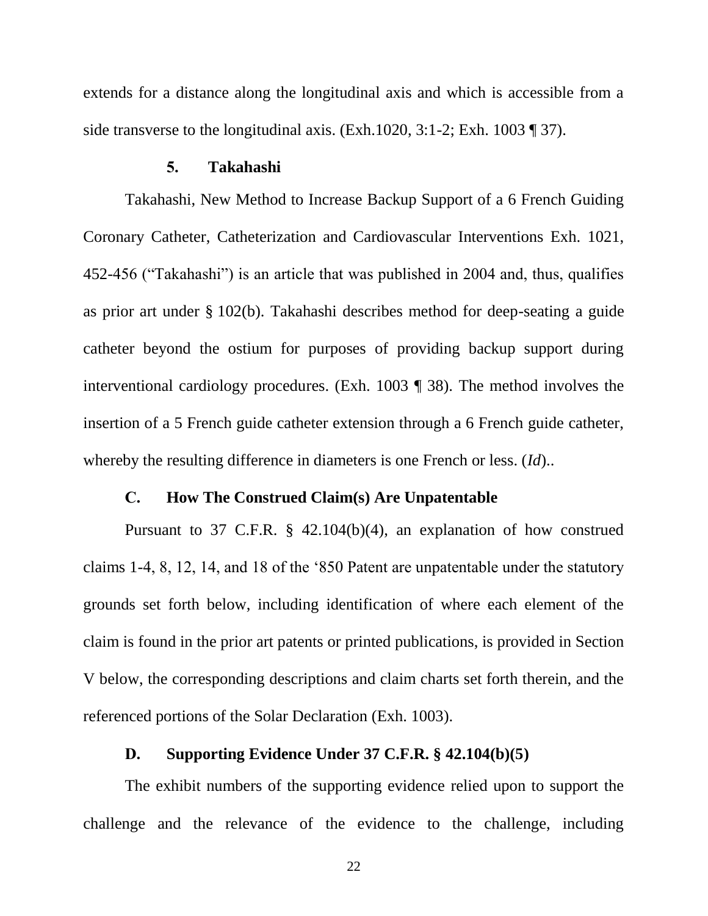extends for a distance along the longitudinal axis and which is accessible from a side transverse to the longitudinal axis. (Exh.1020, 3:1-2; Exh. 1003 ¶ 37).

### 5. Takahashi

Takahashi, New Method to Increase Backup Support of a 6 French Guiding Coronary Catheter, Catheterization and Cardiovascular Interventions Exh. 1021, 452-456 ("Takahashi") is an article that was published in 2004 and, thus, qualifies as prior art under § 102(b). Takahashi describes method for deep-seating a guide catheter beyond the ostium for purposes of providing backup support during interventional cardiology procedures. (Exh. 1003 ¶ 38). The method involves the insertion of a 5 French guide catheter extension through a 6 French guide catheter, whereby the resulting difference in diameters is one French or less. (*Id*)..

## C. How The Construed Claim(s) Are Unpatentable

Pursuant to 37 C.F.R. § 42.104(b)(4), an explanation of how construed claims 1-4, 8, 12, 14, and 18 of the '850 Patent are unpatentable under the statutory grounds set forth below, including identification of where each element of the claim is found in the prior art patents or printed publications, is provided in Section V below, the corresponding descriptions and claim charts set forth therein, and the referenced portions of the Solar Declaration (Exh. 1003).

## D. Supporting Evidence Under 37 C.F.R. § 42.104(b)(5)

The exhibit numbers of the supporting evidence relied upon to support the challenge and the relevance of the evidence to the challenge, including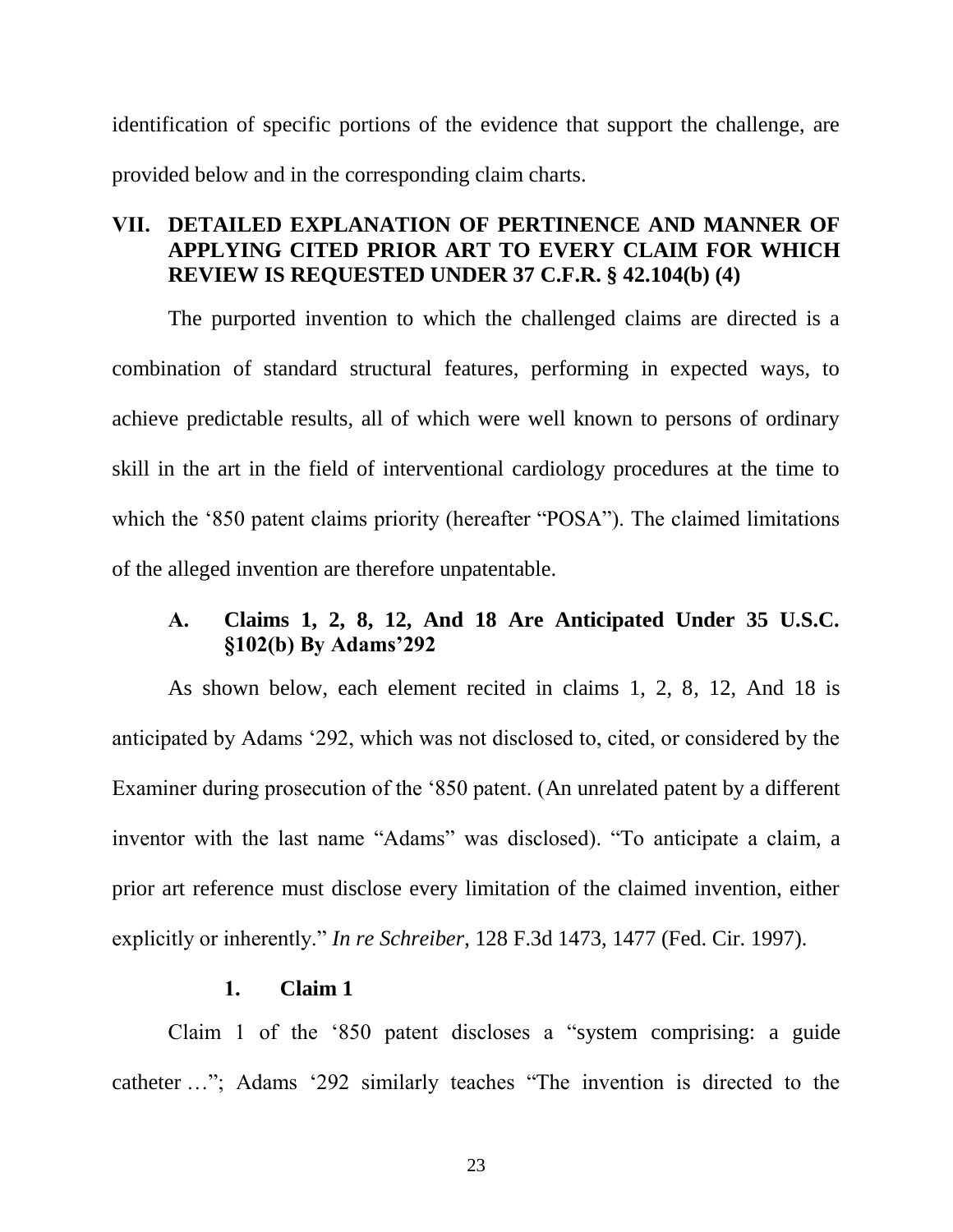identification of specific portions of the evidence that support the challenge, are provided below and in the corresponding claim charts.

## VII. DETAILED EXPLANATION OF PERTINENCE AND MANNER OF APPLYING CITED PRIOR ART TO EVERY CLAIM FOR WHICH REVIEW IS REQUESTED UNDER 37 C.F.R. § 42.104(b) (4)

The purported invention to which the challenged claims are directed is a combination of standard structural features, performing in expected ways, to achieve predictable results, all of which were well known to persons of ordinary skill in the art in the field of interventional cardiology procedures at the time to which the '850 patent claims priority (hereafter "POSA"). The claimed limitations of the alleged invention are therefore unpatentable.

### A. Claims 1, 2, 8, 12, And 18 Are Anticipated Under 35 U.S.C. §102(b) By Adams'292

As shown below, each element recited in claims 1, 2, 8, 12, And 18 is anticipated by Adams '292, which was not disclosed to, cited, or considered by the Examiner during prosecution of the '850 patent. (An unrelated patent by a different inventor with the last name "Adams" was disclosed). "To anticipate a claim, a prior art reference must disclose every limitation of the claimed invention, either explicitly or inherently." *In re Schreiber*, 128 F.3d 1473, 1477 (Fed. Cir. 1997).

#### 1. Claim 1

Claim 1 of the '850 patent discloses a "system comprising: a guide catheter …"; Adams '292 similarly teaches "The invention is directed to the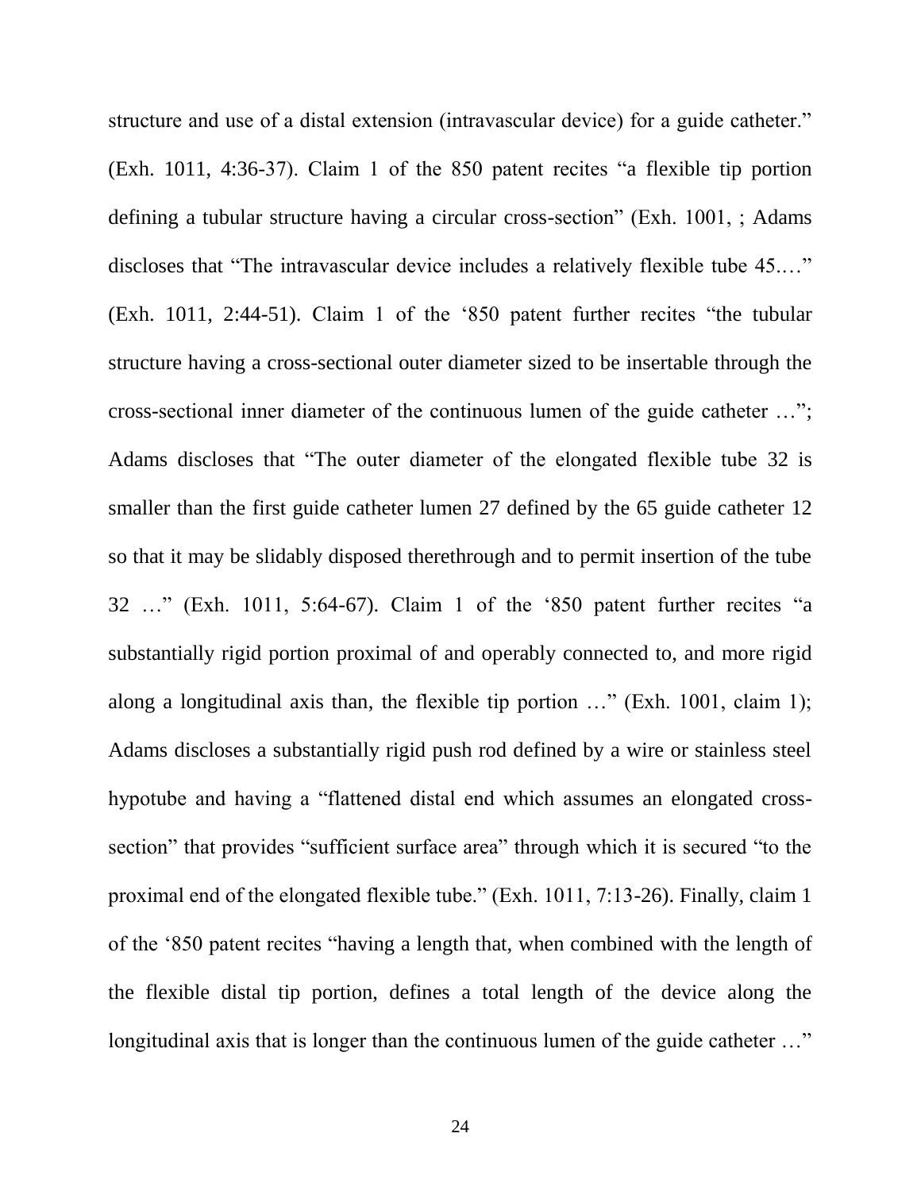structure and use of a distal extension (intravascular device) for a guide catheter." (Exh. 1011, 4:36-37). Claim 1 of the 850 patent recites "a flexible tip portion defining a tubular structure having a circular cross-section" (Exh. 1001, ; Adams discloses that "The intravascular device includes a relatively flexible tube 45.…" (Exh. 1011, 2:44-51). Claim 1 of the '850 patent further recites "the tubular structure having a cross-sectional outer diameter sized to be insertable through the cross-sectional inner diameter of the continuous lumen of the guide catheter …"; Adams discloses that "The outer diameter of the elongated flexible tube 32 is smaller than the first guide catheter lumen 27 defined by the 65 guide catheter 12 so that it may be slidably disposed therethrough and to permit insertion of the tube 32 …" (Exh. 1011, 5:64-67). Claim 1 of the '850 patent further recites "a substantially rigid portion proximal of and operably connected to, and more rigid along a longitudinal axis than, the flexible tip portion …" (Exh. 1001, claim 1); Adams discloses a substantially rigid push rod defined by a wire or stainless steel hypotube and having a "flattened distal end which assumes an elongated cross-section" that provides "sufficient surface area" through which it is secured "to the proximal end of the elongated flexible tube." (Exh. 1011, 7:13-26). Finally, claim 1 of the '850 patent recites "having a length that, when combined with the length of the flexible distal tip portion, defines a total length of the device along the longitudinal axis that is longer than the continuous lumen of the guide catheter …"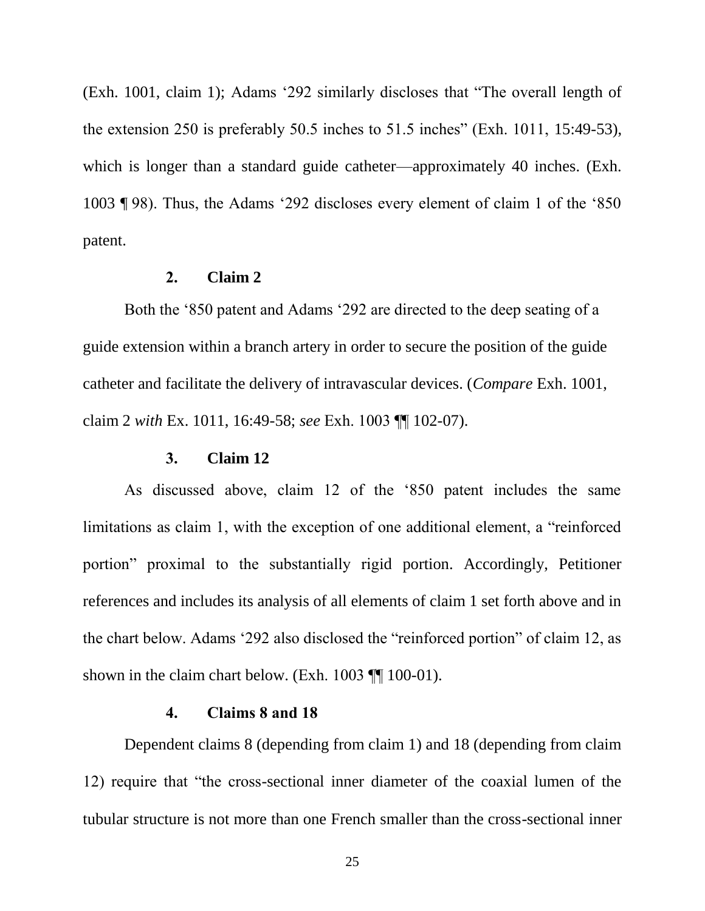(Exh. 1001, claim 1); Adams '292 similarly discloses that "The overall length of the extension 250 is preferably 50.5 inches to 51.5 inches" (Exh. 1011, 15:49-53), which is longer than a standard guide catheter—approximately 40 inches. (Exh. 1003 ¶ 98). Thus, the Adams '292 discloses every element of claim 1 of the '850 patent.

#### 2. Claim 2

Both the '850 patent and Adams '292 are directed to the deep seating of a guide extension within a branch artery in order to secure the position of the guide catheter and facilitate the delivery of intravascular devices. (*Compare* Exh. 1001, claim 2 *with* Ex. 1011, 16:49-58; *see* Exh. 1003 ¶¶ 102-07).

#### 3. Claim 12

As discussed above, claim 12 of the '850 patent includes the same limitations as claim 1, with the exception of one additional element, a "reinforced portion" proximal to the substantially rigid portion. Accordingly, Petitioner references and includes its analysis of all elements of claim 1 set forth above and in the chart below. Adams '292 also disclosed the "reinforced portion" of claim 12, as shown in the claim chart below. (Exh. 1003 ¶¶ 100-01).

#### 4. Claims 8 and 18

Dependent claims 8 (depending from claim 1) and 18 (depending from claim 12) require that "the cross-sectional inner diameter of the coaxial lumen of the tubular structure is not more than one French smaller than the cross-sectional inner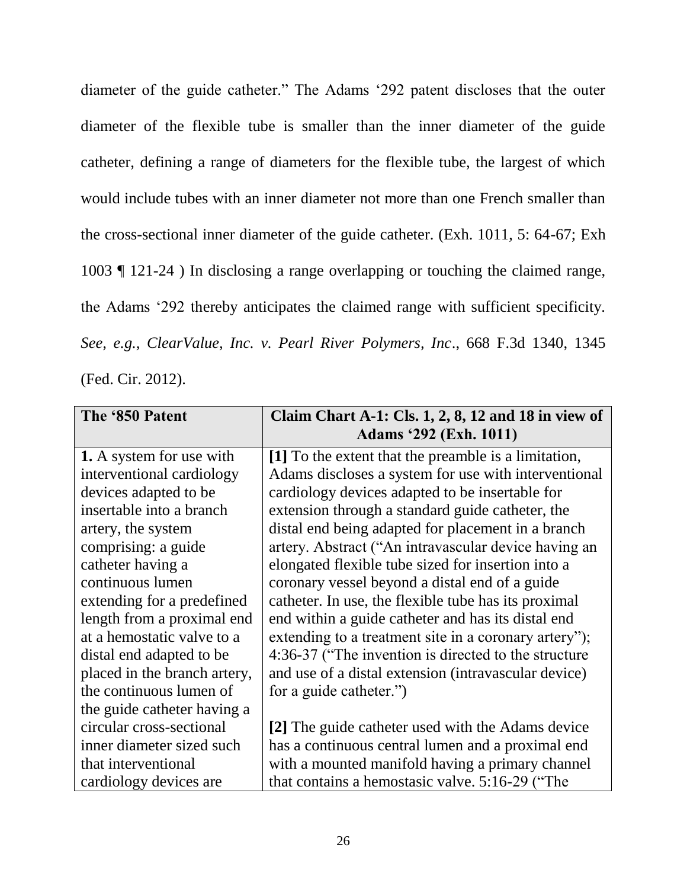diameter of the guide catheter." The Adams '292 patent discloses that the outer diameter of the flexible tube is smaller than the inner diameter of the guide catheter, defining a range of diameters for the flexible tube, the largest of which would include tubes with an inner diameter not more than one French smaller than the cross-sectional inner diameter of the guide catheter. (Exh. 1011, 5: 64-67; Exh 1003 ¶ 121-24 ) In disclosing a range overlapping or touching the claimed range, the Adams '292 thereby anticipates the claimed range with sufficient specificity. *See, e.g., ClearValue, Inc. v. Pearl River Polymers, Inc*., 668 F.3d 1340, 1345 (Fed. Cir. 2012).

| **The '850 Patent** | **Claim Chart A-1: Cls. 1, 2, 8, 12 and 18 in view of Adams '292 (Exh. 1011)** |
|---|---|
| **1.** A system for use with interventional cardiology devices adapted to be insertable into a branch artery, the system comprising: a guide catheter having a continuous lumen extending for a predefined length from a proximal end at a hemostatic valve to a distal end adapted to be placed in the branch artery, the continuous lumen of the guide catheter having a circular cross-sectional inner diameter sized such that interventional cardiology devices are | **[1]** To the extent that the preamble is a limitation, Adams discloses a system for use with interventional cardiology devices adapted to be insertable for extension through a standard guide catheter, the distal end being adapted for placement in a branch artery. Abstract ("An intravascular device having an elongated flexible tube sized for insertion into a coronary vessel beyond a distal end of a guide catheter. In use, the flexible tube has its proximal end within a guide catheter and has its distal end extending to a treatment site in a coronary artery"); 4:36-37 ("The invention is directed to the structure and use of a distal extension (intravascular device) for a guide catheter.")<br><br>**[2]** The guide catheter used with the Adams device has a continuous central lumen and a proximal end with a mounted manifold having a primary channel that contains a hemostasic valve. 5:16-29 ("The |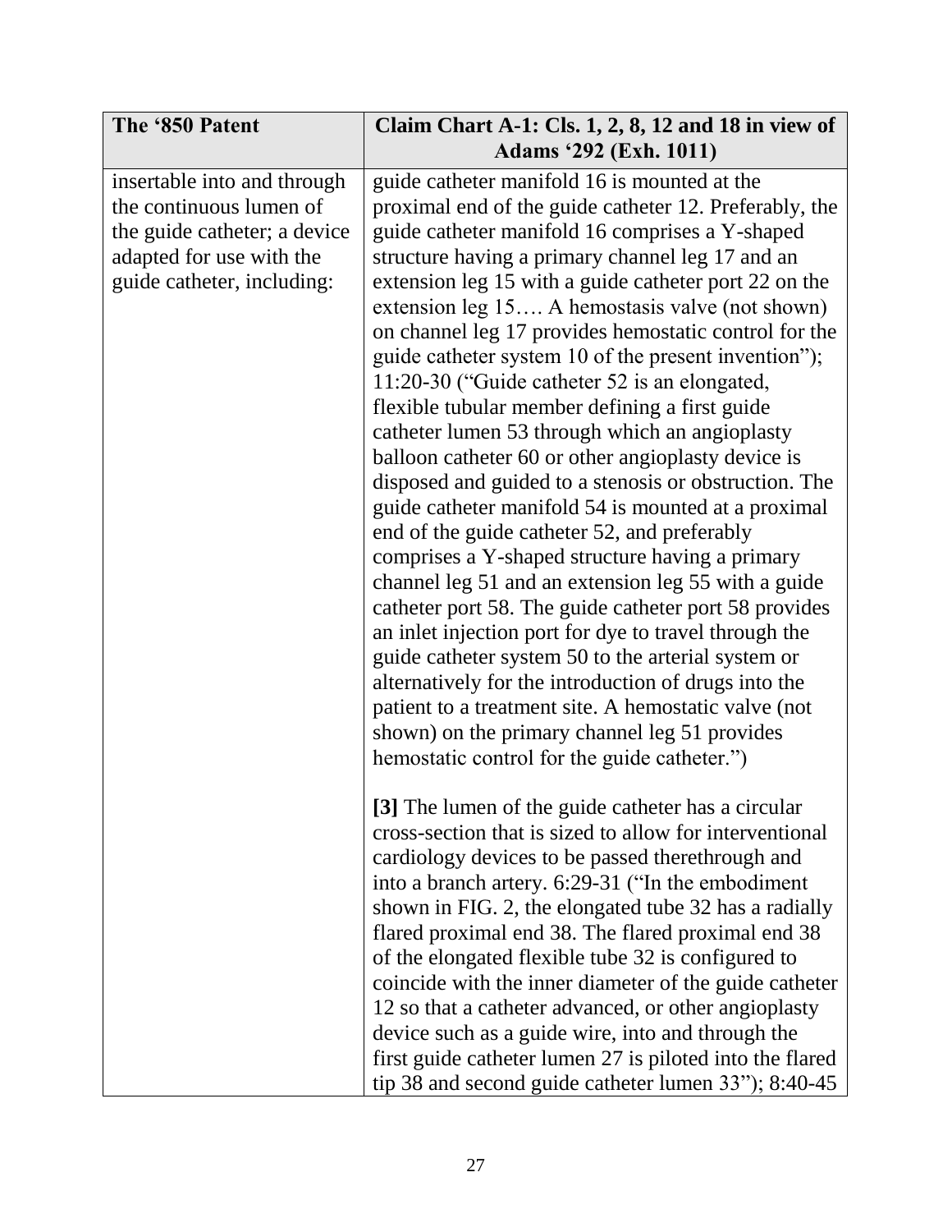| The '850 Patent | Claim Chart A-1: Cls. 1, 2, 8, 12 and 18 in view of Adams '292 (Exh. 1011) |
|---|---|
| insertable into and through the continuous lumen of the guide catheter; a device adapted for use with the guide catheter, including: | guide catheter manifold 16 is mounted at the proximal end of the guide catheter 12. Preferably, the guide catheter manifold 16 comprises a Y-shaped structure having a primary channel leg 17 and an extension leg 15 with a guide catheter port 22 on the extension leg 15…. A hemostasis valve (not shown) on channel leg 17 provides hemostatic control for the guide catheter system 10 of the present invention"); 11:20-30 ("Guide catheter 52 is an elongated, flexible tubular member defining a first guide catheter lumen 53 through which an angioplasty balloon catheter 60 or other angioplasty device is disposed and guided to a stenosis or obstruction. The guide catheter manifold 54 is mounted at a proximal end of the guide catheter 52, and preferably comprises a Y-shaped structure having a primary channel leg 51 and an extension leg 55 with a guide catheter port 58. The guide catheter port 58 provides an inlet injection port for dye to travel through the guide catheter system 50 to the arterial system or alternatively for the introduction of drugs into the patient to a treatment site. A hemostatic valve (not shown) on the primary channel leg 51 provides hemostatic control for the guide catheter.")<br><br>**[3]** The lumen of the guide catheter has a circular cross-section that is sized to allow for interventional cardiology devices to be passed therethrough and into a branch artery. 6:29-31 ("In the embodiment shown in FIG. 2, the elongated tube 32 has a radially flared proximal end 38. The flared proximal end 38 of the elongated flexible tube 32 is configured to coincide with the inner diameter of the guide catheter 12 so that a catheter advanced, or other angioplasty device such as a guide wire, into and through the first guide catheter lumen 27 is piloted into the flared tip 38 and second guide catheter lumen 33"); 8:40-45 |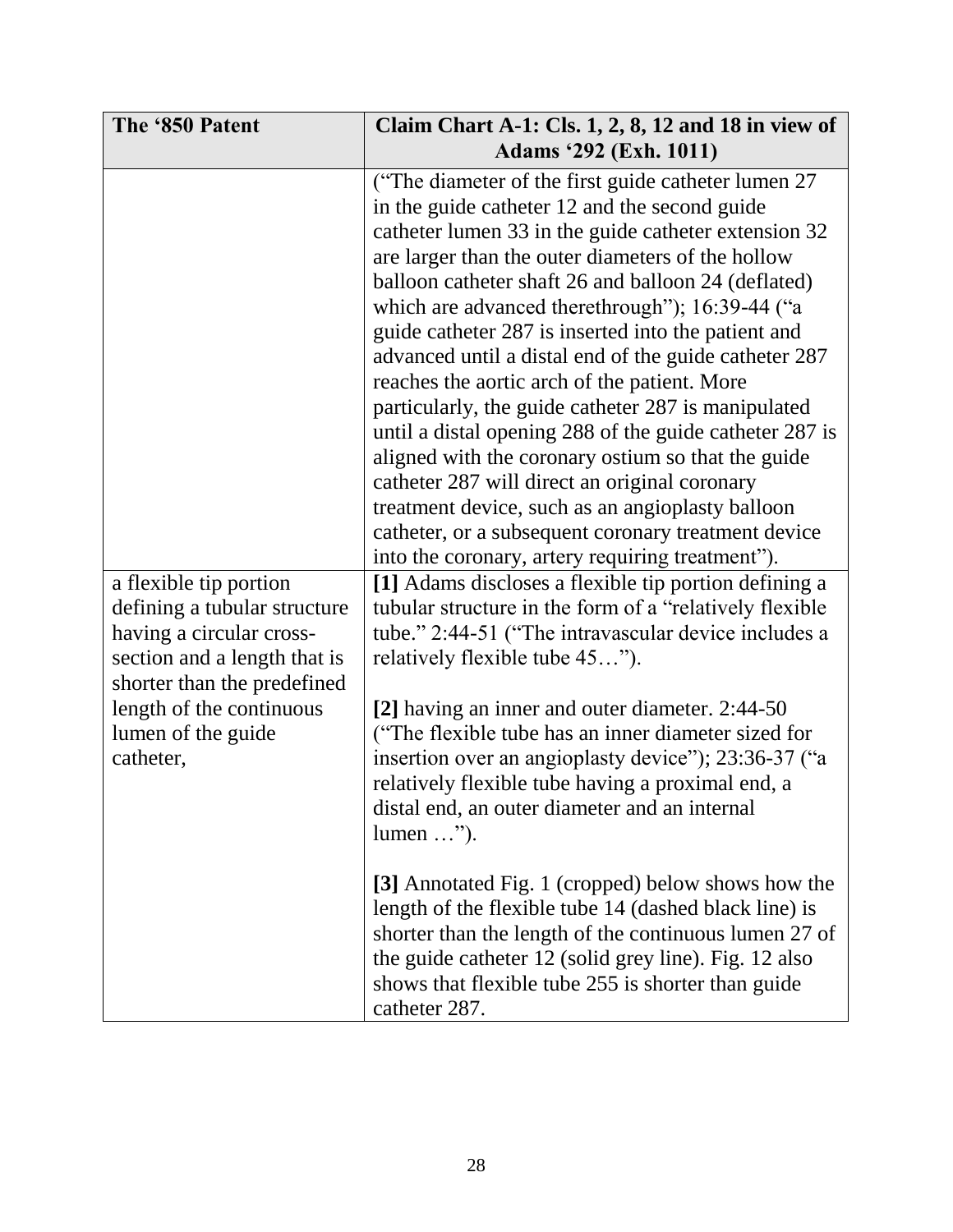| The '850 Patent | Claim Chart A-1: Cls. 1, 2, 8, 12 and 18 in view of Adams '292 (Exh. 1011) |
|---|---|
| | ("The diameter of the first guide catheter lumen 27 in the guide catheter 12 and the second guide catheter lumen 33 in the guide catheter extension 32 are larger than the outer diameters of the hollow balloon catheter shaft 26 and balloon 24 (deflated) which are advanced therethrough"); 16:39-44 ("a guide catheter 287 is inserted into the patient and advanced until a distal end of the guide catheter 287 reaches the aortic arch of the patient. More particularly, the guide catheter 287 is manipulated until a distal opening 288 of the guide catheter 287 is aligned with the coronary ostium so that the guide catheter 287 will direct an original coronary treatment device, such as an angioplasty balloon catheter, or a subsequent coronary treatment device into the coronary, artery requiring treatment"). |
| a flexible tip portion defining a tubular structure having a circular cross-section and a length that is shorter than the predefined length of the continuous lumen of the guide catheter, | **[1]** Adams discloses a flexible tip portion defining a tubular structure in the form of a "relatively flexible tube." 2:44-51 ("The intravascular device includes a relatively flexible tube 45…").<br><br>**[2]** having an inner and outer diameter. 2:44-50 ("The flexible tube has an inner diameter sized for insertion over an angioplasty device"); 23:36-37 ("a relatively flexible tube having a proximal end, a distal end, an outer diameter and an internal lumen …").<br><br>**[3]** Annotated Fig. 1 (cropped) below shows how the length of the flexible tube 14 (dashed black line) is shorter than the length of the continuous lumen 27 of the guide catheter 12 (solid grey line). Fig. 12 also shows that flexible tube 255 is shorter than guide catheter 287. |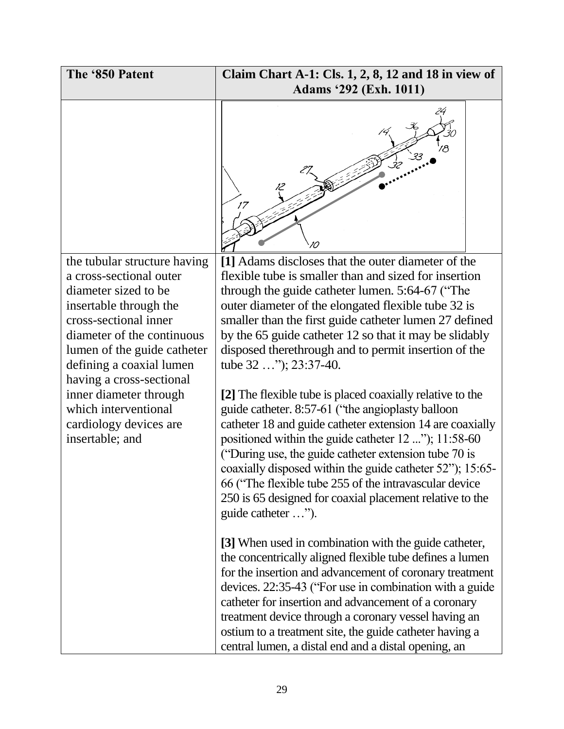| The '850 Patent | Claim Chart A-1: Cls. 1, 2, 8, 12 and 18 in view of Adams '292 (Exh. 1011) |
| --- | --- |
| | |
| the tubular structure having a cross-sectional outer diameter sized to be insertable through the cross-sectional inner diameter of the continuous lumen of the guide catheter defining a coaxial lumen having a cross-sectional inner diameter through which interventional cardiology devices are insertable; and | **[1]** Adams discloses that the outer diameter of the flexible tube is smaller than and sized for insertion through the guide catheter lumen. 5:64-67 ("The outer diameter of the elongated flexible tube 32 is smaller than the first guide catheter lumen 27 defined by the 65 guide catheter 12 so that it may be slidably disposed therethrough and to permit insertion of the tube 32 …"); 23:37-40.<br><br>**[2]** The flexible tube is placed coaxially relative to the guide catheter. 8:57-61 ("the angioplasty balloon catheter 18 and guide catheter extension 14 are coaxially positioned within the guide catheter 12 ..."); 11:58-60 ("During use, the guide catheter extension tube 70 is coaxially disposed within the guide catheter 52"); 15:65-66 ("The flexible tube 255 of the intravascular device 250 is 65 designed for coaxial placement relative to the guide catheter …").<br><br>**[3]** When used in combination with the guide catheter, the concentrically aligned flexible tube defines a lumen for the insertion and advancement of coronary treatment devices. 22:35-43 ("For use in combination with a guide catheter for insertion and advancement of a coronary treatment device through a coronary vessel having an ostium to a treatment site, the guide catheter having a central lumen, a distal end and a distal opening, an |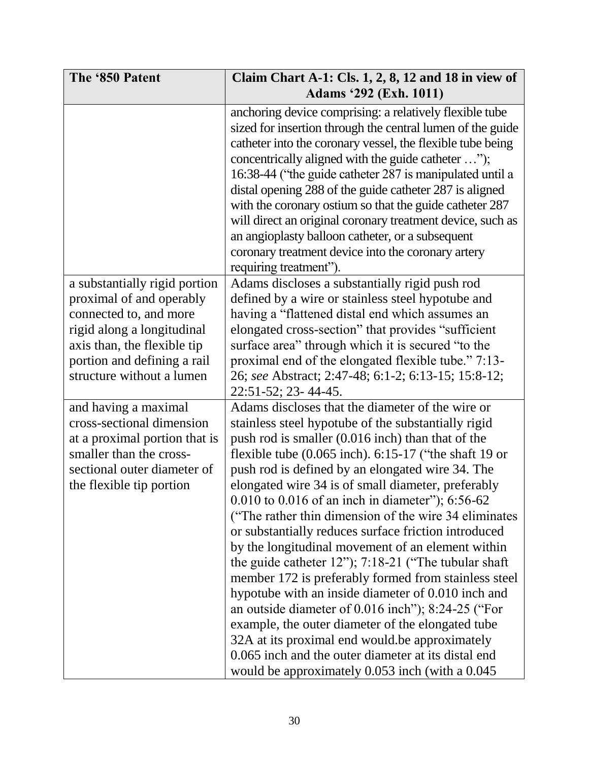| The '850 Patent | Claim Chart A-1: Cls. 1, 2, 8, 12 and 18 in view of Adams '292 (Exh. 1011) |
|---|---|
| | anchoring device comprising: a relatively flexible tube sized for insertion through the central lumen of the guide catheter into the coronary vessel, the flexible tube being concentrically aligned with the guide catheter …"); 16:38-44 ("the guide catheter 287 is manipulated until a distal opening 288 of the guide catheter 287 is aligned with the coronary ostium so that the guide catheter 287 will direct an original coronary treatment device, such as an angioplasty balloon catheter, or a subsequent coronary treatment device into the coronary artery requiring treatment"). |
| a substantially rigid portion proximal of and operably connected to, and more rigid along a longitudinal axis than, the flexible tip portion and defining a rail structure without a lumen | Adams discloses a substantially rigid push rod defined by a wire or stainless steel hypotube and having a "flattened distal end which assumes an elongated cross-section" that provides "sufficient surface area" through which it is secured "to the proximal end of the elongated flexible tube." 7:13-26; *see* Abstract; 2:47-48; 6:1-2; 6:13-15; 15:8-12; 22:51-52; 23- 44-45. |
| and having a maximal cross-sectional dimension at a proximal portion that is smaller than the cross-sectional outer diameter of the flexible tip portion | Adams discloses that the diameter of the wire or stainless steel hypotube of the substantially rigid push rod is smaller (0.016 inch) than that of the flexible tube (0.065 inch). 6:15-17 ("the shaft 19 or push rod is defined by an elongated wire 34. The elongated wire 34 is of small diameter, preferably 0.010 to 0.016 of an inch in diameter"); 6:56-62 ("The rather thin dimension of the wire 34 eliminates or substantially reduces surface friction introduced by the longitudinal movement of an element within the guide catheter 12"); 7:18-21 ("The tubular shaft member 172 is preferably formed from stainless steel hypotube with an inside diameter of 0.010 inch and an outside diameter of 0.016 inch"); 8:24-25 ("For example, the outer diameter of the elongated tube 32A at its proximal end would.be approximately 0.065 inch and the outer diameter at its distal end would be approximately 0.053 inch (with a 0.045 |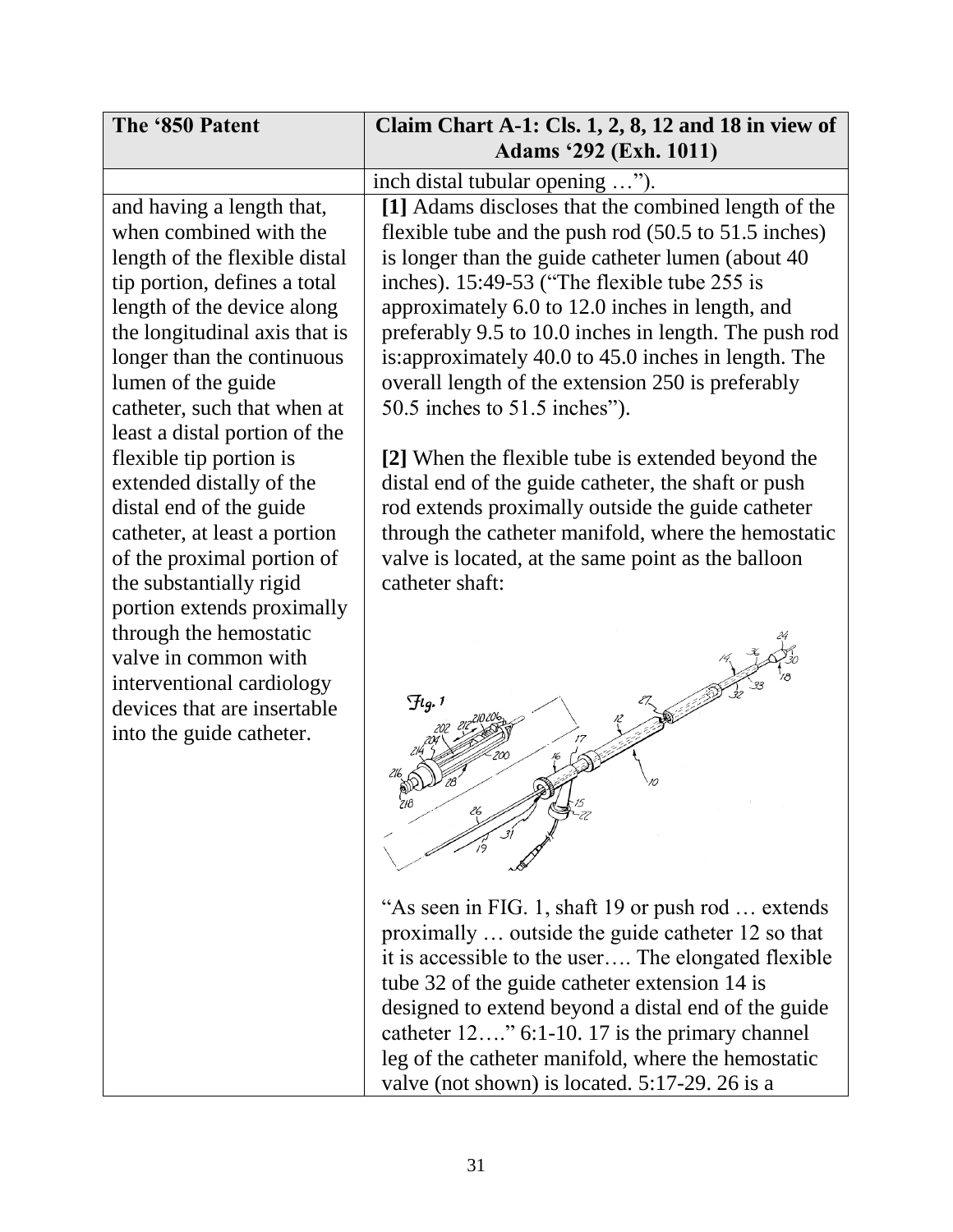| The '850 Patent | Claim Chart A-1: Cls. 1, 2, 8, 12 and 18 in view of Adams '292 (Exh. 1011) |
|---|---|
| | inch distal tubular opening …"). |
| and having a length that, when combined with the length of the flexible distal tip portion, defines a total length of the device along the longitudinal axis that is longer than the continuous lumen of the guide catheter, such that when at least a distal portion of the flexible tip portion is extended distally of the distal end of the guide catheter, at least a portion of the proximal portion of the substantially rigid portion extends proximally through the hemostatic valve in common with interventional cardiology devices that are insertable into the guide catheter. | **[1]** Adams discloses that the combined length of the flexible tube and the push rod (50.5 to 51.5 inches) is longer than the guide catheter lumen (about 40 inches). 15:49-53 ("The flexible tube 255 is approximately 6.0 to 12.0 inches in length, and preferably 9.5 to 10.0 inches in length. The push rod is:approximately 40.0 to 45.0 inches in length. The overall length of the extension 250 is preferably 50.5 inches to 51.5 inches").<br><br>**[2]** When the flexible tube is extended beyond the distal end of the guide catheter, the shaft or push rod extends proximally outside the guide catheter through the catheter manifold, where the hemostatic valve is located, at the same point as the balloon catheter shaft:<br><br>"As seen in FIG. 1, shaft 19 or push rod … extends proximally … outside the guide catheter 12 so that it is accessible to the user…. The elongated flexible tube 32 of the guide catheter extension 14 is designed to extend beyond a distal end of the guide catheter 12…." 6:1-10. 17 is the primary channel leg of the catheter manifold, where the hemostatic valve (not shown) is located. 5:17-29. 26 is a |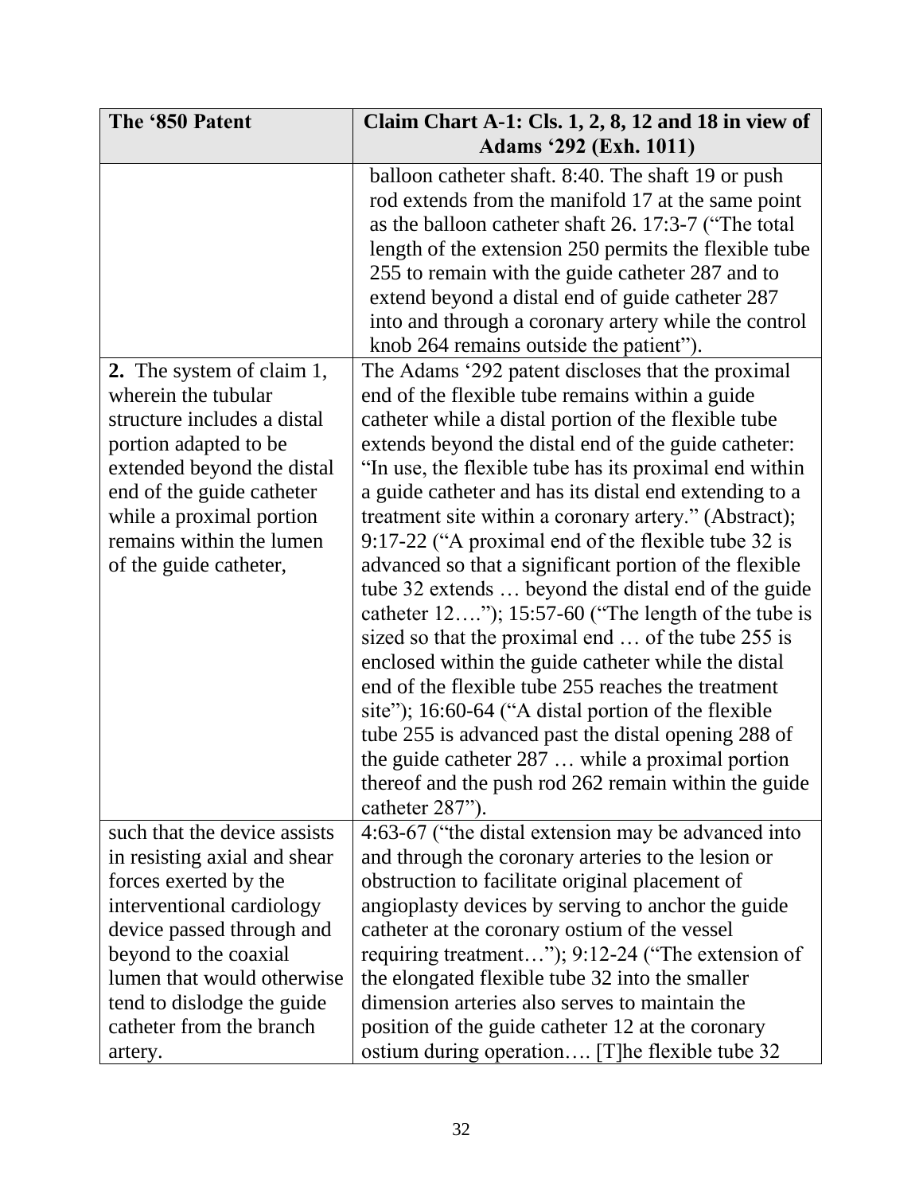| The '850 Patent | Claim Chart A-1: Cls. 1, 2, 8, 12 and 18 in view of Adams '292 (Exh. 1011) |
|---|---|
| | balloon catheter shaft. 8:40. The shaft 19 or push rod extends from the manifold 17 at the same point as the balloon catheter shaft 26. 17:3-7 ("The total length of the extension 250 permits the flexible tube 255 to remain with the guide catheter 287 and to extend beyond a distal end of guide catheter 287 into and through a coronary artery while the control knob 264 remains outside the patient"). |
| **2.** The system of claim 1, wherein the tubular structure includes a distal portion adapted to be extended beyond the distal end of the guide catheter while a proximal portion remains within the lumen of the guide catheter, | The Adams '292 patent discloses that the proximal end of the flexible tube remains within a guide catheter while a distal portion of the flexible tube extends beyond the distal end of the guide catheter: "In use, the flexible tube has its proximal end within a guide catheter and has its distal end extending to a treatment site within a coronary artery." (Abstract); 9:17-22 ("A proximal end of the flexible tube 32 is advanced so that a significant portion of the flexible tube 32 extends … beyond the distal end of the guide catheter 12…."); 15:57-60 ("The length of the tube is sized so that the proximal end … of the tube 255 is enclosed within the guide catheter while the distal end of the flexible tube 255 reaches the treatment site"); 16:60-64 ("A distal portion of the flexible tube 255 is advanced past the distal opening 288 of the guide catheter 287 … while a proximal portion thereof and the push rod 262 remain within the guide catheter 287"). |
| such that the device assists in resisting axial and shear forces exerted by the interventional cardiology device passed through and beyond to the coaxial lumen that would otherwise tend to dislodge the guide catheter from the branch artery. | 4:63-67 ("the distal extension may be advanced into and through the coronary arteries to the lesion or obstruction to facilitate original placement of angioplasty devices by serving to anchor the guide catheter at the coronary ostium of the vessel requiring treatment…"); 9:12-24 ("The extension of the elongated flexible tube 32 into the smaller dimension arteries also serves to maintain the position of the guide catheter 12 at the coronary ostium during operation…. [T]he flexible tube 32 |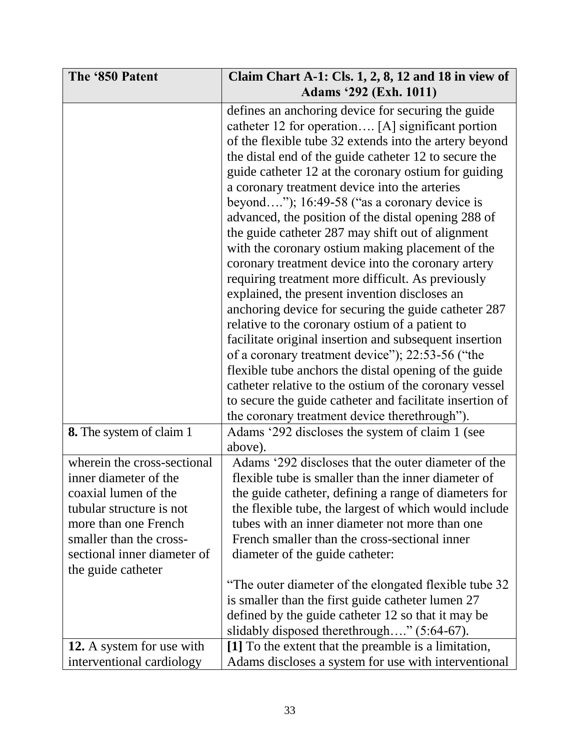| The '850 Patent | Claim Chart A-1: Cls. 1, 2, 8, 12 and 18 in view of Adams '292 (Exh. 1011) |
|---|---|
| | defines an anchoring device for securing the guide catheter 12 for operation…. [A] significant portion of the flexible tube 32 extends into the artery beyond the distal end of the guide catheter 12 to secure the guide catheter 12 at the coronary ostium for guiding a coronary treatment device into the arteries beyond…."); 16:49-58 ("as a coronary device is advanced, the position of the distal opening 288 of the guide catheter 287 may shift out of alignment with the coronary ostium making placement of the coronary treatment device into the coronary artery requiring treatment more difficult. As previously explained, the present invention discloses an anchoring device for securing the guide catheter 287 relative to the coronary ostium of a patient to facilitate original insertion and subsequent insertion of a coronary treatment device"); 22:53-56 ("the flexible tube anchors the distal opening of the guide catheter relative to the ostium of the coronary vessel to secure the guide catheter and facilitate insertion of the coronary treatment device therethrough"). |
| **8.** The system of claim 1 | Adams '292 discloses the system of claim 1 (see above). |
| wherein the cross-sectional inner diameter of the coaxial lumen of the tubular structure is not more than one French smaller than the cross-sectional inner diameter of the guide catheter | Adams '292 discloses that the outer diameter of the flexible tube is smaller than the inner diameter of the guide catheter, defining a range of diameters for the flexible tube, the largest of which would include tubes with an inner diameter not more than one French smaller than the cross-sectional inner diameter of the guide catheter:<br><br>"The outer diameter of the elongated flexible tube 32 is smaller than the first guide catheter lumen 27 defined by the guide catheter 12 so that it may be slidably disposed therethrough…." (5:64-67). |
| **12.** A system for use with interventional cardiology | **[1]** To the extent that the preamble is a limitation, Adams discloses a system for use with interventional |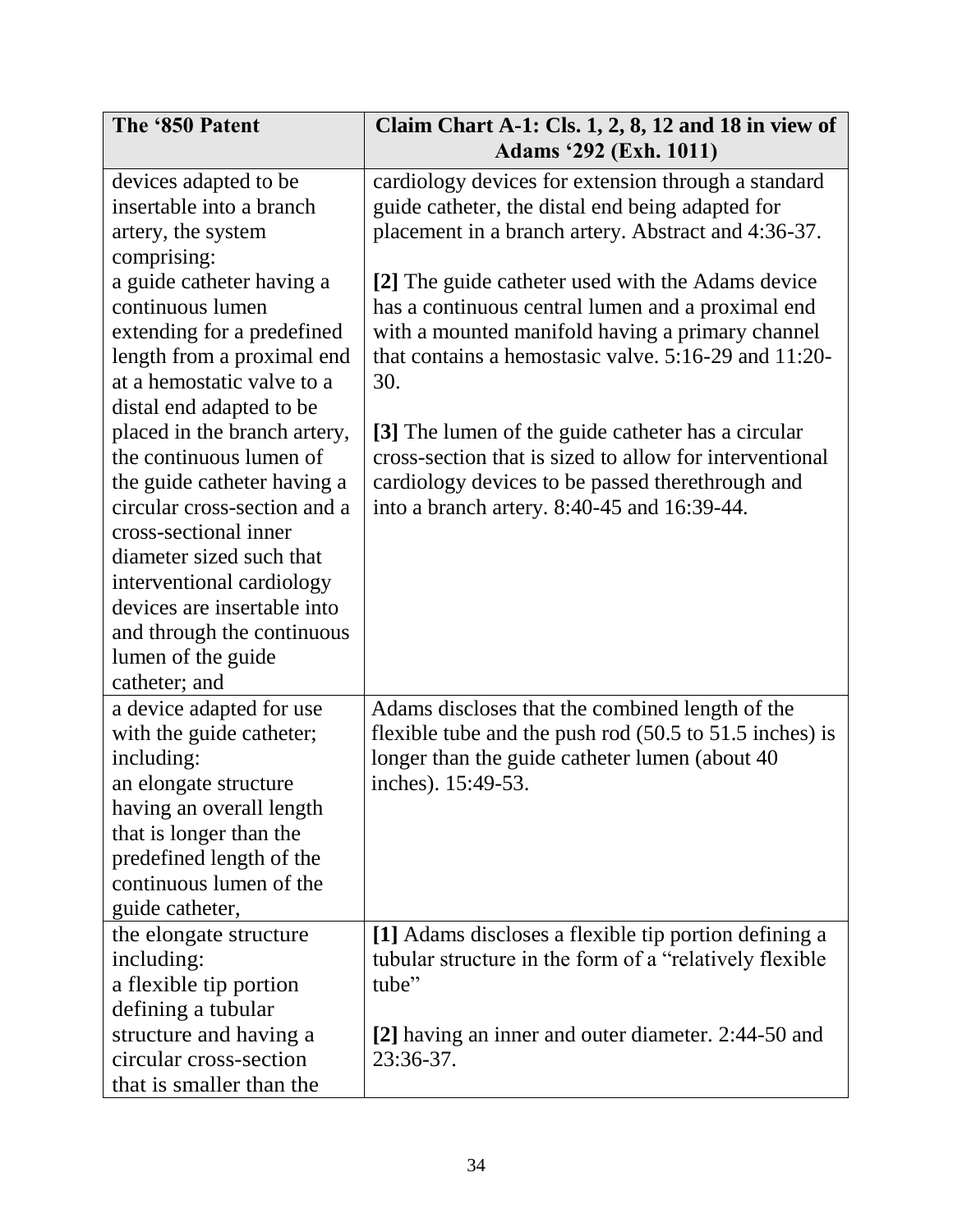| The '850 Patent | Claim Chart A-1: Cls. 1, 2, 8, 12 and 18 in view of Adams '292 (Exh. 1011) |
|---|---|
| devices adapted to be insertable into a branch artery, the system comprising:<br>a guide catheter having a continuous lumen extending for a predefined length from a proximal end at a hemostatic valve to a distal end adapted to be placed in the branch artery, the continuous lumen of the guide catheter having a circular cross-section and a cross-sectional inner diameter sized such that interventional cardiology devices are insertable into and through the continuous lumen of the guide catheter; and | cardiology devices for extension through a standard guide catheter, the distal end being adapted for placement in a branch artery. Abstract and 4:36-37.<br><br>**[2]** The guide catheter used with the Adams device has a continuous central lumen and a proximal end with a mounted manifold having a primary channel that contains a hemostasic valve. 5:16-29 and 11:20-30.<br><br>**[3]** The lumen of the guide catheter has a circular cross-section that is sized to allow for interventional cardiology devices to be passed therethrough and into a branch artery. 8:40-45 and 16:39-44. |
| a device adapted for use with the guide catheter; including:<br>an elongate structure having an overall length that is longer than the predefined length of the continuous lumen of the guide catheter, | Adams discloses that the combined length of the flexible tube and the push rod (50.5 to 51.5 inches) is longer than the guide catheter lumen (about 40 inches). 15:49-53. |
| the elongate structure including:<br>a flexible tip portion defining a tubular structure and having a circular cross-section that is smaller than the | **[1]** Adams discloses a flexible tip portion defining a tubular structure in the form of a "relatively flexible tube"<br><br>**[2]** having an inner and outer diameter. 2:44-50 and 23:36-37. |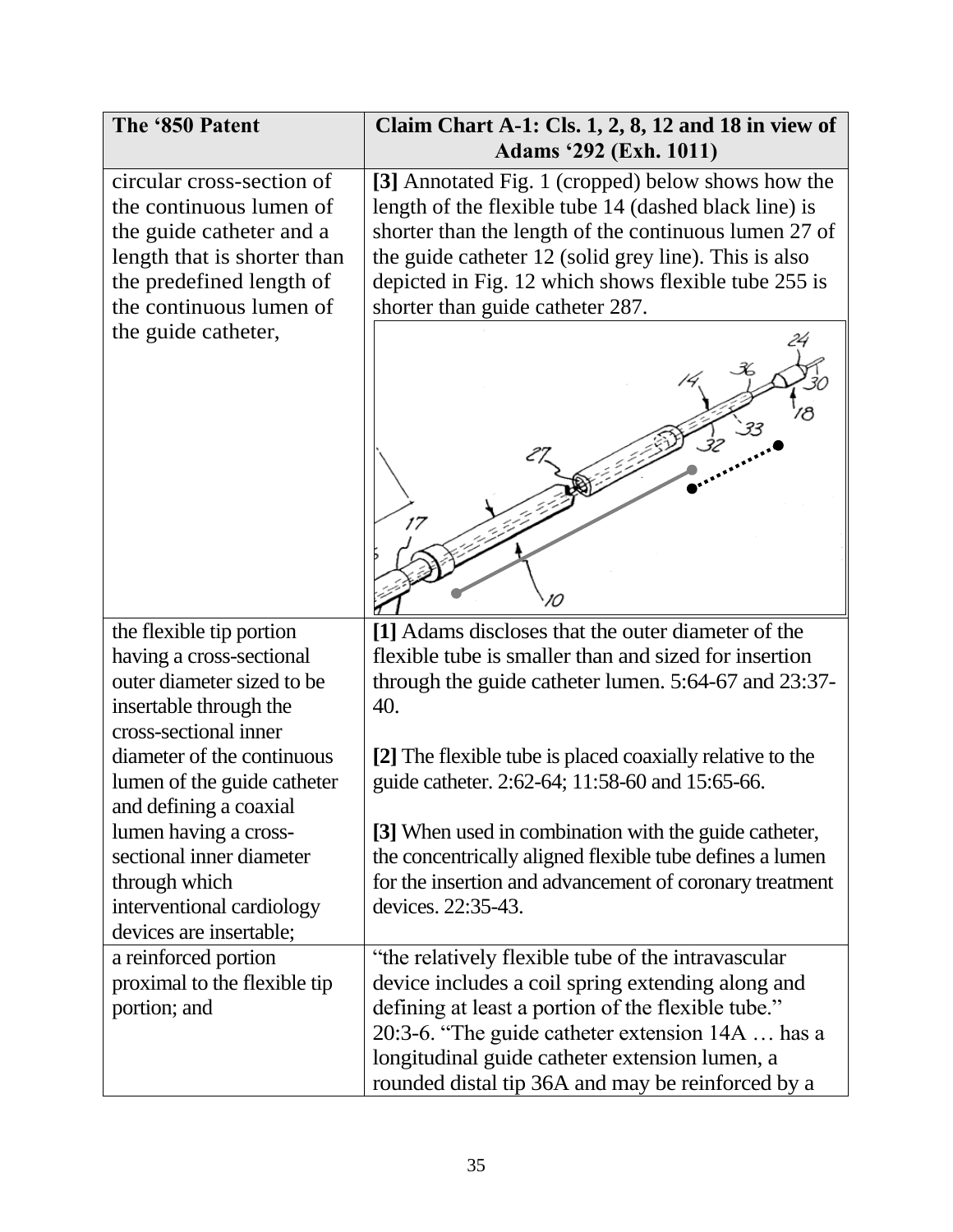| The '850 Patent | Claim Chart A-1: Cls. 1, 2, 8, 12 and 18 in view of Adams '292 (Exh. 1011) |
|---|---|
| circular cross-section of the continuous lumen of the guide catheter and a length that is shorter than the predefined length of the continuous lumen of the guide catheter, | **[3]** Annotated Fig. 1 (cropped) below shows how the length of the flexible tube 14 (dashed black line) is shorter than the length of the continuous lumen 27 of the guide catheter 12 (solid grey line). This is also depicted in Fig. 12 which shows flexible tube 255 is shorter than guide catheter 287. |
| the flexible tip portion having a cross-sectional outer diameter sized to be insertable through the cross-sectional inner diameter of the continuous lumen of the guide catheter and defining a coaxial lumen having a cross-sectional inner diameter through which interventional cardiology devices are insertable; | **[1]** Adams discloses that the outer diameter of the flexible tube is smaller than and sized for insertion through the guide catheter lumen. 5:64-67 and 23:37-40.<br><br>**[2]** The flexible tube is placed coaxially relative to the guide catheter. 2:62-64; 11:58-60 and 15:65-66.<br><br>**[3]** When used in combination with the guide catheter, the concentrically aligned flexible tube defines a lumen for the insertion and advancement of coronary treatment devices. 22:35-43. |
| a reinforced portion proximal to the flexible tip portion; and | "the relatively flexible tube of the intravascular device includes a coil spring extending along and defining at least a portion of the flexible tube." 20:3-6. "The guide catheter extension 14A … has a longitudinal guide catheter extension lumen, a rounded distal tip 36A and may be reinforced by a |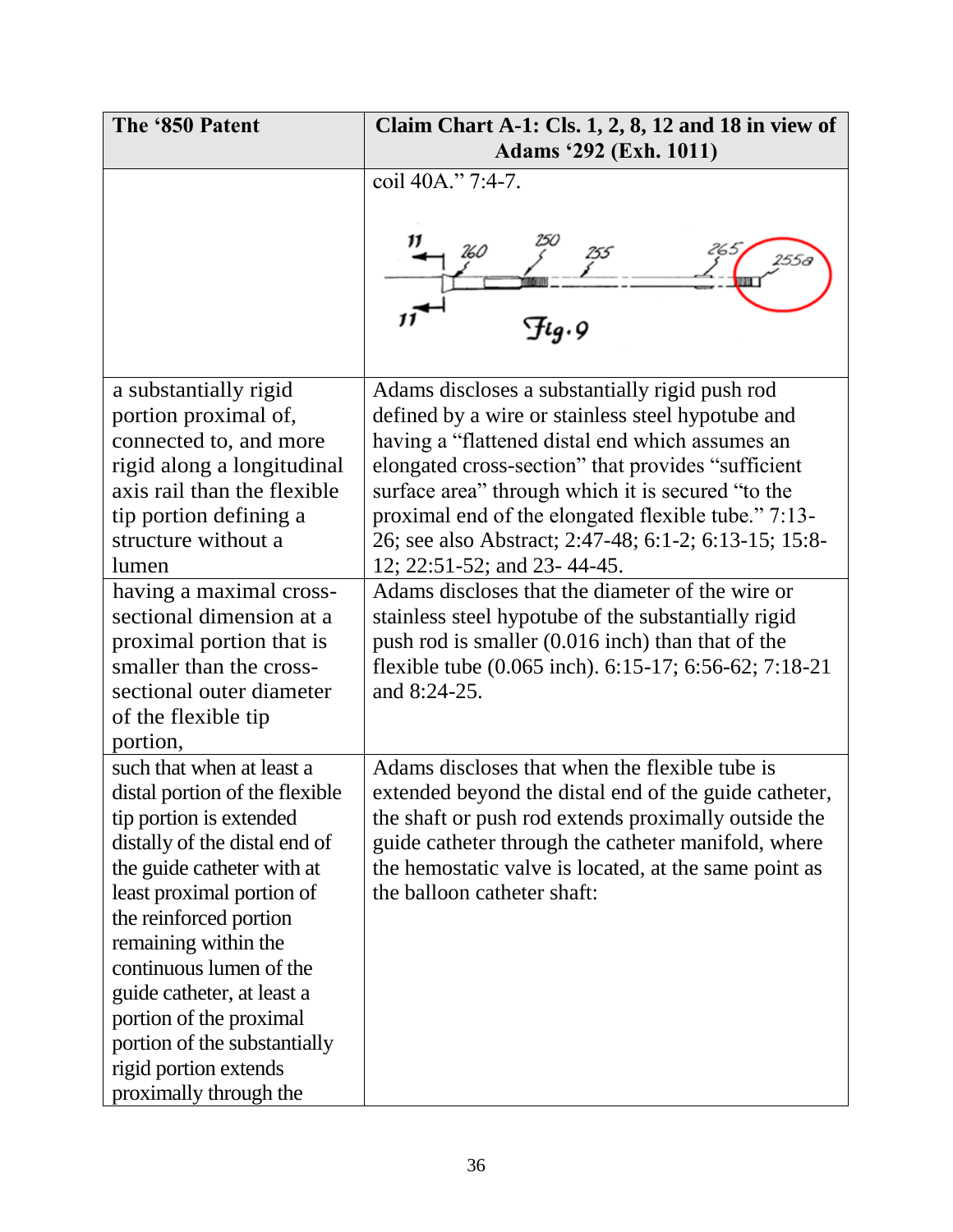| The '850 Patent | Claim Chart A-1: Cls. 1, 2, 8, 12 and 18 in view of Adams '292 (Exh. 1011) |
|---|---|
| | coil 40A." 7:4-7. |
| a substantially rigid portion proximal of, connected to, and more rigid along a longitudinal axis rail than the flexible tip portion defining a structure without a lumen | Adams discloses a substantially rigid push rod defined by a wire or stainless steel hypotube and having a "flattened distal end which assumes an elongated cross-section" that provides "sufficient surface area" through which it is secured "to the proximal end of the elongated flexible tube." 7:13-26; see also Abstract; 2:47-48; 6:1-2; 6:13-15; 15:8-12; 22:51-52; and 23- 44-45. |
| having a maximal cross-sectional dimension at a proximal portion that is smaller than the cross-sectional outer diameter of the flexible tip portion, | Adams discloses that the diameter of the wire or stainless steel hypotube of the substantially rigid push rod is smaller (0.016 inch) than that of the flexible tube (0.065 inch). 6:15-17; 6:56-62; 7:18-21 and 8:24-25. |
| such that when at least a distal portion of the flexible tip portion is extended distally of the distal end of the guide catheter with at least proximal portion of the reinforced portion remaining within the continuous lumen of the guide catheter, at least a portion of the proximal portion of the substantially rigid portion extends proximally through the | Adams discloses that when the flexible tube is extended beyond the distal end of the guide catheter, the shaft or push rod extends proximally outside the guide catheter through the catheter manifold, where the hemostatic valve is located, at the same point as the balloon catheter shaft: |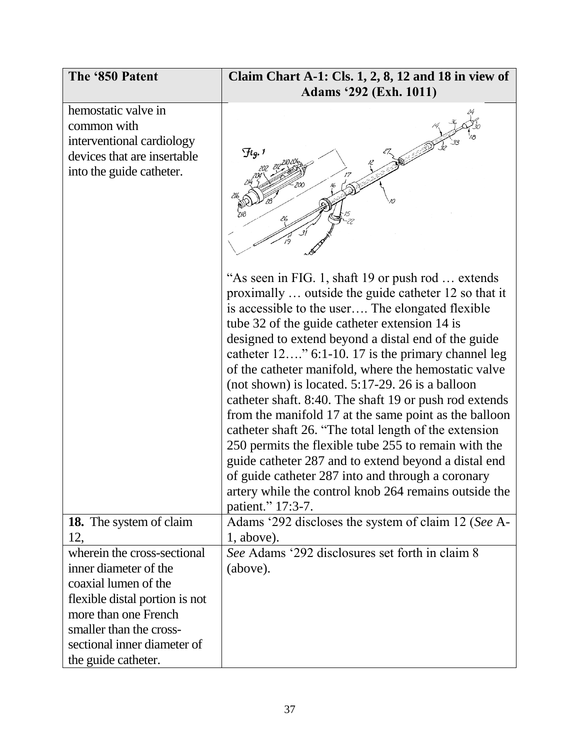| The '850 Patent | Claim Chart A-1: Cls. 1, 2, 8, 12 and 18 in view of Adams '292 (Exh. 1011) |
|---|---|
| hemostatic valve in common with interventional cardiology devices that are insertable into the guide catheter. | "As seen in FIG. 1, shaft 19 or push rod … extends proximally … outside the guide catheter 12 so that it is accessible to the user…. The elongated flexible tube 32 of the guide catheter extension 14 is designed to extend beyond a distal end of the guide catheter 12…." 6:1-10. 17 is the primary channel leg of the catheter manifold, where the hemostatic valve (not shown) is located. 5:17-29. 26 is a balloon catheter shaft. 8:40. The shaft 19 or push rod extends from the manifold 17 at the same point as the balloon catheter shaft 26. "The total length of the extension 250 permits the flexible tube 255 to remain with the guide catheter 287 and to extend beyond a distal end of guide catheter 287 into and through a coronary artery while the control knob 264 remains outside the patient." 17:3-7. |
| **18.** The system of claim 12, | Adams '292 discloses the system of claim 12 (*See* A-1, above). |
| wherein the cross-sectional inner diameter of the coaxial lumen of the flexible distal portion is not more than one French smaller than the cross-sectional inner diameter of the guide catheter. | *See* Adams '292 disclosures set forth in claim 8 (above). |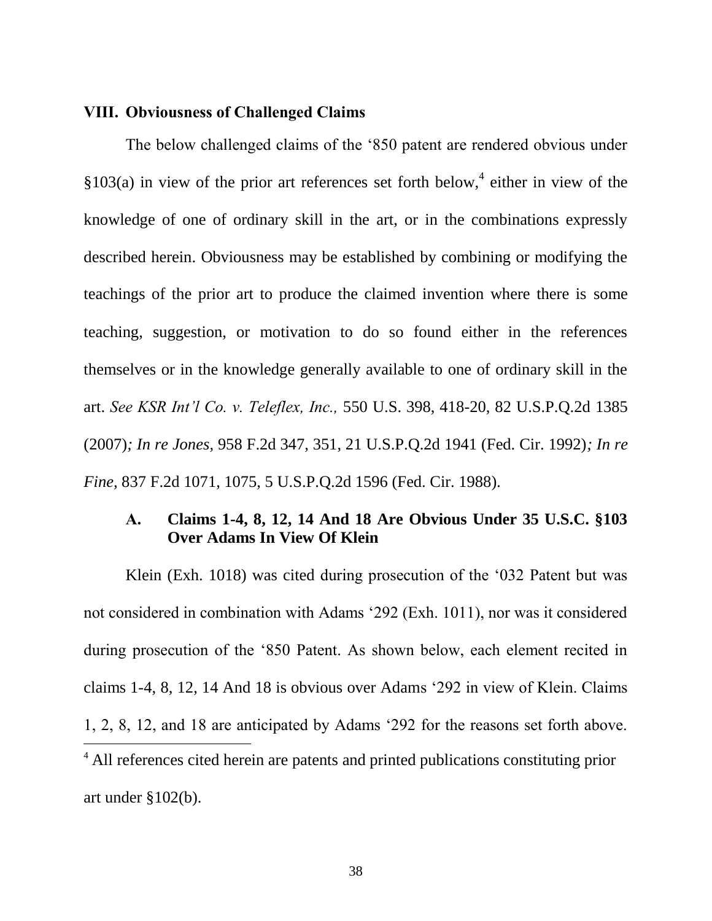## VIII. Obviousness of Challenged Claims

The below challenged claims of the '850 patent are rendered obvious under §103(a) in view of the prior art references set forth below,[4] either in view of the knowledge of one of ordinary skill in the art, or in the combinations expressly described herein. Obviousness may be established by combining or modifying the teachings of the prior art to produce the claimed invention where there is some teaching, suggestion, or motivation to do so found either in the references themselves or in the knowledge generally available to one of ordinary skill in the art. *See KSR Int'l Co. v. Teleflex, Inc.,* 550 U.S. 398, 418-20, 82 U.S.P.Q.2d 1385 (2007)*; In re Jones,* 958 F.2d 347, 351, 21 U.S.P.Q.2d 1941 (Fed. Cir. 1992)*; In re Fine,* 837 F.2d 1071, 1075, 5 U.S.P.Q.2d 1596 (Fed. Cir. 1988).

### A. Claims 1-4, 8, 12, 14 And 18 Are Obvious Under 35 U.S.C. §103 Over Adams In View Of Klein

Klein (Exh. 1018) was cited during prosecution of the '032 Patent but was not considered in combination with Adams '292 (Exh. 1011), nor was it considered during prosecution of the '850 Patent. As shown below, each element recited in claims 1-4, 8, 12, 14 And 18 is obvious over Adams '292 in view of Klein. Claims 1, 2, 8, 12, and 18 are anticipated by Adams '292 for the reasons set forth above.

[4] All references cited herein are patents and printed publications constituting prior art under §102(b).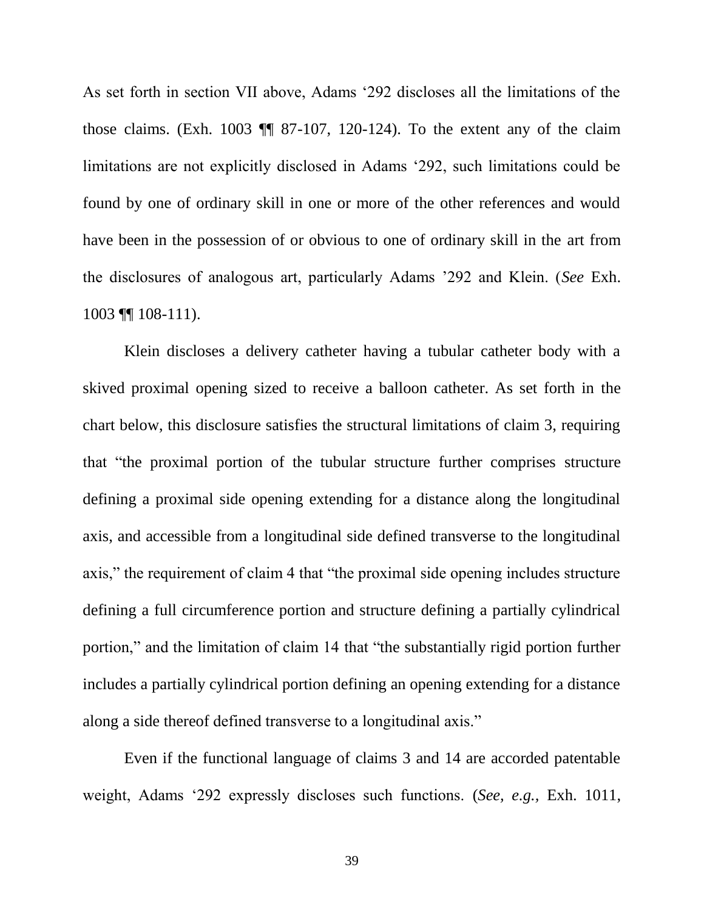As set forth in section VII above, Adams '292 discloses all the limitations of the those claims. (Exh. 1003 ¶¶ 87-107, 120-124). To the extent any of the claim limitations are not explicitly disclosed in Adams '292, such limitations could be found by one of ordinary skill in one or more of the other references and would have been in the possession of or obvious to one of ordinary skill in the art from the disclosures of analogous art, particularly Adams '292 and Klein. (*See* Exh. 1003 ¶¶ 108-111).

Klein discloses a delivery catheter having a tubular catheter body with a skived proximal opening sized to receive a balloon catheter. As set forth in the chart below, this disclosure satisfies the structural limitations of claim 3, requiring that "the proximal portion of the tubular structure further comprises structure defining a proximal side opening extending for a distance along the longitudinal axis, and accessible from a longitudinal side defined transverse to the longitudinal axis," the requirement of claim 4 that "the proximal side opening includes structure defining a full circumference portion and structure defining a partially cylindrical portion," and the limitation of claim 14 that "the substantially rigid portion further includes a partially cylindrical portion defining an opening extending for a distance along a side thereof defined transverse to a longitudinal axis."

Even if the functional language of claims 3 and 14 are accorded patentable weight, Adams '292 expressly discloses such functions. (*See, e.g.,* Exh. 1011,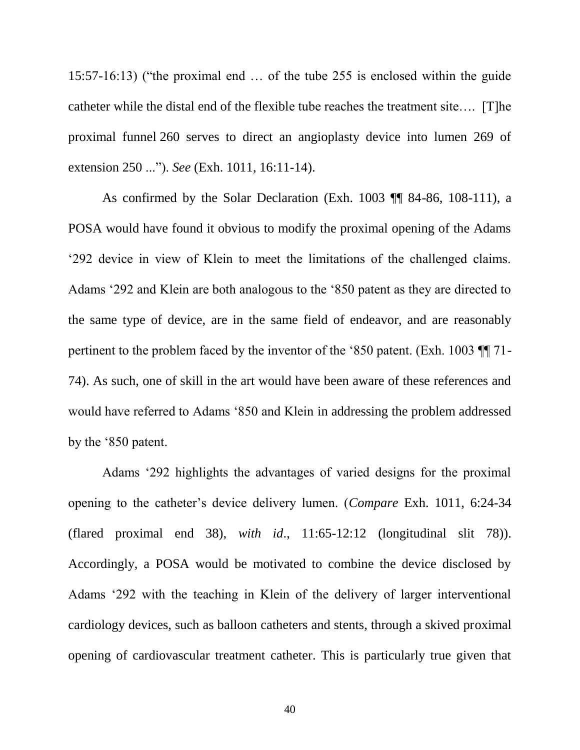15:57-16:13) ("the proximal end … of the tube 255 is enclosed within the guide catheter while the distal end of the flexible tube reaches the treatment site…. [T]he proximal funnel 260 serves to direct an angioplasty device into lumen 269 of extension 250 ..."). *See* (Exh. 1011, 16:11-14).

As confirmed by the Solar Declaration (Exh. 1003 ¶¶ 84-86, 108-111), a POSA would have found it obvious to modify the proximal opening of the Adams '292 device in view of Klein to meet the limitations of the challenged claims. Adams '292 and Klein are both analogous to the '850 patent as they are directed to the same type of device, are in the same field of endeavor, and are reasonably pertinent to the problem faced by the inventor of the '850 patent. (Exh. 1003 ¶¶ 71-74). As such, one of skill in the art would have been aware of these references and would have referred to Adams '850 and Klein in addressing the problem addressed by the '850 patent.

Adams '292 highlights the advantages of varied designs for the proximal opening to the catheter's device delivery lumen. (*Compare* Exh. 1011, 6:24-34 (flared proximal end 38), *with id*., 11:65-12:12 (longitudinal slit 78)). Accordingly, a POSA would be motivated to combine the device disclosed by Adams '292 with the teaching in Klein of the delivery of larger interventional cardiology devices, such as balloon catheters and stents, through a skived proximal opening of cardiovascular treatment catheter. This is particularly true given that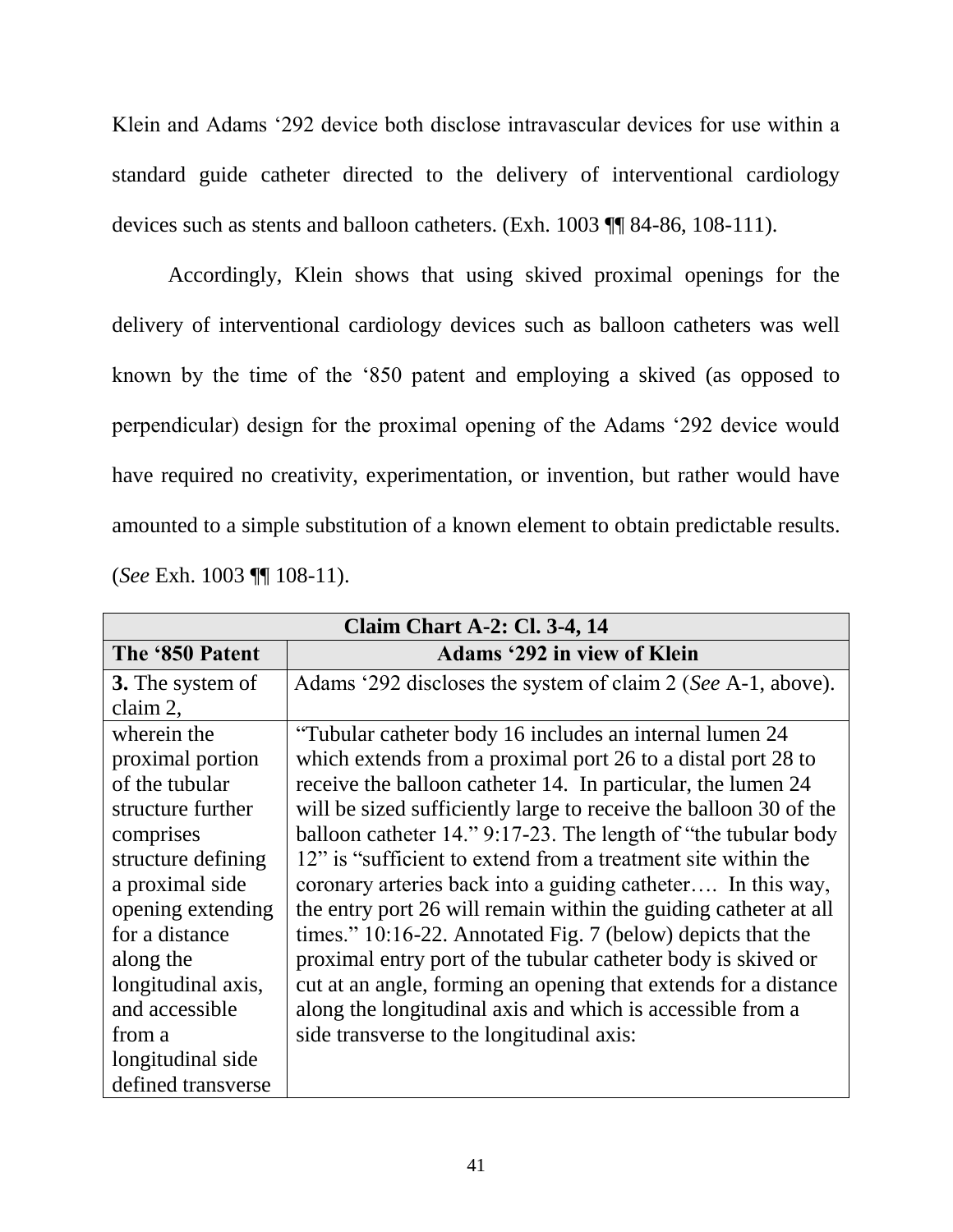Klein and Adams '292 device both disclose intravascular devices for use within a standard guide catheter directed to the delivery of interventional cardiology devices such as stents and balloon catheters. (Exh. 1003 ¶¶ 84-86, 108-111).

Accordingly, Klein shows that using skived proximal openings for the delivery of interventional cardiology devices such as balloon catheters was well known by the time of the '850 patent and employing a skived (as opposed to perpendicular) design for the proximal opening of the Adams '292 device would have required no creativity, experimentation, or invention, but rather would have amounted to a simple substitution of a known element to obtain predictable results. (*See* Exh. 1003 ¶¶ 108-11).

| **Claim Chart A-2: Cl. 3-4, 14** | |
|---|---|
| **The '850 Patent** | **Adams '292 in view of Klein** |
| **3.** The system of claim 2, | Adams '292 discloses the system of claim 2 (*See* A-1, above). |
| wherein the proximal portion of the tubular structure further comprises structure defining a proximal side opening extending for a distance along the longitudinal axis, and accessible from a longitudinal side defined transverse | "Tubular catheter body 16 includes an internal lumen 24 which extends from a proximal port 26 to a distal port 28 to receive the balloon catheter 14. In particular, the lumen 24 will be sized sufficiently large to receive the balloon 30 of the balloon catheter 14." 9:17-23. The length of "the tubular body 12" is "sufficient to extend from a treatment site within the coronary arteries back into a guiding catheter…. In this way, the entry port 26 will remain within the guiding catheter at all times." 10:16-22. Annotated Fig. 7 (below) depicts that the proximal entry port of the tubular catheter body is skived or cut at an angle, forming an opening that extends for a distance along the longitudinal axis and which is accessible from a side transverse to the longitudinal axis: |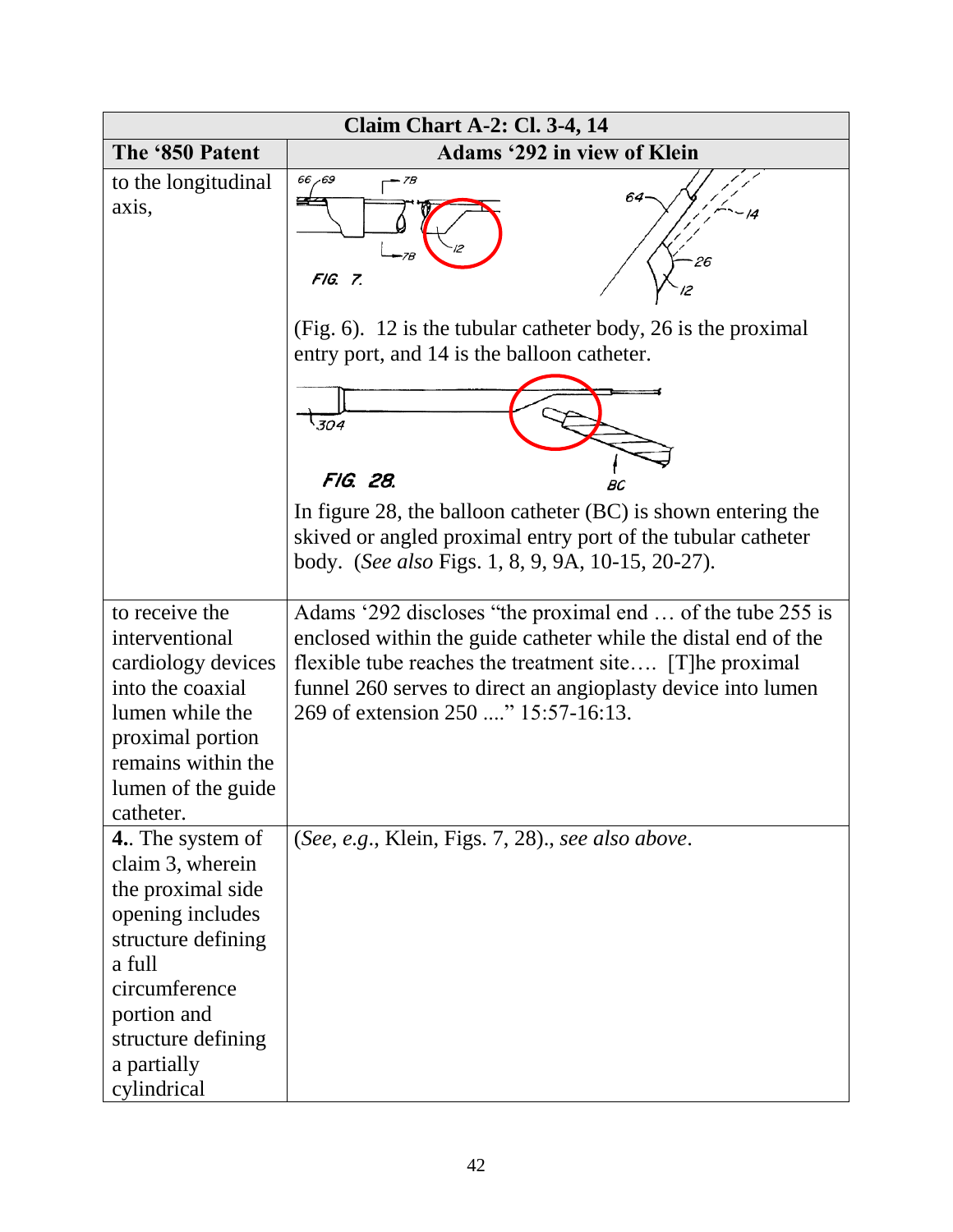| Claim Chart A-2: Cl. 3-4, 14 | |
|---|---|
| **The '850 Patent** | **Adams '292 in view of Klein** |
| to the longitudinal axis, | (Fig. 6). 12 is the tubular catheter body, 26 is the proximal entry port, and 14 is the balloon catheter.<br><br>In figure 28, the balloon catheter (BC) is shown entering the skived or angled proximal entry port of the tubular catheter body. (*See also* Figs. 1, 8, 9, 9A, 10-15, 20-27). |
| to receive the interventional cardiology devices into the coaxial lumen while the proximal portion remains within the lumen of the guide catheter. | Adams '292 discloses "the proximal end … of the tube 255 is enclosed within the guide catheter while the distal end of the flexible tube reaches the treatment site…. [T]he proximal funnel 260 serves to direct an angioplasty device into lumen 269 of extension 250 ...." 15:57-16:13. |
| **4.**. The system of claim 3, wherein the proximal side opening includes structure defining a full circumference portion and structure defining a partially cylindrical | (*See, e.g.*, Klein, Figs. 7, 28)., *see also above*. |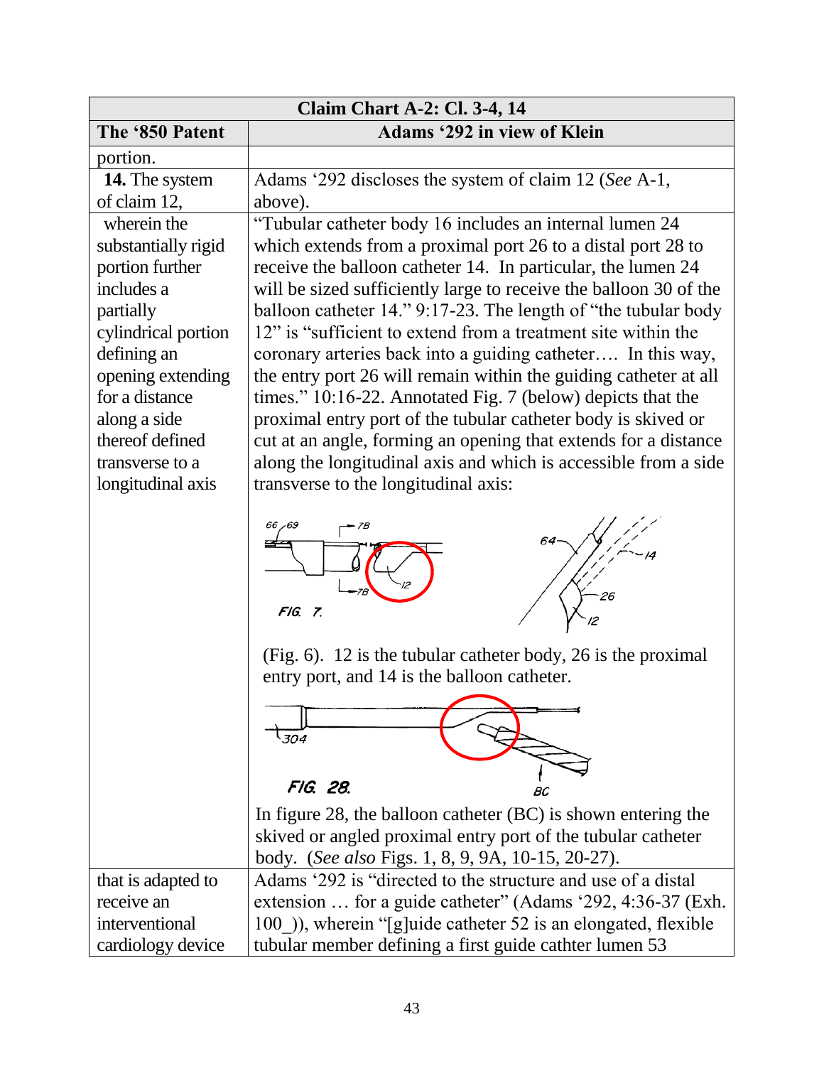| Claim Chart A-2: Cl. 3-4, 14 | |
|---|---|
| **The '850 Patent** | **Adams '292 in view of Klein** |
| portion. | |
| **14.** The system of claim 12, | Adams '292 discloses the system of claim 12 (*See* A-1, above). |
| wherein the substantially rigid portion further includes a partially cylindrical portion defining an opening extending for a distance along a side thereof defined transverse to a longitudinal axis | "Tubular catheter body 16 includes an internal lumen 24 which extends from a proximal port 26 to a distal port 28 to receive the balloon catheter 14. In particular, the lumen 24 will be sized sufficiently large to receive the balloon 30 of the balloon catheter 14." 9:17-23. The length of "the tubular body 12" is "sufficient to extend from a treatment site within the coronary arteries back into a guiding catheter…. In this way, the entry port 26 will remain within the guiding catheter at all times." 10:16-22. Annotated Fig. 7 (below) depicts that the proximal entry port of the tubular catheter body is skived or cut at an angle, forming an opening that extends for a distance along the longitudinal axis and which is accessible from a side transverse to the longitudinal axis: (Fig. 6). 12 is the tubular catheter body, 26 is the proximal entry port, and 14 is the balloon catheter. In figure 28, the balloon catheter (BC) is shown entering the skived or angled proximal entry port of the tubular catheter body. (*See also* Figs. 1, 8, 9, 9A, 10-15, 20-27). |
| that is adapted to receive an interventional cardiology device | Adams '292 is "directed to the structure and use of a distal extension … for a guide catheter" (Adams '292, 4:36-37 (Exh. 100_)), wherein "[g]uide catheter 52 is an elongated, flexible tubular member defining a first guide cathter lumen 53 |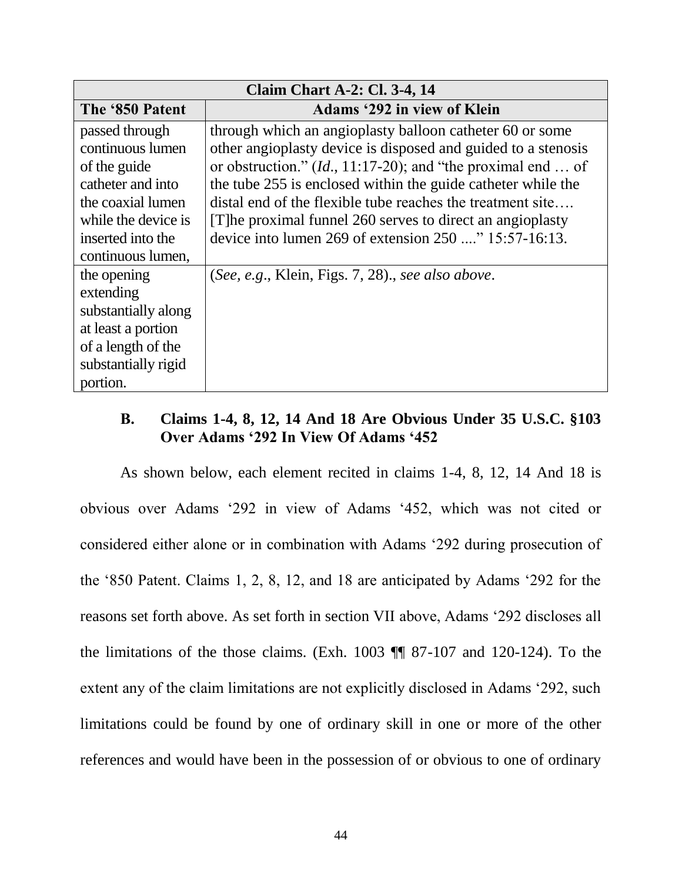| Claim Chart A-2: Cl. 3-4, 14 | |
|---|---|
| **The '850 Patent** | **Adams '292 in view of Klein** |
| passed through continuous lumen of the guide catheter and into the coaxial lumen while the device is inserted into the continuous lumen, | through which an angioplasty balloon catheter 60 or some other angioplasty device is disposed and guided to a stenosis or obstruction." (*Id*., 11:17-20); and "the proximal end … of the tube 255 is enclosed within the guide catheter while the distal end of the flexible tube reaches the treatment site…. [T]he proximal funnel 260 serves to direct an angioplasty device into lumen 269 of extension 250 ...." 15:57-16:13. |
| the opening extending substantially along at least a portion of a length of the substantially rigid portion. | (*See, e.g*., Klein, Figs. 7, 28)., *see also above*. |

### B. Claims 1-4, 8, 12, 14 And 18 Are Obvious Under 35 U.S.C. §103 Over Adams '292 In View Of Adams '452

As shown below, each element recited in claims 1-4, 8, 12, 14 And 18 is obvious over Adams '292 in view of Adams '452, which was not cited or considered either alone or in combination with Adams '292 during prosecution of the '850 Patent. Claims 1, 2, 8, 12, and 18 are anticipated by Adams '292 for the reasons set forth above. As set forth in section VII above, Adams '292 discloses all the limitations of the those claims. (Exh. 1003 ¶¶ 87-107 and 120-124). To the extent any of the claim limitations are not explicitly disclosed in Adams '292, such limitations could be found by one of ordinary skill in one or more of the other references and would have been in the possession of or obvious to one of ordinary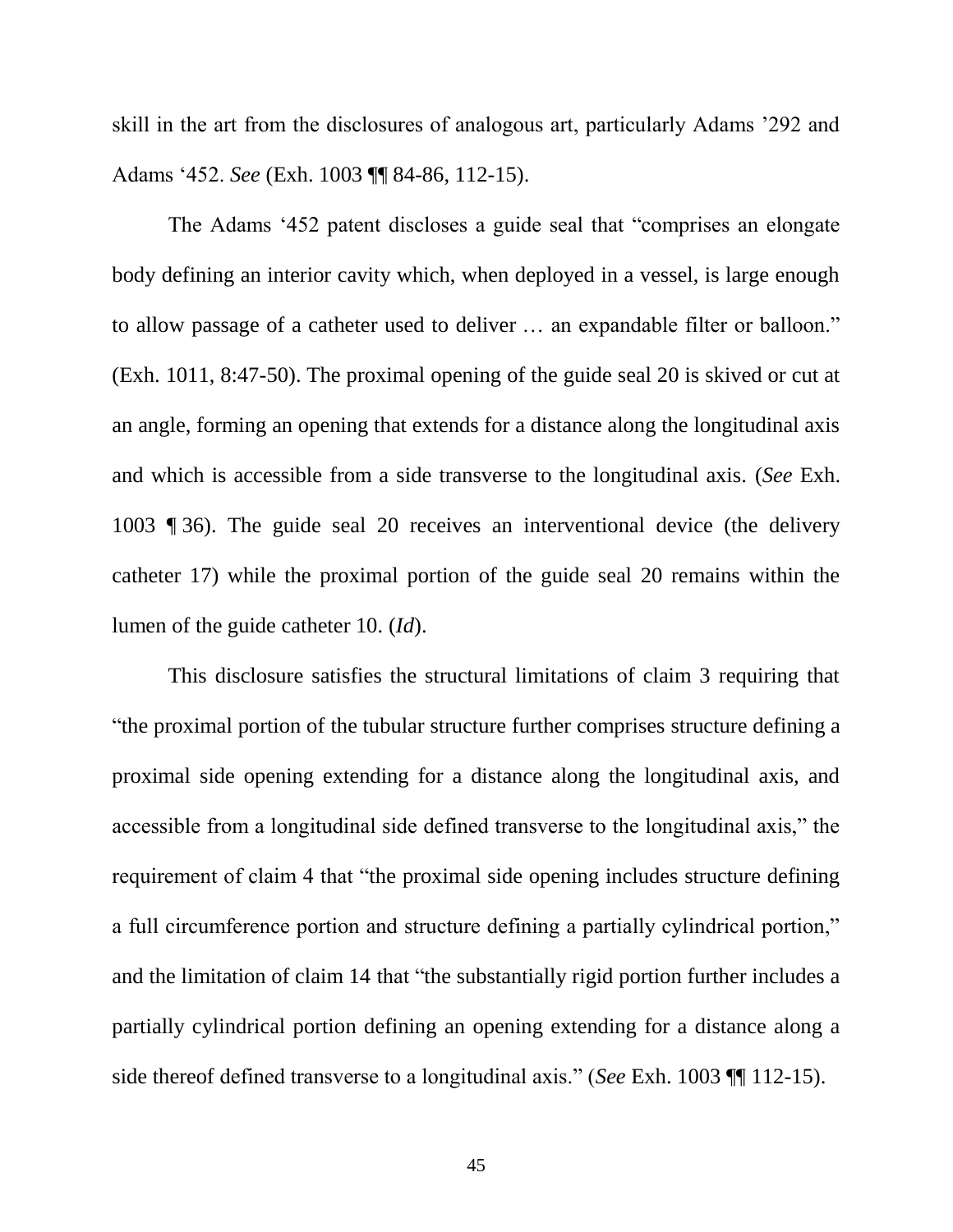skill in the art from the disclosures of analogous art, particularly Adams ’292 and Adams ‘452. *See* (Exh. 1003 ¶¶ 84-86, 112-15).

The Adams ‘452 patent discloses a guide seal that “comprises an elongate body defining an interior cavity which, when deployed in a vessel, is large enough to allow passage of a catheter used to deliver … an expandable filter or balloon.” (Exh. 1011, 8:47-50). The proximal opening of the guide seal 20 is skived or cut at an angle, forming an opening that extends for a distance along the longitudinal axis and which is accessible from a side transverse to the longitudinal axis. (*See* Exh. 1003 ¶ 36). The guide seal 20 receives an interventional device (the delivery catheter 17) while the proximal portion of the guide seal 20 remains within the lumen of the guide catheter 10. (*Id*).

This disclosure satisfies the structural limitations of claim 3 requiring that “the proximal portion of the tubular structure further comprises structure defining a proximal side opening extending for a distance along the longitudinal axis, and accessible from a longitudinal side defined transverse to the longitudinal axis,” the requirement of claim 4 that “the proximal side opening includes structure defining a full circumference portion and structure defining a partially cylindrical portion,” and the limitation of claim 14 that “the substantially rigid portion further includes a partially cylindrical portion defining an opening extending for a distance along a side thereof defined transverse to a longitudinal axis.” (*See* Exh. 1003 ¶¶ 112-15).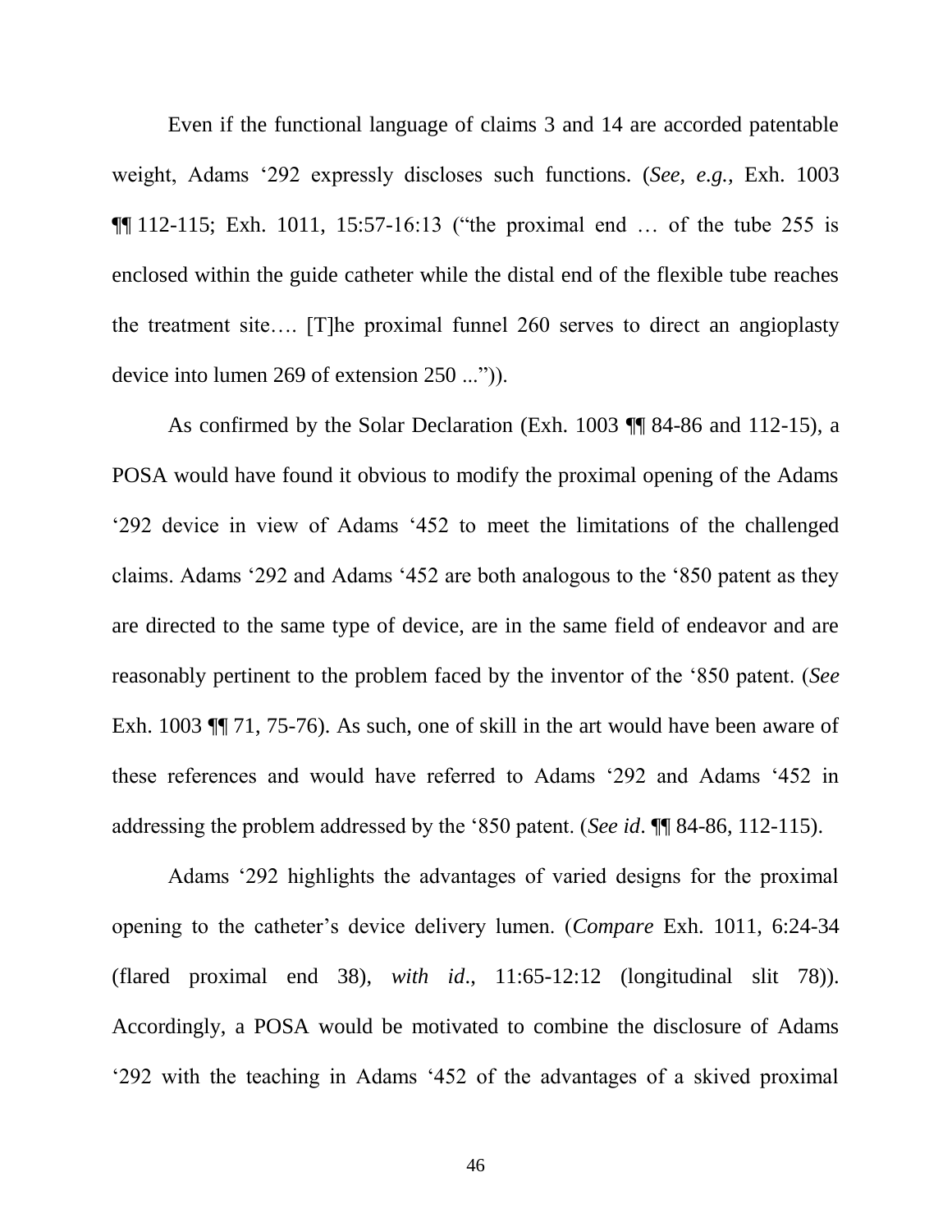Even if the functional language of claims 3 and 14 are accorded patentable weight, Adams '292 expressly discloses such functions. (*See, e.g.*, Exh. 1003 ¶¶ 112-115; Exh. 1011, 15:57-16:13 ("the proximal end … of the tube 255 is enclosed within the guide catheter while the distal end of the flexible tube reaches the treatment site…. [T]he proximal funnel 260 serves to direct an angioplasty device into lumen 269 of extension 250 ...")).

As confirmed by the Solar Declaration (Exh. 1003 ¶¶ 84-86 and 112-15), a POSA would have found it obvious to modify the proximal opening of the Adams '292 device in view of Adams '452 to meet the limitations of the challenged claims. Adams '292 and Adams '452 are both analogous to the '850 patent as they are directed to the same type of device, are in the same field of endeavor and are reasonably pertinent to the problem faced by the inventor of the '850 patent. (*See* Exh. 1003 ¶¶ 71, 75-76). As such, one of skill in the art would have been aware of these references and would have referred to Adams '292 and Adams '452 in addressing the problem addressed by the '850 patent. (*See id*. ¶¶ 84-86, 112-115).

Adams '292 highlights the advantages of varied designs for the proximal opening to the catheter's device delivery lumen. (*Compare* Exh. 1011, 6:24-34 (flared proximal end 38), *with id*., 11:65-12:12 (longitudinal slit 78)). Accordingly, a POSA would be motivated to combine the disclosure of Adams '292 with the teaching in Adams '452 of the advantages of a skived proximal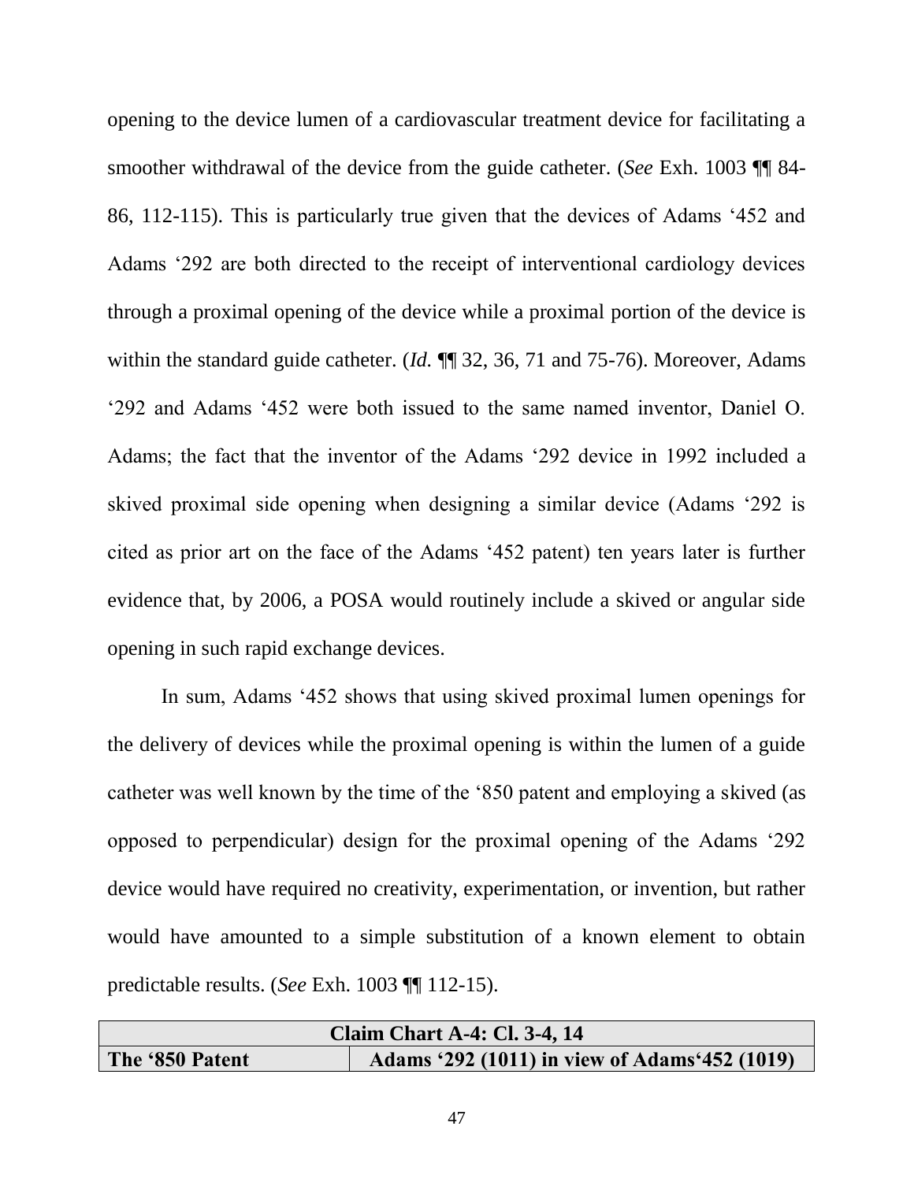opening to the device lumen of a cardiovascular treatment device for facilitating a smoother withdrawal of the device from the guide catheter. (*See* Exh. 1003 ¶¶ 84-86, 112-115). This is particularly true given that the devices of Adams '452 and Adams '292 are both directed to the receipt of interventional cardiology devices through a proximal opening of the device while a proximal portion of the device is within the standard guide catheter. (*Id.* ¶¶ 32, 36, 71 and 75-76). Moreover, Adams '292 and Adams '452 were both issued to the same named inventor, Daniel O. Adams; the fact that the inventor of the Adams '292 device in 1992 included a skived proximal side opening when designing a similar device (Adams '292 is cited as prior art on the face of the Adams '452 patent) ten years later is further evidence that, by 2006, a POSA would routinely include a skived or angular side opening in such rapid exchange devices.

In sum, Adams '452 shows that using skived proximal lumen openings for the delivery of devices while the proximal opening is within the lumen of a guide catheter was well known by the time of the '850 patent and employing a skived (as opposed to perpendicular) design for the proximal opening of the Adams '292 device would have required no creativity, experimentation, or invention, but rather would have amounted to a simple substitution of a known element to obtain predictable results. (*See* Exh. 1003 ¶¶ 112-15).

| **Claim Chart A-4: Cl. 3-4, 14** | |
|---|---|
| **The '850 Patent** | **Adams '292 (1011) in view of Adams'452 (1019)** |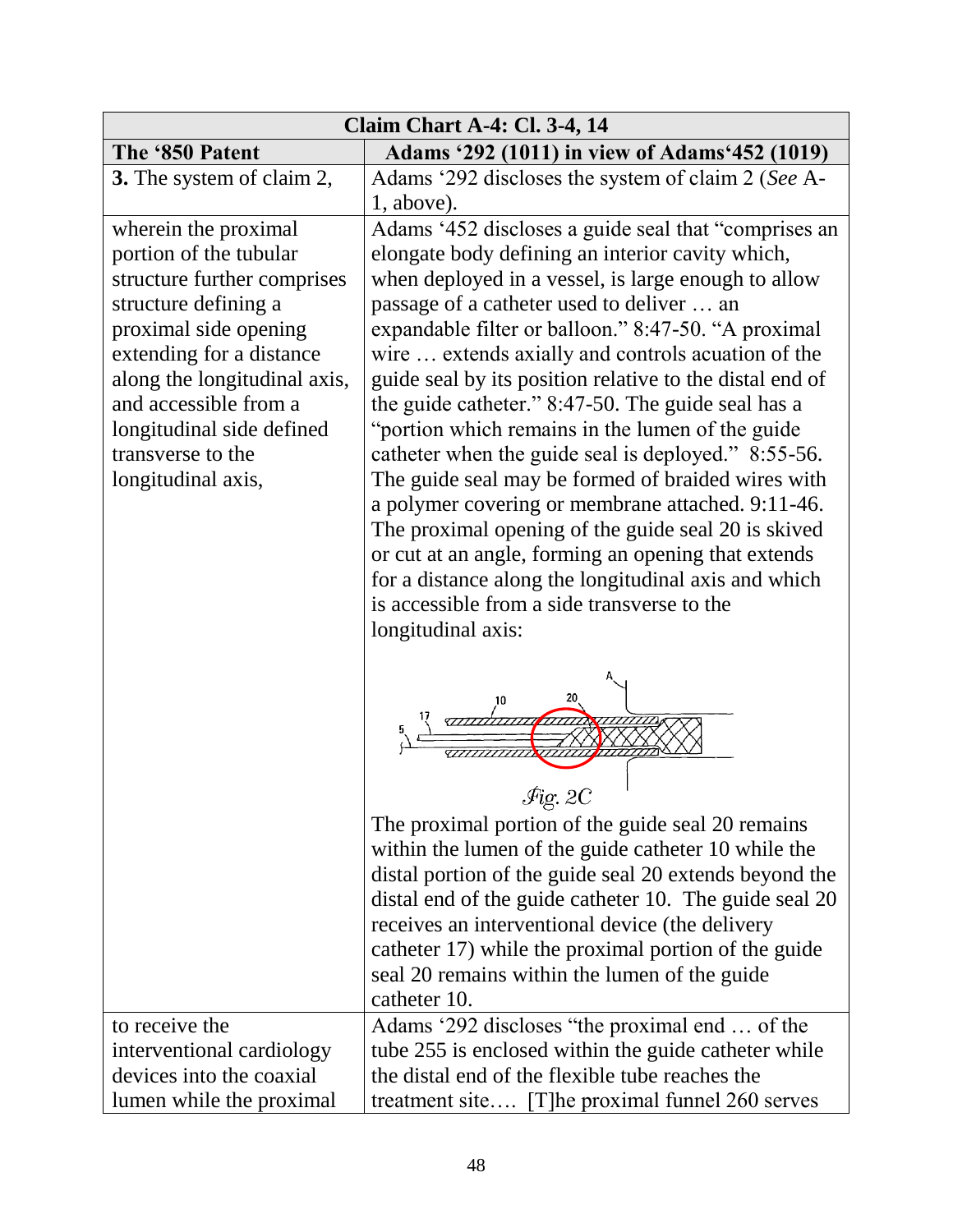| Claim Chart A-4: Cl. 3-4, 14 | |
|---|---|
| **The '850 Patent** | **Adams '292 (1011) in view of Adams'452 (1019)** |
| **3.** The system of claim 2, | Adams '292 discloses the system of claim 2 (*See* A-1, above). |
| wherein the proximal portion of the tubular structure further comprises structure defining a proximal side opening extending for a distance along the longitudinal axis, and accessible from a longitudinal side defined transverse to the longitudinal axis, | Adams '452 discloses a guide seal that "comprises an elongate body defining an interior cavity which, when deployed in a vessel, is large enough to allow passage of a catheter used to deliver … an expandable filter or balloon." 8:47-50. "A proximal wire … extends axially and controls acuation of the guide seal by its position relative to the distal end of the guide catheter." 8:47-50. The guide seal has a "portion which remains in the lumen of the guide catheter when the guide seal is deployed." 8:55-56. The guide seal may be formed of braided wires with a polymer covering or membrane attached. 9:11-46. The proximal opening of the guide seal 20 is skived or cut at an angle, forming an opening that extends for a distance along the longitudinal axis and which is accessible from a side transverse to the longitudinal axis: *Fig. 2C* The proximal portion of the guide seal 20 remains within the lumen of the guide catheter 10 while the distal portion of the guide seal 20 extends beyond the distal end of the guide catheter 10. The guide seal 20 receives an interventional device (the delivery catheter 17) while the proximal portion of the guide seal 20 remains within the lumen of the guide catheter 10. |
| to receive the interventional cardiology devices into the coaxial lumen while the proximal | Adams '292 discloses "the proximal end … of the tube 255 is enclosed within the guide catheter while the distal end of the flexible tube reaches the treatment site…. [T]he proximal funnel 260 serves |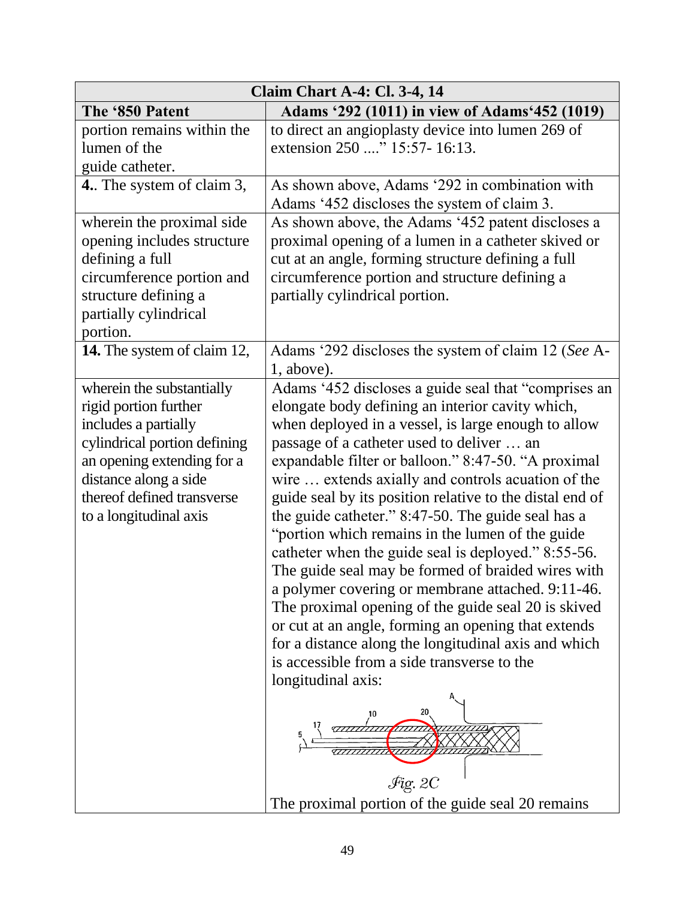| Claim Chart A-4: Cl. 3-4, 14 | |
|---|---|
| **The '850 Patent** | **Adams '292 (1011) in view of Adams'452 (1019)** |
| portion remains within the lumen of the guide catheter. | to direct an angioplasty device into lumen 269 of extension 250 ...." 15:57- 16:13. |
| **4.**. The system of claim 3, | As shown above, Adams '292 in combination with Adams '452 discloses the system of claim 3. |
| wherein the proximal side opening includes structure defining a full circumference portion and structure defining a partially cylindrical portion. | As shown above, the Adams '452 patent discloses a proximal opening of a lumen in a catheter skived or cut at an angle, forming structure defining a full circumference portion and structure defining a partially cylindrical portion. |
| **14.** The system of claim 12, | Adams '292 discloses the system of claim 12 (*See* A-1, above). |
| wherein the substantially rigid portion further includes a partially cylindrical portion defining an opening extending for a distance along a side thereof defined transverse to a longitudinal axis | Adams '452 discloses a guide seal that "comprises an elongate body defining an interior cavity which, when deployed in a vessel, is large enough to allow passage of a catheter used to deliver … an expandable filter or balloon." 8:47-50. "A proximal wire … extends axially and controls acuation of the guide seal by its position relative to the distal end of the guide catheter." 8:47-50. The guide seal has a "portion which remains in the lumen of the guide catheter when the guide seal is deployed." 8:55-56. The guide seal may be formed of braided wires with a polymer covering or membrane attached. 9:11-46. The proximal opening of the guide seal 20 is skived or cut at an angle, forming an opening that extends for a distance along the longitudinal axis and which is accessible from a side transverse to the longitudinal axis: *Fig. 2C* The proximal portion of the guide seal 20 remains |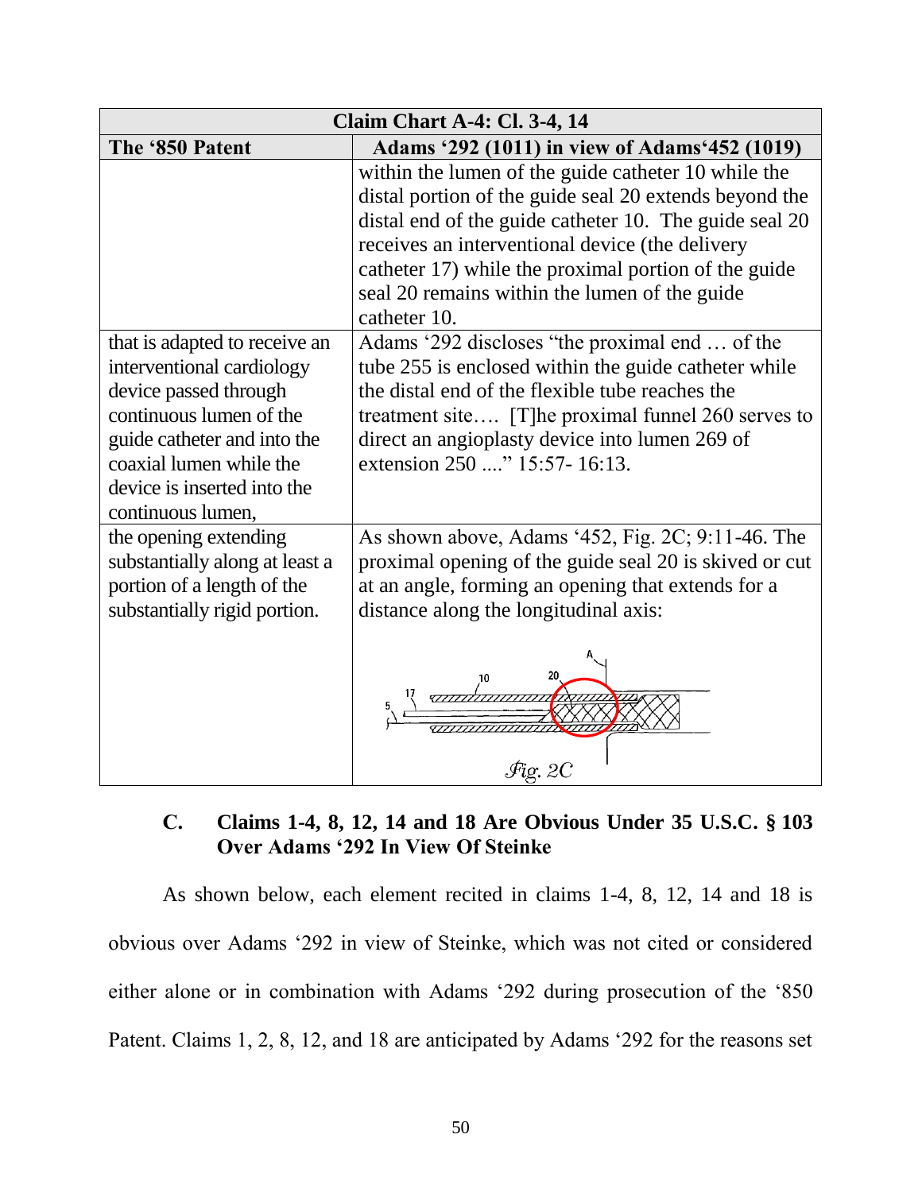| Claim Chart A-4: Cl. 3-4, 14 | |
|---|---|
| **The '850 Patent** | **Adams '292 (1011) in view of Adams'452 (1019)** |
| | within the lumen of the guide catheter 10 while the distal portion of the guide seal 20 extends beyond the distal end of the guide catheter 10. The guide seal 20 receives an interventional device (the delivery catheter 17) while the proximal portion of the guide seal 20 remains within the lumen of the guide catheter 10. |
| that is adapted to receive an interventional cardiology device passed through continuous lumen of the guide catheter and into the coaxial lumen while the device is inserted into the continuous lumen, | Adams '292 discloses "the proximal end … of the tube 255 is enclosed within the guide catheter while the distal end of the flexible tube reaches the treatment site…. [T]he proximal funnel 260 serves to direct an angioplasty device into lumen 269 of extension 250 ...." 15:57- 16:13. |
| the opening extending substantially along at least a portion of a length of the substantially rigid portion. | As shown above, Adams '452, Fig. 2C; 9:11-46. The proximal opening of the guide seal 20 is skived or cut at an angle, forming an opening that extends for a distance along the longitudinal axis: Fig. 2C |

### C. Claims 1-4, 8, 12, 14 and 18 Are Obvious Under 35 U.S.C. § 103 Over Adams '292 In View Of Steinke

As shown below, each element recited in claims 1-4, 8, 12, 14 and 18 is obvious over Adams '292 in view of Steinke, which was not cited or considered either alone or in combination with Adams '292 during prosecution of the '850 Patent. Claims 1, 2, 8, 12, and 18 are anticipated by Adams '292 for the reasons set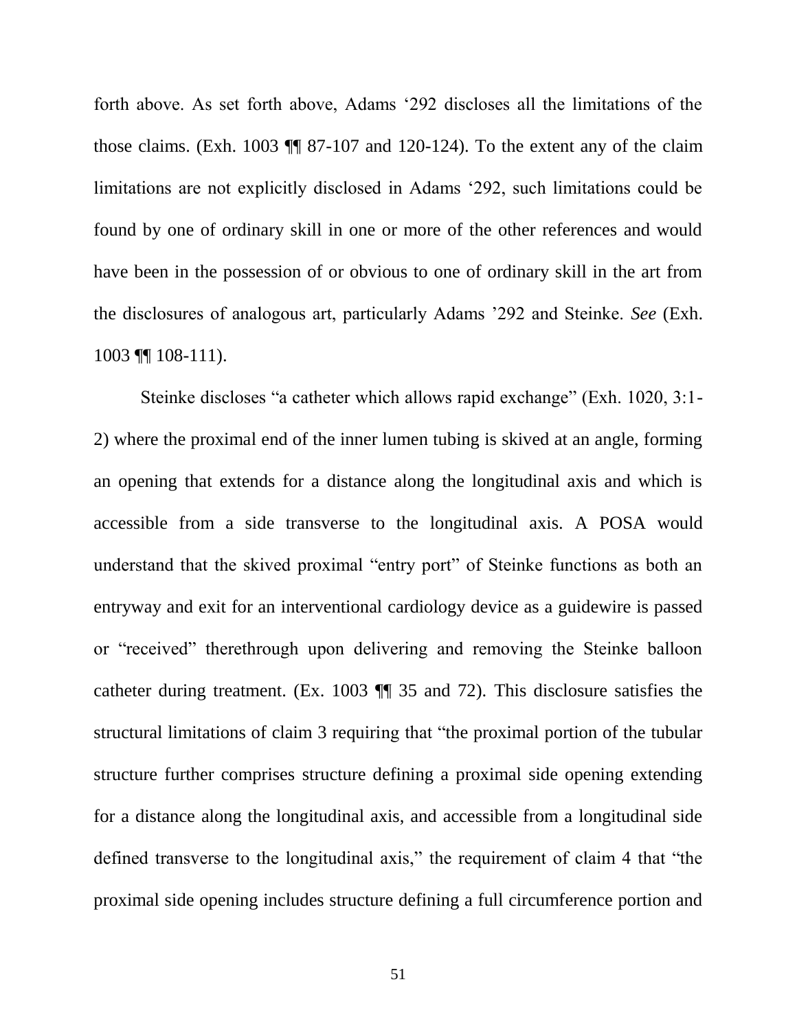forth above. As set forth above, Adams '292 discloses all the limitations of the those claims. (Exh. 1003 ¶¶ 87-107 and 120-124). To the extent any of the claim limitations are not explicitly disclosed in Adams '292, such limitations could be found by one of ordinary skill in one or more of the other references and would have been in the possession of or obvious to one of ordinary skill in the art from the disclosures of analogous art, particularly Adams '292 and Steinke. *See* (Exh. 1003 ¶¶ 108-111).

Steinke discloses "a catheter which allows rapid exchange" (Exh. 1020, 3:1-2) where the proximal end of the inner lumen tubing is skived at an angle, forming an opening that extends for a distance along the longitudinal axis and which is accessible from a side transverse to the longitudinal axis. A POSA would understand that the skived proximal "entry port" of Steinke functions as both an entryway and exit for an interventional cardiology device as a guidewire is passed or "received" therethrough upon delivering and removing the Steinke balloon catheter during treatment. (Ex. 1003 ¶¶ 35 and 72). This disclosure satisfies the structural limitations of claim 3 requiring that "the proximal portion of the tubular structure further comprises structure defining a proximal side opening extending for a distance along the longitudinal axis, and accessible from a longitudinal side defined transverse to the longitudinal axis," the requirement of claim 4 that "the proximal side opening includes structure defining a full circumference portion and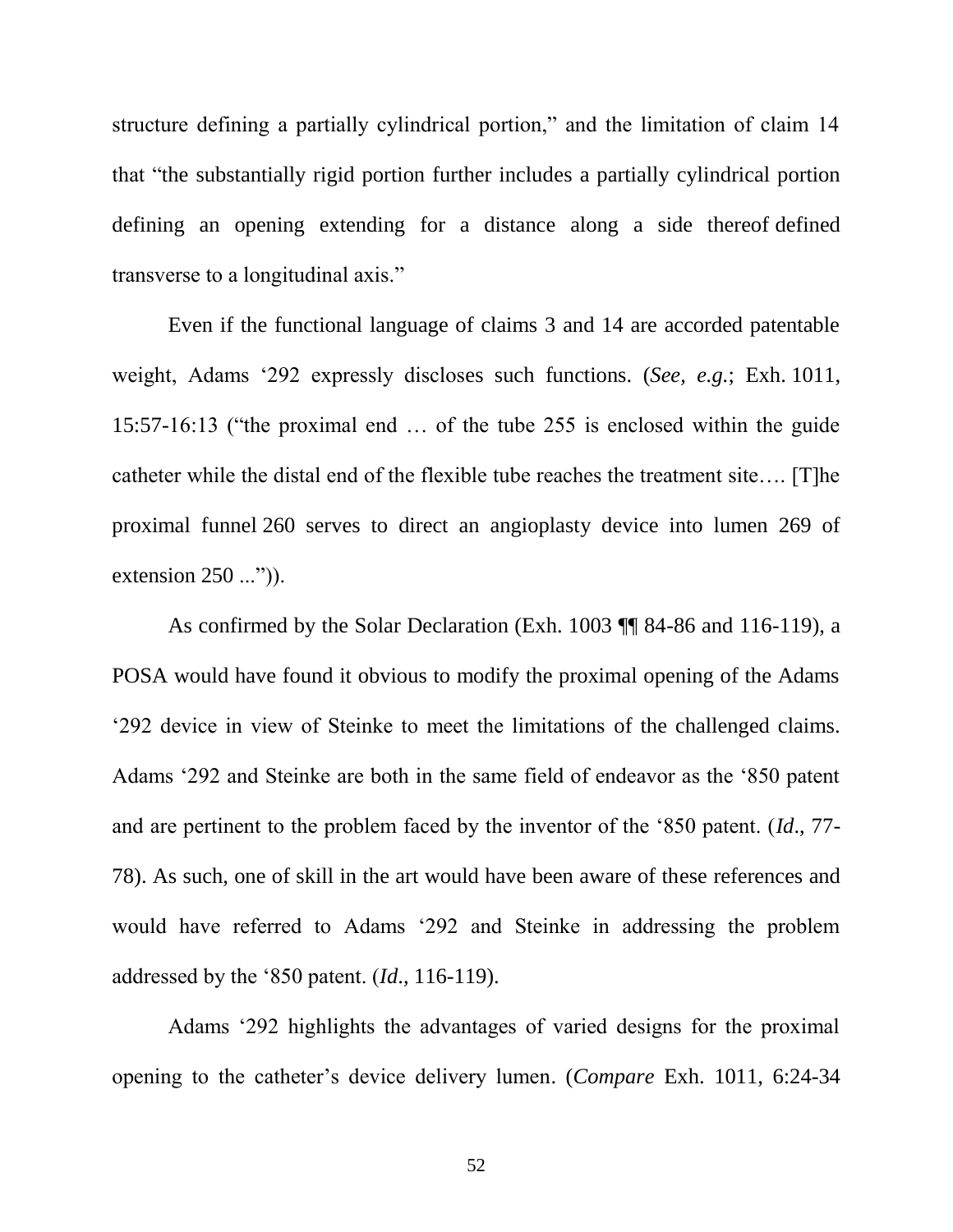structure defining a partially cylindrical portion," and the limitation of claim 14 that "the substantially rigid portion further includes a partially cylindrical portion defining an opening extending for a distance along a side thereof defined transverse to a longitudinal axis."

Even if the functional language of claims 3 and 14 are accorded patentable weight, Adams '292 expressly discloses such functions. (*See, e.g.*; Exh. 1011, 15:57-16:13 ("the proximal end … of the tube 255 is enclosed within the guide catheter while the distal end of the flexible tube reaches the treatment site…. [T]he proximal funnel 260 serves to direct an angioplasty device into lumen 269 of extension 250 ...")).

As confirmed by the Solar Declaration (Exh. 1003 ¶¶ 84-86 and 116-119), a POSA would have found it obvious to modify the proximal opening of the Adams '292 device in view of Steinke to meet the limitations of the challenged claims. Adams '292 and Steinke are both in the same field of endeavor as the '850 patent and are pertinent to the problem faced by the inventor of the '850 patent. (*Id*., 77-78). As such, one of skill in the art would have been aware of these references and would have referred to Adams '292 and Steinke in addressing the problem addressed by the '850 patent. (*Id*., 116-119).

Adams '292 highlights the advantages of varied designs for the proximal opening to the catheter's device delivery lumen. (*Compare* Exh. 1011, 6:24-34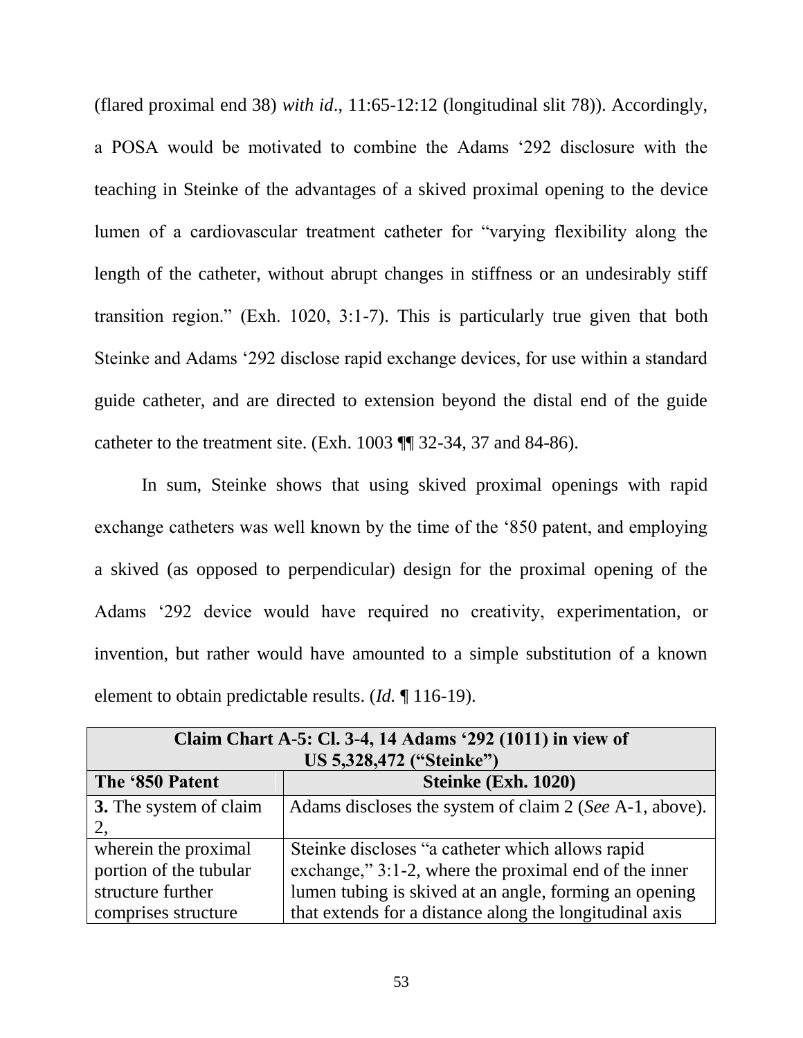(flared proximal end 38) *with id*., 11:65-12:12 (longitudinal slit 78)). Accordingly, a POSA would be motivated to combine the Adams '292 disclosure with the teaching in Steinke of the advantages of a skived proximal opening to the device lumen of a cardiovascular treatment catheter for "varying flexibility along the length of the catheter, without abrupt changes in stiffness or an undesirably stiff transition region." (Exh. 1020, 3:1-7). This is particularly true given that both Steinke and Adams '292 disclose rapid exchange devices, for use within a standard guide catheter, and are directed to extension beyond the distal end of the guide catheter to the treatment site. (Exh. 1003 ¶¶ 32-34, 37 and 84-86).

In sum, Steinke shows that using skived proximal openings with rapid exchange catheters was well known by the time of the '850 patent, and employing a skived (as opposed to perpendicular) design for the proximal opening of the Adams '292 device would have required no creativity, experimentation, or invention, but rather would have amounted to a simple substitution of a known element to obtain predictable results. (*Id.* ¶ 116-19).

| **Claim Chart A-5: Cl. 3-4, 14 Adams '292 (1011) in view of US 5,328,472 ("Steinke")** | |
|---|---|
| **The '850 Patent** | **Steinke (Exh. 1020)** |
| **3.** The system of claim 2, | Adams discloses the system of claim 2 (*See* A-1, above). |
| wherein the proximal portion of the tubular structure further comprises structure | Steinke discloses "a catheter which allows rapid exchange," 3:1-2, where the proximal end of the inner lumen tubing is skived at an angle, forming an opening that extends for a distance along the longitudinal axis |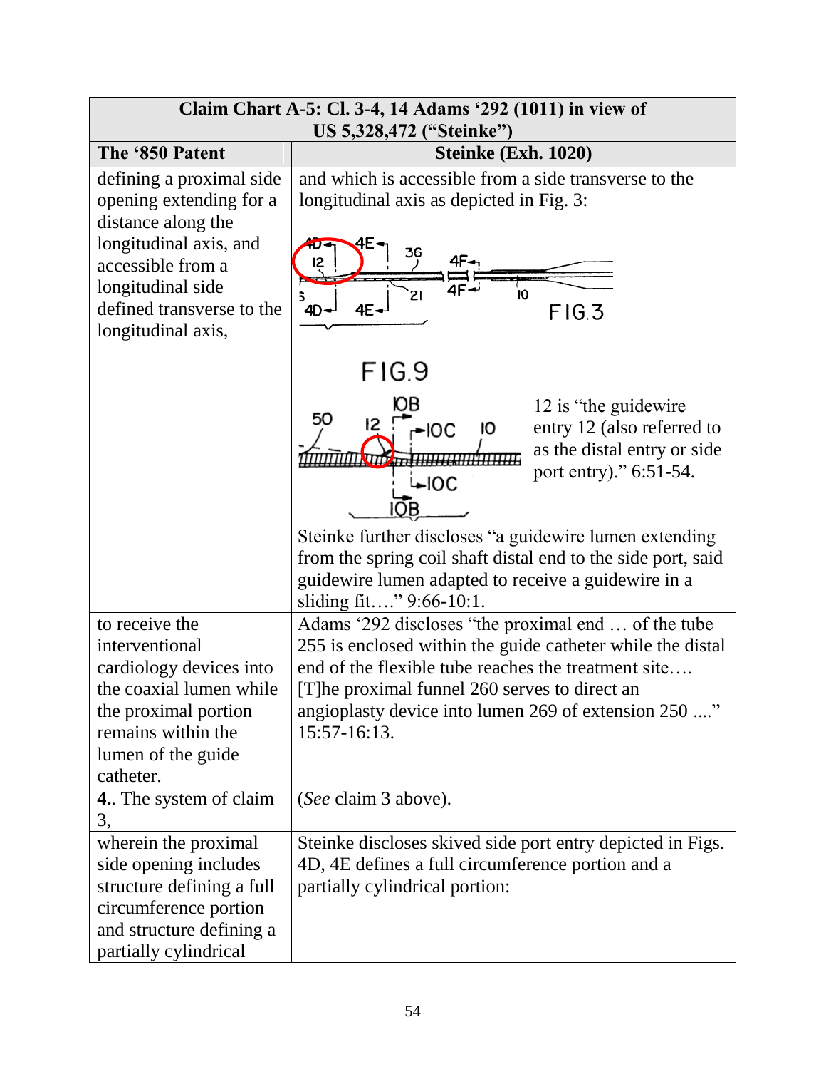| Claim Chart A-5: Cl. 3-4, 14 Adams '292 (1011) in view of US 5,328,472 ("Steinke") | |
|---|---|
| **The '850 Patent** | **Steinke (Exh. 1020)** |
| defining a proximal side opening extending for a distance along the longitudinal axis, and accessible from a longitudinal side defined transverse to the longitudinal axis, | and which is accessible from a side transverse to the longitudinal axis as depicted in Fig. 3:<br><br>FIG.3<br><br>FIG.9<br><br>12 is "the guidewire entry 12 (also referred to as the distal entry or side port entry)." 6:51-54.<br><br>Steinke further discloses "a guidewire lumen extending from the spring coil shaft distal end to the side port, said guidewire lumen adapted to receive a guidewire in a sliding fit…." 9:66-10:1. |
| to receive the interventional cardiology devices into the coaxial lumen while the proximal portion remains within the lumen of the guide catheter. | Adams '292 discloses "the proximal end … of the tube 255 is enclosed within the guide catheter while the distal end of the flexible tube reaches the treatment site…. [T]he proximal funnel 260 serves to direct an angioplasty device into lumen 269 of extension 250 ...." 15:57-16:13. |
| **4.**. The system of claim 3, | (*See* claim 3 above). |
| wherein the proximal side opening includes structure defining a full circumference portion and structure defining a partially cylindrical | Steinke discloses skived side port entry depicted in Figs. 4D, 4E defines a full circumference portion and a partially cylindrical portion: |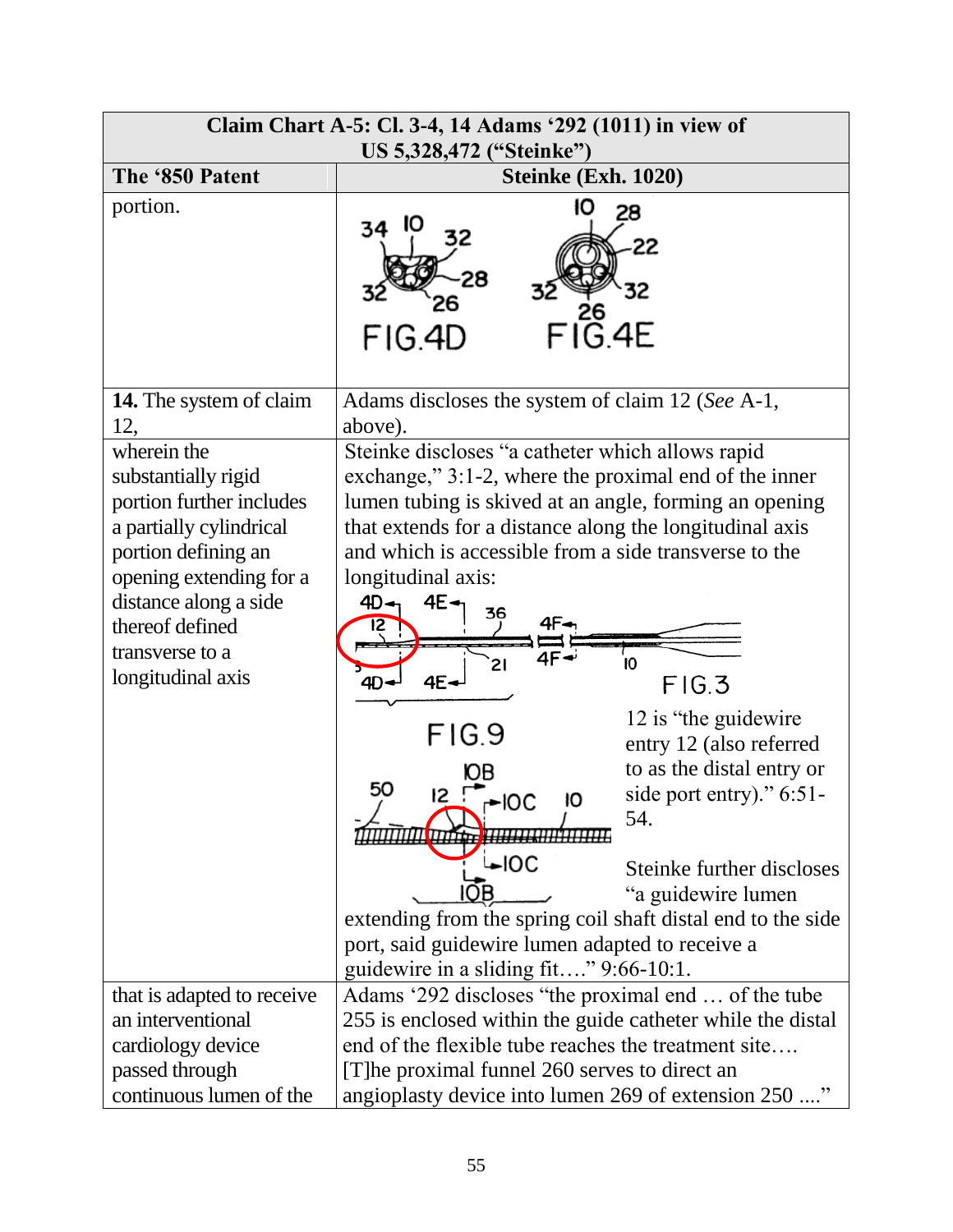| Claim Chart A-5: Cl. 3-4, 14 Adams '292 (1011) in view of US 5,328,472 ("Steinke") | |
|---|---|
| **The '850 Patent** | **Steinke (Exh. 1020)** |
| portion. | FIG.4D FIG.4E |
| **14.** The system of claim 12, | Adams discloses the system of claim 12 (*See* A-1, above). |
| wherein the substantially rigid portion further includes a partially cylindrical portion defining an opening extending for a distance along a side thereof defined transverse to a longitudinal axis | Steinke discloses "a catheter which allows rapid exchange," 3:1-2, where the proximal end of the inner lumen tubing is skived at an angle, forming an opening that extends for a distance along the longitudinal axis and which is accessible from a side transverse to the longitudinal axis: FIG.3 FIG.9 12 is "the guidewire entry 12 (also referred to as the distal entry or side port entry)." 6:51-54. Steinke further discloses "a guidewire lumen extending from the spring coil shaft distal end to the side port, said guidewire lumen adapted to receive a guidewire in a sliding fit…." 9:66-10:1. |
| that is adapted to receive an interventional cardiology device passed through continuous lumen of the | Adams '292 discloses "the proximal end … of the tube 255 is enclosed within the guide catheter while the distal end of the flexible tube reaches the treatment site…. [T]he proximal funnel 260 serves to direct an angioplasty device into lumen 269 of extension 250 …." |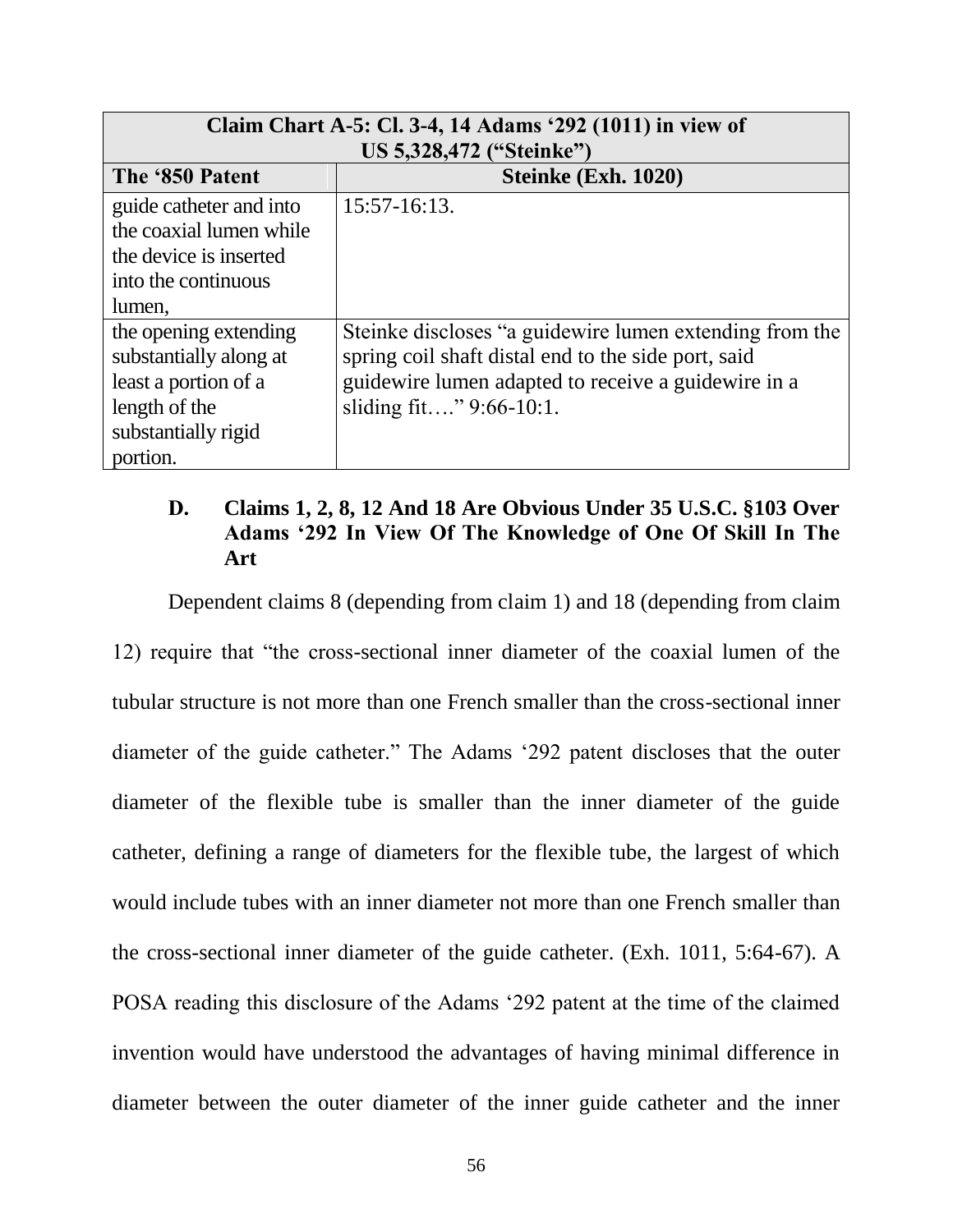| Claim Chart A-5: Cl. 3-4, 14 Adams '292 (1011) in view of US 5,328,472 ("Steinke") | |
|---|---|
| **The '850 Patent** | **Steinke (Exh. 1020)** |
| guide catheter and into the coaxial lumen while the device is inserted into the continuous lumen, | 15:57-16:13. |
| the opening extending substantially along at least a portion of a length of the substantially rigid portion. | Steinke discloses "a guidewire lumen extending from the spring coil shaft distal end to the side port, said guidewire lumen adapted to receive a guidewire in a sliding fit…." 9:66-10:1. |

### D. Claims 1, 2, 8, 12 And 18 Are Obvious Under 35 U.S.C. §103 Over Adams '292 In View Of The Knowledge of One Of Skill In The Art

Dependent claims 8 (depending from claim 1) and 18 (depending from claim 12) require that "the cross-sectional inner diameter of the coaxial lumen of the tubular structure is not more than one French smaller than the cross-sectional inner diameter of the guide catheter." The Adams '292 patent discloses that the outer diameter of the flexible tube is smaller than the inner diameter of the guide catheter, defining a range of diameters for the flexible tube, the largest of which would include tubes with an inner diameter not more than one French smaller than the cross-sectional inner diameter of the guide catheter. (Exh. 1011, 5:64-67). A POSA reading this disclosure of the Adams '292 patent at the time of the claimed invention would have understood the advantages of having minimal difference in diameter between the outer diameter of the inner guide catheter and the inner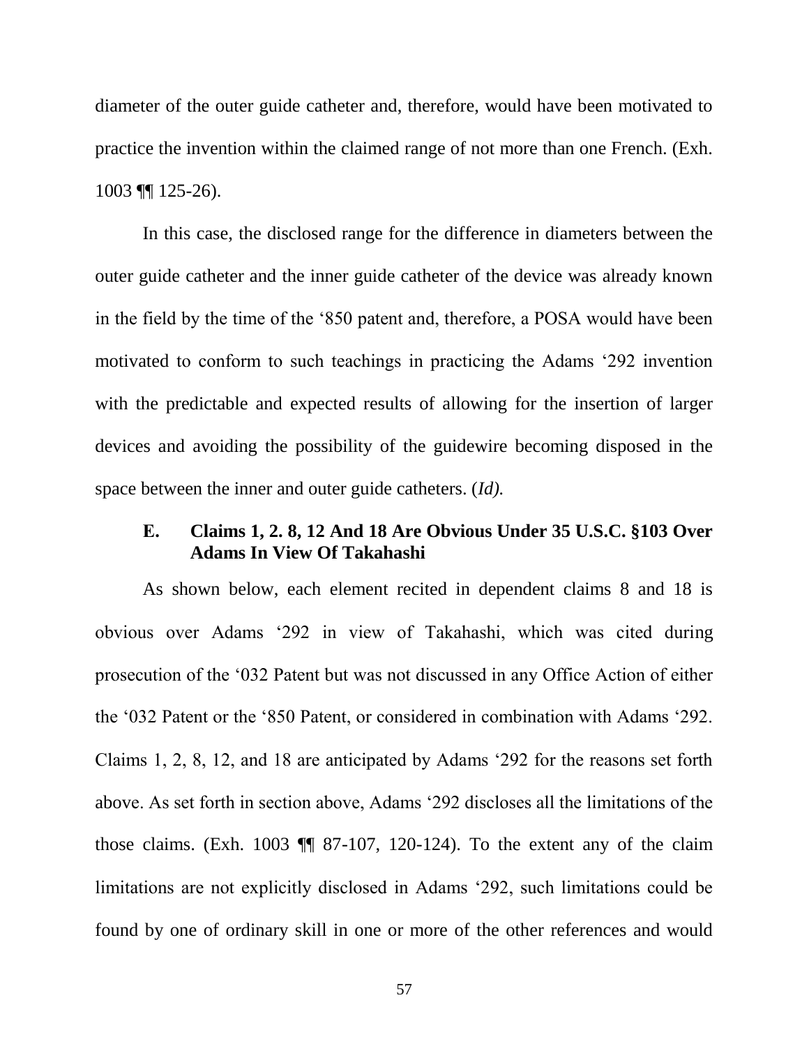diameter of the outer guide catheter and, therefore, would have been motivated to practice the invention within the claimed range of not more than one French. (Exh. 1003 ¶¶ 125-26).

In this case, the disclosed range for the difference in diameters between the outer guide catheter and the inner guide catheter of the device was already known in the field by the time of the '850 patent and, therefore, a POSA would have been motivated to conform to such teachings in practicing the Adams '292 invention with the predictable and expected results of allowing for the insertion of larger devices and avoiding the possibility of the guidewire becoming disposed in the space between the inner and outer guide catheters. (*Id).*

### E. Claims 1, 2. 8, 12 And 18 Are Obvious Under 35 U.S.C. §103 Over Adams In View Of Takahashi

As shown below, each element recited in dependent claims 8 and 18 is obvious over Adams '292 in view of Takahashi, which was cited during prosecution of the '032 Patent but was not discussed in any Office Action of either the '032 Patent or the '850 Patent, or considered in combination with Adams '292. Claims 1, 2, 8, 12, and 18 are anticipated by Adams '292 for the reasons set forth above. As set forth in section above, Adams '292 discloses all the limitations of the those claims. (Exh. 1003 ¶¶ 87-107, 120-124). To the extent any of the claim limitations are not explicitly disclosed in Adams '292, such limitations could be found by one of ordinary skill in one or more of the other references and would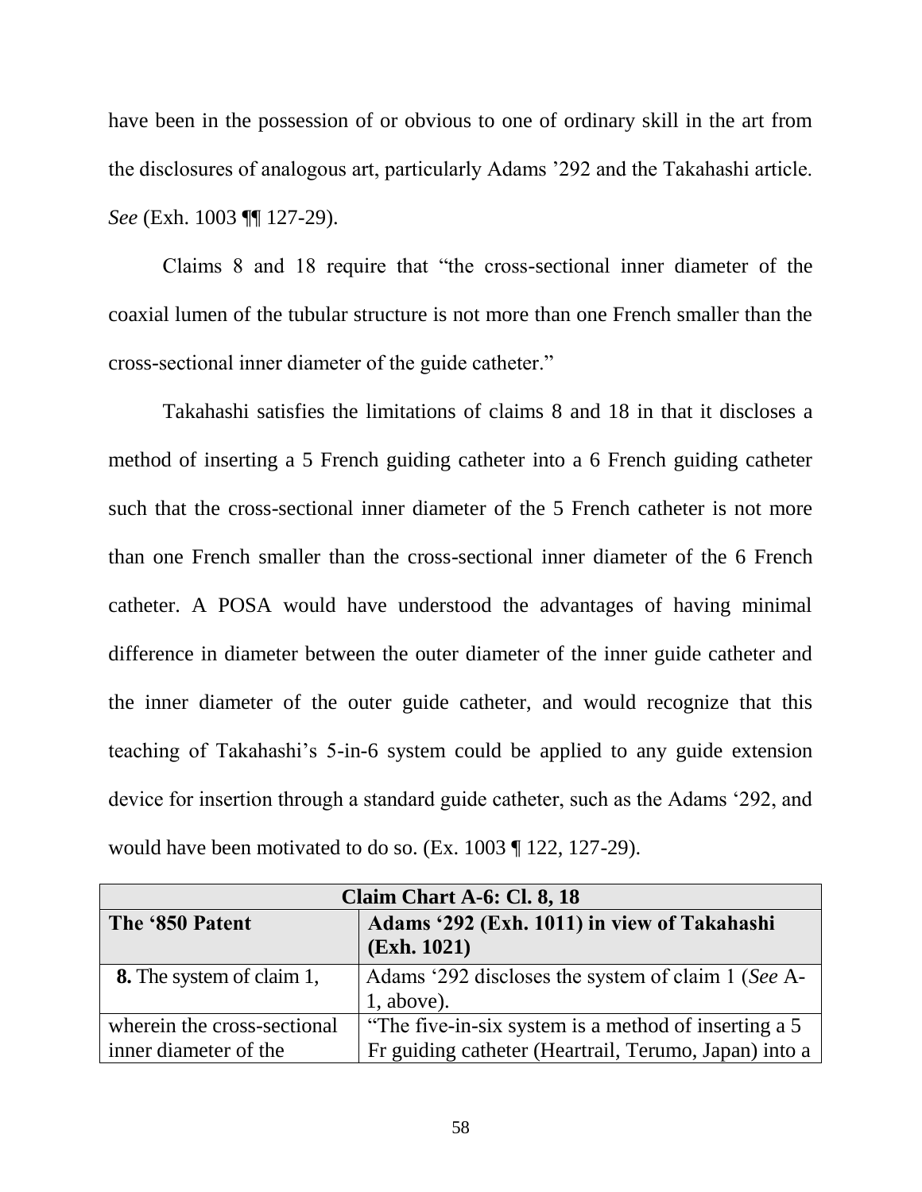have been in the possession of or obvious to one of ordinary skill in the art from the disclosures of analogous art, particularly Adams '292 and the Takahashi article. *See* (Exh. 1003 ¶¶ 127-29).

Claims 8 and 18 require that "the cross-sectional inner diameter of the coaxial lumen of the tubular structure is not more than one French smaller than the cross-sectional inner diameter of the guide catheter."

Takahashi satisfies the limitations of claims 8 and 18 in that it discloses a method of inserting a 5 French guiding catheter into a 6 French guiding catheter such that the cross-sectional inner diameter of the 5 French catheter is not more than one French smaller than the cross-sectional inner diameter of the 6 French catheter. A POSA would have understood the advantages of having minimal difference in diameter between the outer diameter of the inner guide catheter and the inner diameter of the outer guide catheter, and would recognize that this teaching of Takahashi's 5-in-6 system could be applied to any guide extension device for insertion through a standard guide catheter, such as the Adams '292, and would have been motivated to do so. (Ex. 1003 ¶ 122, 127-29).

| Claim Chart A-6: Cl. 8, 18 | |
|---|---|
| **The '850 Patent** | **Adams '292 (Exh. 1011) in view of Takahashi (Exh. 1021)** |
| **8.** The system of claim 1, | Adams '292 discloses the system of claim 1 (*See* A-1, above). |
| wherein the cross-sectional inner diameter of the | "The five-in-six system is a method of inserting a 5 Fr guiding catheter (Heartrail, Terumo, Japan) into a |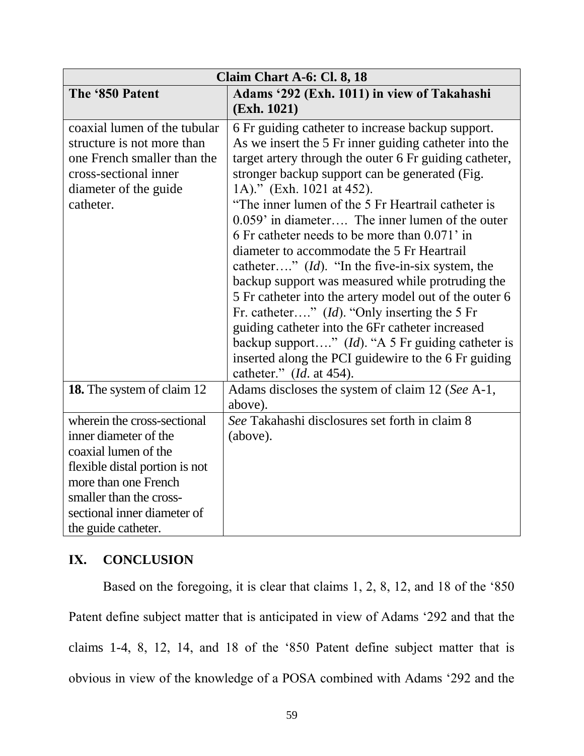| Claim Chart A-6: Cl. 8, 18 | |
|---|---|
| **The '850 Patent** | **Adams '292 (Exh. 1011) in view of Takahashi (Exh. 1021)** |
| coaxial lumen of the tubular structure is not more than one French smaller than the cross-sectional inner diameter of the guide catheter. | 6 Fr guiding catheter to increase backup support. As we insert the 5 Fr inner guiding catheter into the target artery through the outer 6 Fr guiding catheter, stronger backup support can be generated (Fig. 1A)." (Exh. 1021 at 452). "The inner lumen of the 5 Fr Heartrail catheter is 0.059' in diameter…. The inner lumen of the outer 6 Fr catheter needs to be more than 0.071' in diameter to accommodate the 5 Fr Heartrail catheter…." (*Id*). "In the five-in-six system, the backup support was measured while protruding the 5 Fr catheter into the artery model out of the outer 6 Fr. catheter…." (*Id*). "Only inserting the 5 Fr guiding catheter into the 6Fr catheter increased backup support…." (*Id*). "A 5 Fr guiding catheter is inserted along the PCI guidewire to the 6 Fr guiding catheter." (*Id*. at 454). |
| **18.** The system of claim 12 | Adams discloses the system of claim 12 (*See* A-1, above). |
| wherein the cross-sectional inner diameter of the coaxial lumen of the flexible distal portion is not more than one French smaller than the cross-sectional inner diameter of the guide catheter. | *See* Takahashi disclosures set forth in claim 8 (above). |

## IX. CONCLUSION

Based on the foregoing, it is clear that claims 1, 2, 8, 12, and 18 of the '850 Patent define subject matter that is anticipated in view of Adams '292 and that the claims 1-4, 8, 12, 14, and 18 of the '850 Patent define subject matter that is obvious in view of the knowledge of a POSA combined with Adams '292 and the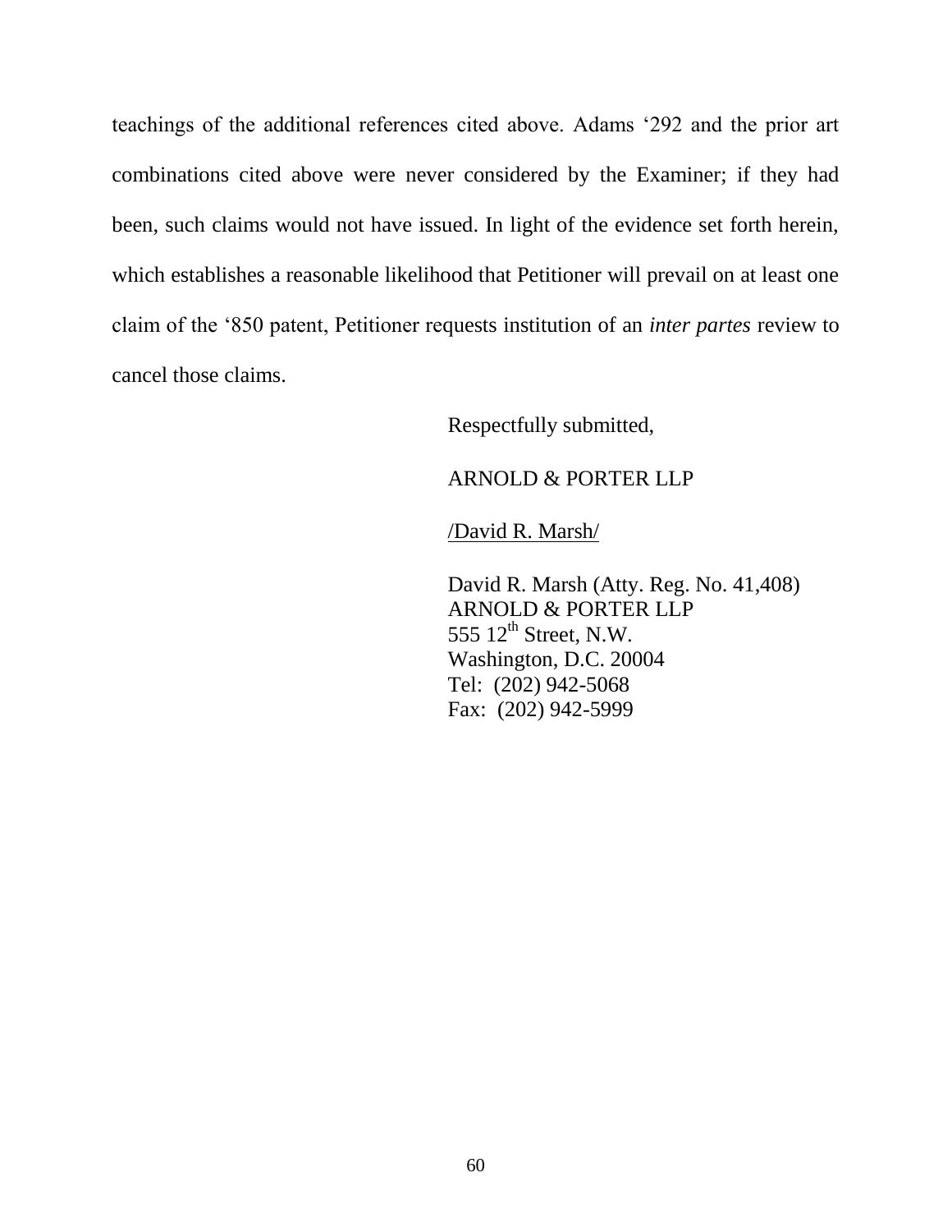teachings of the additional references cited above. Adams '292 and the prior art combinations cited above were never considered by the Examiner; if they had been, such claims would not have issued. In light of the evidence set forth herein, which establishes a reasonable likelihood that Petitioner will prevail on at least one claim of the '850 patent, Petitioner requests institution of an *inter partes* review to cancel those claims.

Respectfully submitted,

ARNOLD & PORTER LLP

/David R. Marsh/

David R. Marsh (Atty. Reg. No. 41,408)
ARNOLD & PORTER LLP
555 12th Street, N.W.
Washington, D.C. 20004
Tel: (202) 942-5068
Fax: (202) 942-5999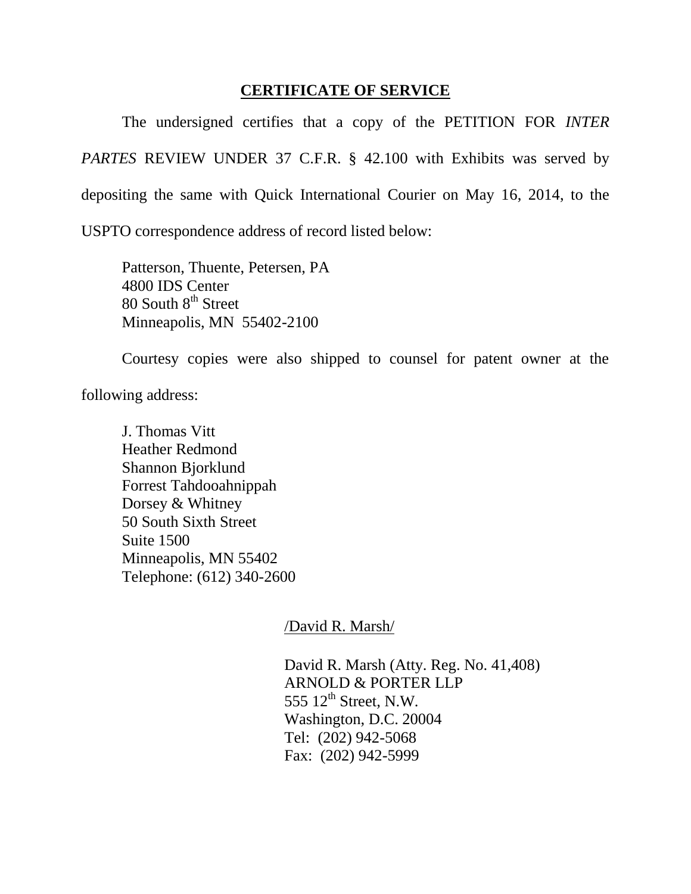## CERTIFICATE OF SERVICE

The undersigned certifies that a copy of the PETITION FOR *INTER PARTES* REVIEW UNDER 37 C.F.R. § 42.100 with Exhibits was served by depositing the same with Quick International Courier on May 16, 2014, to the USPTO correspondence address of record listed below:

Patterson, Thuente, Petersen, PA
4800 IDS Center
80 South 8th Street
Minneapolis, MN 55402-2100

Courtesy copies were also shipped to counsel for patent owner at the following address:

J. Thomas Vitt
Heather Redmond
Shannon Bjorklund
Forrest Tahdooahnippah
Dorsey & Whitney
50 South Sixth Street
Suite 1500
Minneapolis, MN 55402
Telephone: (612) 340-2600

/David R. Marsh/

David R. Marsh (Atty. Reg. No. 41,408)
ARNOLD & PORTER LLP
555 12th Street, N.W.
Washington, D.C. 20004
Tel: (202) 942-5068
Fax: (202) 942-5999